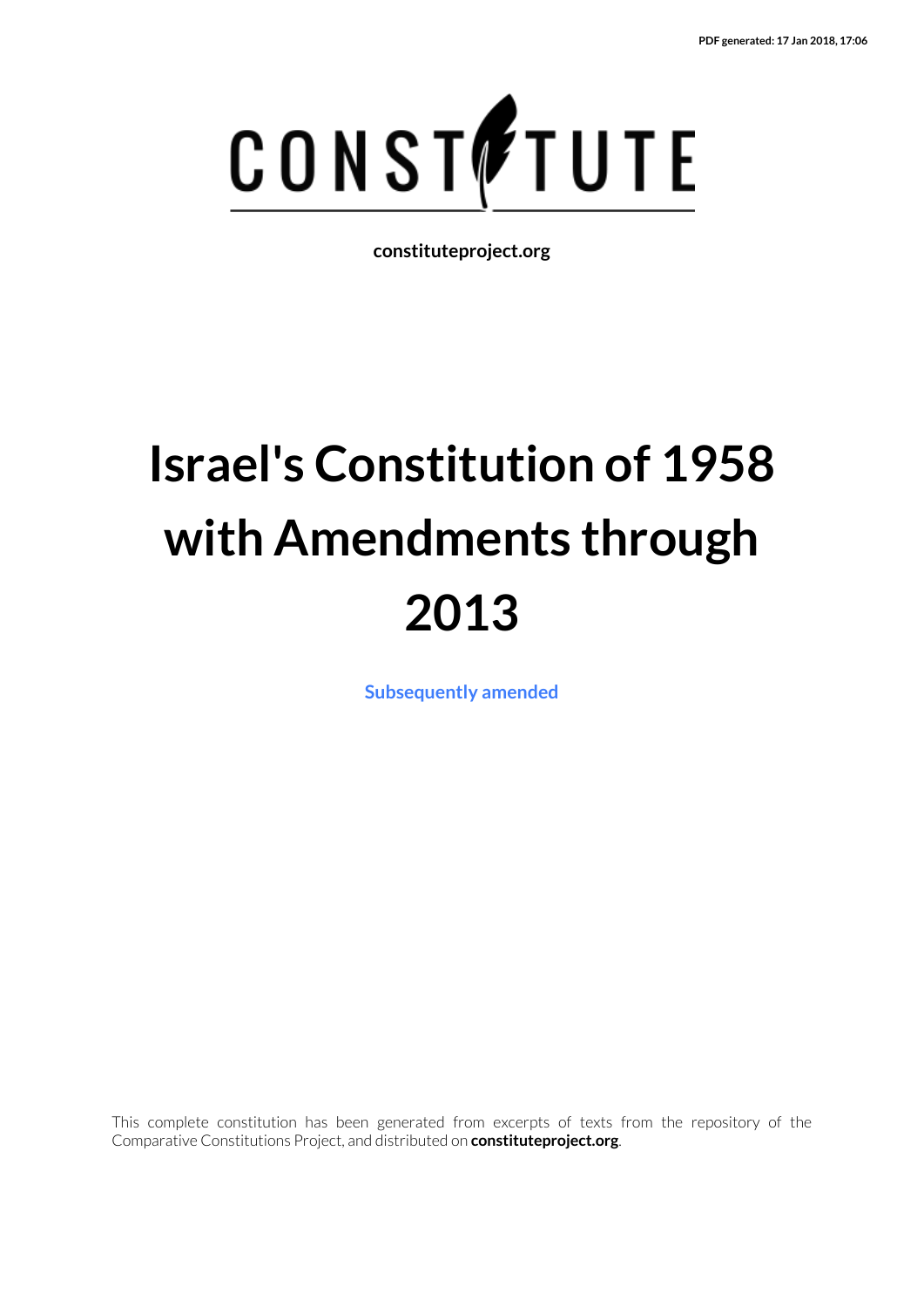PDF generated: 17 Jan 2018, 17:06

CONSTITUTE

constituteproject.org

# Israel's Constitution of 1958 with Amendments through 2013

Subsequently amended

This complete constitution has been generated from excerpts of texts from the repository of the Comparative Constitutions Project, and distributed on **constituteproject.org**.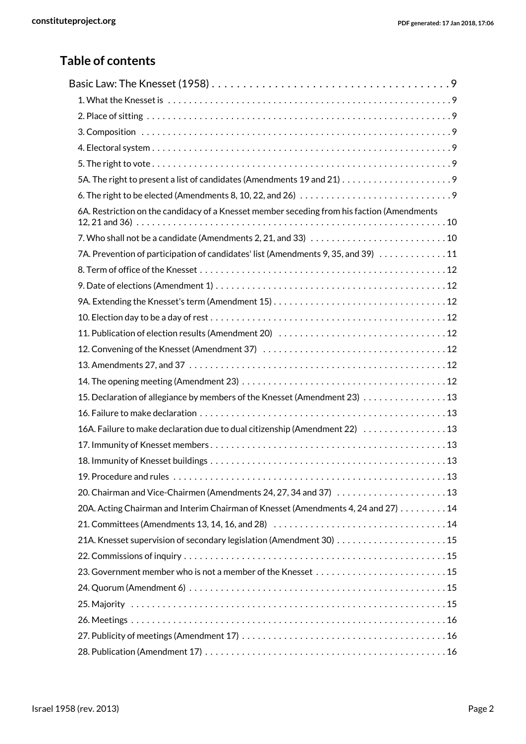## Table of contents

- Basic Law: The Knesset (1958) . . . . . . . . . . 9
  - 1. What the Knesset is . . . . . . . . . . 9
  - 2. Place of sitting . . . . . . . . . . 9
  - 3. Composition . . . . . . . . . . 9
  - 4. Electoral system . . . . . . . . . . 9
  - 5. The right to vote . . . . . . . . . . 9
  - 5A. The right to present a list of candidates (Amendments 19 and 21) . . . . . . . . . . 9
  - 6. The right to be elected (Amendments 8, 10, 22, and 26) . . . . . . . . . . 9
  - 6A. Restriction on the candidacy of a Knesset member seceding from his faction (Amendments 12, 21 and 36) . . . . . . . . . . 10
  - 7. Who shall not be a candidate (Amendments 2, 21, and 33) . . . . . . . . . . 10
  - 7A. Prevention of participation of candidates' list (Amendments 9, 35, and 39) . . . . . . . . . . 11
  - 8. Term of office of the Knesset . . . . . . . . . . 12
  - 9. Date of elections (Amendment 1) . . . . . . . . . . 12
  - 9A. Extending the Knesset's term (Amendment 15) . . . . . . . . . . 12
  - 10. Election day to be a day of rest . . . . . . . . . . 12
  - 11. Publication of election results (Amendment 20) . . . . . . . . . . 12
  - 12. Convening of the Knesset (Amendment 37) . . . . . . . . . . 12
  - 13. Amendments 27, and 37 . . . . . . . . . . 12
  - 14. The opening meeting (Amendment 23) . . . . . . . . . . 12
  - 15. Declaration of allegiance by members of the Knesset (Amendment 23) . . . . . . . . . . 13
  - 16. Failure to make declaration . . . . . . . . . . 13
  - 16A. Failure to make declaration due to dual citizenship (Amendment 22) . . . . . . . . . . 13
  - 17. Immunity of Knesset members . . . . . . . . . . 13
  - 18. Immunity of Knesset buildings . . . . . . . . . . 13
  - 19. Procedure and rules . . . . . . . . . . 13
  - 20. Chairman and Vice-Chairmen (Amendments 24, 27, 34 and 37) . . . . . . . . . . 13
  - 20A. Acting Chairman and Interim Chairman of Knesset (Amendments 4, 24 and 27) . . . . . . . . . . 14
  - 21. Committees (Amendments 13, 14, 16, and 28) . . . . . . . . . . 14
  - 21A. Knesset supervision of secondary legislation (Amendment 30) . . . . . . . . . . 15
  - 22. Commissions of inquiry . . . . . . . . . . 15
  - 23. Government member who is not a member of the Knesset . . . . . . . . . . 15
  - 24. Quorum (Amendment 6) . . . . . . . . . . 15
  - 25. Majority . . . . . . . . . . 15
  - 26. Meetings . . . . . . . . . . 16
  - 27. Publicity of meetings (Amendment 17) . . . . . . . . . . 16
  - 28. Publication (Amendment 17) . . . . . . . . . . 16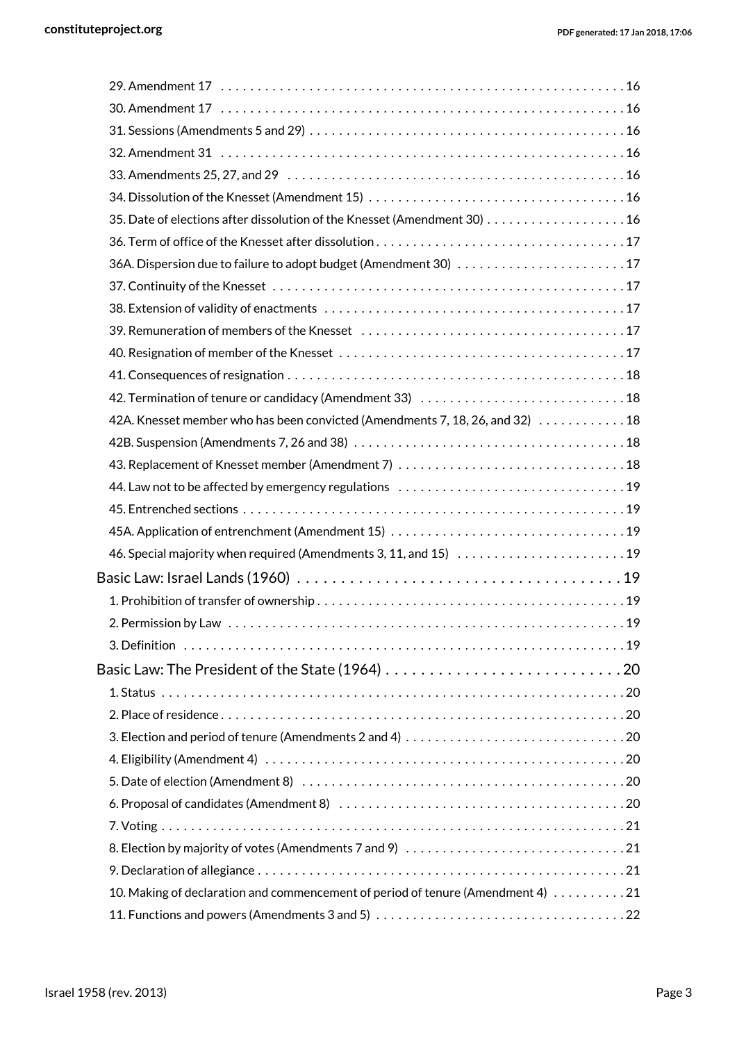- 29. Amendment 17 . . . . . 16
- 30. Amendment 17 . . . . . 16
- 31. Sessions (Amendments 5 and 29) . . . . . 16
- 32. Amendment 31 . . . . . 16
- 33. Amendments 25, 27, and 29 . . . . . 16
- 34. Dissolution of the Knesset (Amendment 15) . . . . . 16
- 35. Date of elections after dissolution of the Knesset (Amendment 30) . . . . . 16
- 36. Term of office of the Knesset after dissolution . . . . . 17
- 36A. Dispersion due to failure to adopt budget (Amendment 30) . . . . . 17
- 37. Continuity of the Knesset . . . . . 17
- 38. Extension of validity of enactments . . . . . 17
- 39. Remuneration of members of the Knesset . . . . . 17
- 40. Resignation of member of the Knesset . . . . . 17
- 41. Consequences of resignation . . . . . 18
- 42. Termination of tenure or candidacy (Amendment 33) . . . . . 18
- 42A. Knesset member who has been convicted (Amendments 7, 18, 26, and 32) . . . . . 18
- 42B. Suspension (Amendments 7, 26 and 38) . . . . . 18
- 43. Replacement of Knesset member (Amendment 7) . . . . . 18
- 44. Law not to be affected by emergency regulations . . . . . 19
- 45. Entrenched sections . . . . . 19
- 45A. Application of entrenchment (Amendment 15) . . . . . 19
- 46. Special majority when required (Amendments 3, 11, and 15) . . . . . 19

**Basic Law: Israel Lands (1960) . . . . . 19**

- 1. Prohibition of transfer of ownership . . . . . 19
- 2. Permission by Law . . . . . 19
- 3. Definition . . . . . 19

**Basic Law: The President of the State (1964) . . . . . 20**

- 1. Status . . . . . 20
- 2. Place of residence . . . . . 20
- 3. Election and period of tenure (Amendments 2 and 4) . . . . . 20
- 4. Eligibility (Amendment 4) . . . . . 20
- 5. Date of election (Amendment 8) . . . . . 20
- 6. Proposal of candidates (Amendment 8) . . . . . 20
- 7. Voting . . . . . 21
- 8. Election by majority of votes (Amendments 7 and 9) . . . . . 21
- 9. Declaration of allegiance . . . . . 21
- 10. Making of declaration and commencement of period of tenure (Amendment 4) . . . . . 21
- 11. Functions and powers (Amendments 3 and 5) . . . . . 22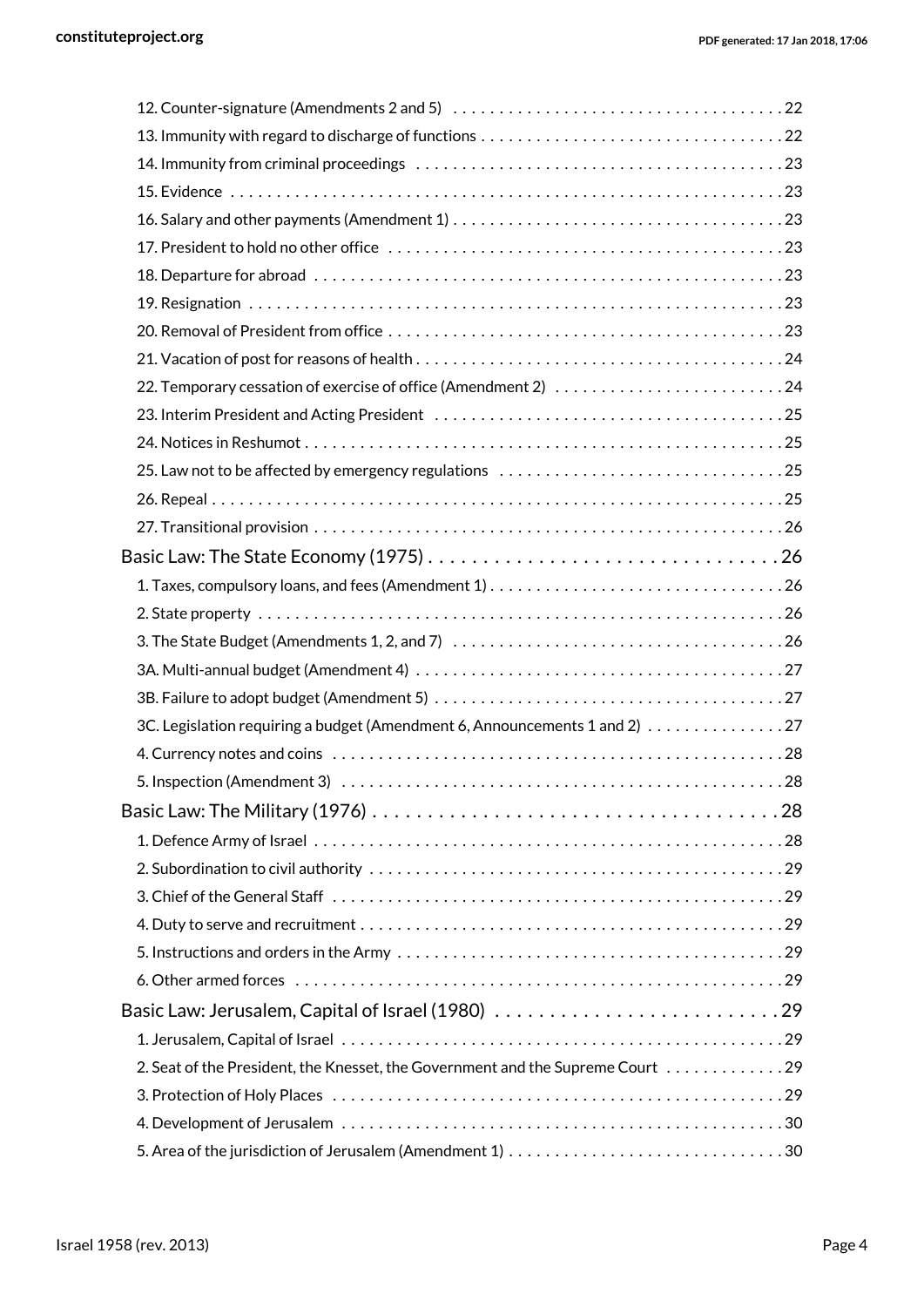12. Counter-signature (Amendments 2 and 5) . . . . . 22
13. Immunity with regard to discharge of functions . . . . . 22
14. Immunity from criminal proceedings . . . . . 23
15. Evidence . . . . . 23
16. Salary and other payments (Amendment 1) . . . . . 23
17. President to hold no other office . . . . . 23
18. Departure for abroad . . . . . 23
19. Resignation . . . . . 23
20. Removal of President from office . . . . . 23
21. Vacation of post for reasons of health . . . . . 24
22. Temporary cessation of exercise of office (Amendment 2) . . . . . 24
23. Interim President and Acting President . . . . . 25
24. Notices in Reshumot . . . . . 25
25. Law not to be affected by emergency regulations . . . . . 25
26. Repeal . . . . . 25
27. Transitional provision . . . . . 26

Basic Law: The State Economy (1975) . . . . . 26

1. Taxes, compulsory loans, and fees (Amendment 1) . . . . . 26
2. State property . . . . . 26
3. The State Budget (Amendments 1, 2, and 7) . . . . . 26
3A. Multi-annual budget (Amendment 4) . . . . . 27
3B. Failure to adopt budget (Amendment 5) . . . . . 27
3C. Legislation requiring a budget (Amendment 6, Announcements 1 and 2) . . . . . 27
4. Currency notes and coins . . . . . 28
5. Inspection (Amendment 3) . . . . . 28

Basic Law: The Military (1976) . . . . . 28

1. Defence Army of Israel . . . . . 28
2. Subordination to civil authority . . . . . 29
3. Chief of the General Staff . . . . . 29
4. Duty to serve and recruitment . . . . . 29
5. Instructions and orders in the Army . . . . . 29
6. Other armed forces . . . . . 29

Basic Law: Jerusalem, Capital of Israel (1980) . . . . . 29

1. Jerusalem, Capital of Israel . . . . . 29
2. Seat of the President, the Knesset, the Government and the Supreme Court . . . . . 29
3. Protection of Holy Places . . . . . 29
4. Development of Jerusalem . . . . . 30
5. Area of the jurisdiction of Jerusalem (Amendment 1) . . . . . 30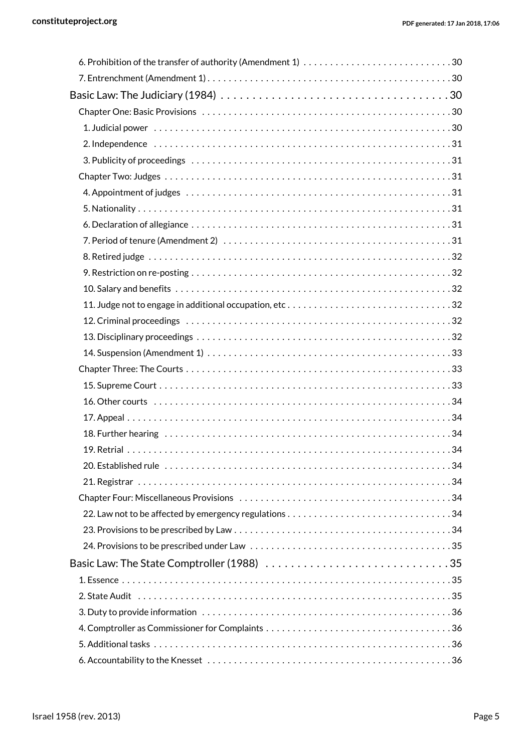6. Prohibition of the transfer of authority (Amendment 1) . . . . . . . . . . . . . . . . . . . . . . . . . . . . 30

7. Entrenchment (Amendment 1) . . . . . . . . . . . . . . . . . . . . . . . . . . . . . . . . . . . . . . . . . . . . . . 30

Basic Law: The Judiciary (1984) . . . . . . . . . . . . . . . . . . . . . . . . . . . . . . . . . . . . 30

Chapter One: Basic Provisions . . . . . . . . . . . . . . . . . . . . . . . . . . . . . . . . . . . . . . . . . . . . . . 30

1. Judicial power . . . . . . . . . . . . . . . . . . . . . . . . . . . . . . . . . . . . . . . . . . . . . . . . . . . . . . . 30

2. Independence . . . . . . . . . . . . . . . . . . . . . . . . . . . . . . . . . . . . . . . . . . . . . . . . . . . . . . . 31

3. Publicity of proceedings . . . . . . . . . . . . . . . . . . . . . . . . . . . . . . . . . . . . . . . . . . . . . . . . 31

Chapter Two: Judges . . . . . . . . . . . . . . . . . . . . . . . . . . . . . . . . . . . . . . . . . . . . . . . . . . . . . 31

4. Appointment of judges . . . . . . . . . . . . . . . . . . . . . . . . . . . . . . . . . . . . . . . . . . . . . . . . . 31

5. Nationality . . . . . . . . . . . . . . . . . . . . . . . . . . . . . . . . . . . . . . . . . . . . . . . . . . . . . . . . . . 31

6. Declaration of allegiance . . . . . . . . . . . . . . . . . . . . . . . . . . . . . . . . . . . . . . . . . . . . . . . . 31

7. Period of tenure (Amendment 2) . . . . . . . . . . . . . . . . . . . . . . . . . . . . . . . . . . . . . . . . . . 31

8. Retired judge . . . . . . . . . . . . . . . . . . . . . . . . . . . . . . . . . . . . . . . . . . . . . . . . . . . . . . . . 32

9. Restriction on re-posting . . . . . . . . . . . . . . . . . . . . . . . . . . . . . . . . . . . . . . . . . . . . . . . . 32

10. Salary and benefits . . . . . . . . . . . . . . . . . . . . . . . . . . . . . . . . . . . . . . . . . . . . . . . . . . . 32

11. Judge not to engage in additional occupation, etc . . . . . . . . . . . . . . . . . . . . . . . . . . . . . . 32

12. Criminal proceedings . . . . . . . . . . . . . . . . . . . . . . . . . . . . . . . . . . . . . . . . . . . . . . . . . . 32

13. Disciplinary proceedings . . . . . . . . . . . . . . . . . . . . . . . . . . . . . . . . . . . . . . . . . . . . . . . 32

14. Suspension (Amendment 1) . . . . . . . . . . . . . . . . . . . . . . . . . . . . . . . . . . . . . . . . . . . . . 33

Chapter Three: The Courts . . . . . . . . . . . . . . . . . . . . . . . . . . . . . . . . . . . . . . . . . . . . . . . . . 33

15. Supreme Court . . . . . . . . . . . . . . . . . . . . . . . . . . . . . . . . . . . . . . . . . . . . . . . . . . . . . . 33

16. Other courts . . . . . . . . . . . . . . . . . . . . . . . . . . . . . . . . . . . . . . . . . . . . . . . . . . . . . . . . 34

17. Appeal . . . . . . . . . . . . . . . . . . . . . . . . . . . . . . . . . . . . . . . . . . . . . . . . . . . . . . . . . . . . 34

18. Further hearing . . . . . . . . . . . . . . . . . . . . . . . . . . . . . . . . . . . . . . . . . . . . . . . . . . . . . . 34

19. Retrial . . . . . . . . . . . . . . . . . . . . . . . . . . . . . . . . . . . . . . . . . . . . . . . . . . . . . . . . . . . . 34

20. Established rule . . . . . . . . . . . . . . . . . . . . . . . . . . . . . . . . . . . . . . . . . . . . . . . . . . . . . 34

21. Registrar . . . . . . . . . . . . . . . . . . . . . . . . . . . . . . . . . . . . . . . . . . . . . . . . . . . . . . . . . . 34

Chapter Four: Miscellaneous Provisions . . . . . . . . . . . . . . . . . . . . . . . . . . . . . . . . . . . . . . . 34

22. Law not to be affected by emergency regulations . . . . . . . . . . . . . . . . . . . . . . . . . . . . . . 34

23. Provisions to be prescribed by Law . . . . . . . . . . . . . . . . . . . . . . . . . . . . . . . . . . . . . . . . 34

24. Provisions to be prescribed under Law . . . . . . . . . . . . . . . . . . . . . . . . . . . . . . . . . . . . . 35

Basic Law: The State Comptroller (1988) . . . . . . . . . . . . . . . . . . . . . . . . . . . . . 35

1. Essence . . . . . . . . . . . . . . . . . . . . . . . . . . . . . . . . . . . . . . . . . . . . . . . . . . . . . . . . . . . . . 35

2. State Audit . . . . . . . . . . . . . . . . . . . . . . . . . . . . . . . . . . . . . . . . . . . . . . . . . . . . . . . . . . . 35

3. Duty to provide information . . . . . . . . . . . . . . . . . . . . . . . . . . . . . . . . . . . . . . . . . . . . . . 36

4. Comptroller as Commissioner for Complaints . . . . . . . . . . . . . . . . . . . . . . . . . . . . . . . . . . 36

5. Additional tasks . . . . . . . . . . . . . . . . . . . . . . . . . . . . . . . . . . . . . . . . . . . . . . . . . . . . . . . 36

6. Accountability to the Knesset . . . . . . . . . . . . . . . . . . . . . . . . . . . . . . . . . . . . . . . . . . . . . 36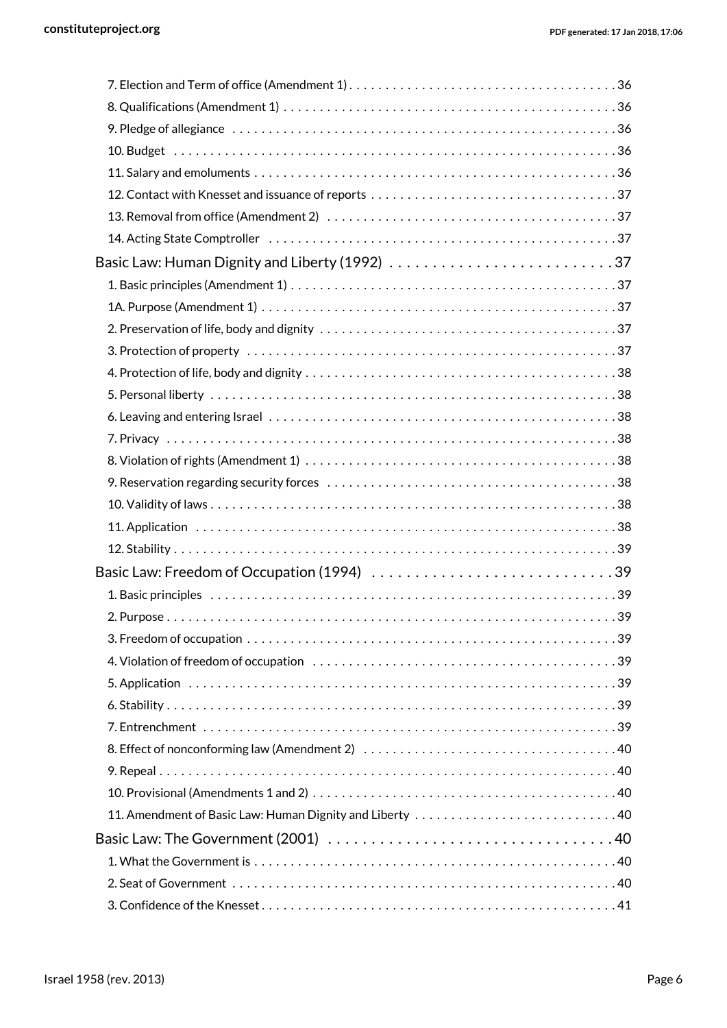- 7. Election and Term of office (Amendment 1) . . . 36
- 8. Qualifications (Amendment 1) . . . 36
- 9. Pledge of allegiance . . . 36
- 10. Budget . . . 36
- 11. Salary and emoluments . . . 36
- 12. Contact with Knesset and issuance of reports . . . 37
- 13. Removal from office (Amendment 2) . . . 37
- 14. Acting State Comptroller . . . 37

Basic Law: Human Dignity and Liberty (1992) . . . 37

- 1. Basic principles (Amendment 1) . . . 37
- 1A. Purpose (Amendment 1) . . . 37
- 2. Preservation of life, body and dignity . . . 37
- 3. Protection of property . . . 37
- 4. Protection of life, body and dignity . . . 38
- 5. Personal liberty . . . 38
- 6. Leaving and entering Israel . . . 38
- 7. Privacy . . . 38
- 8. Violation of rights (Amendment 1) . . . 38
- 9. Reservation regarding security forces . . . 38
- 10. Validity of laws . . . 38
- 11. Application . . . 38
- 12. Stability . . . 39

Basic Law: Freedom of Occupation (1994) . . . 39

- 1. Basic principles . . . 39
- 2. Purpose . . . 39
- 3. Freedom of occupation . . . 39
- 4. Violation of freedom of occupation . . . 39
- 5. Application . . . 39
- 6. Stability . . . 39
- 7. Entrenchment . . . 39
- 8. Effect of nonconforming law (Amendment 2) . . . 40
- 9. Repeal . . . 40
- 10. Provisional (Amendments 1 and 2) . . . 40
- 11. Amendment of Basic Law: Human Dignity and Liberty . . . 40

Basic Law: The Government (2001) . . . 40

- 1. What the Government is . . . 40
- 2. Seat of Government . . . 40
- 3. Confidence of the Knesset . . . 41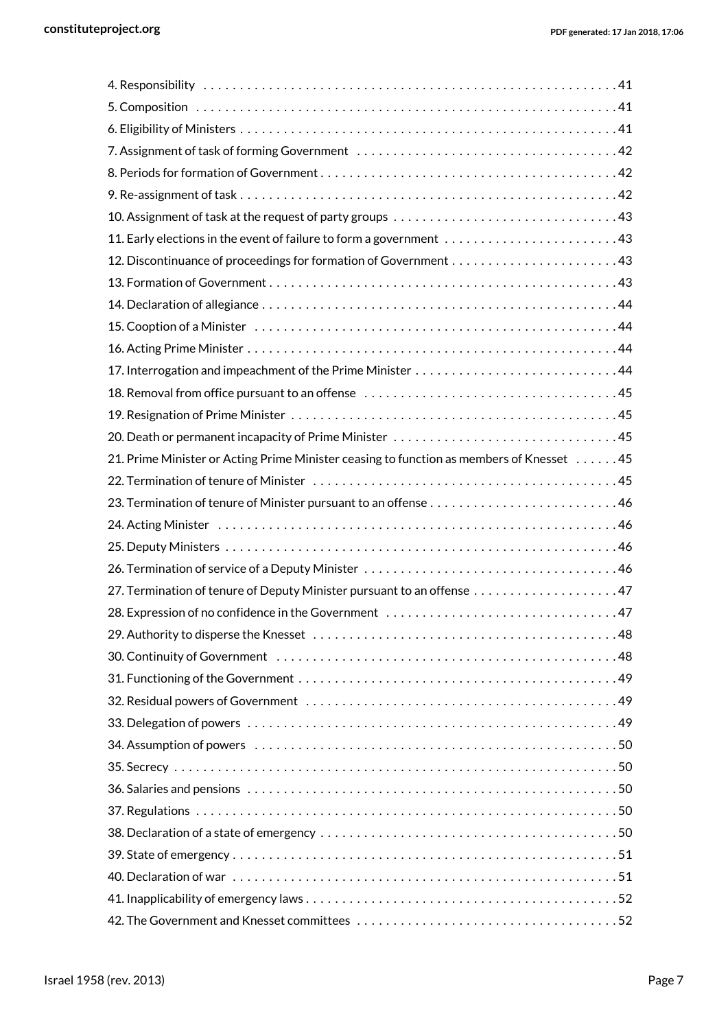4. Responsibility . . . . . . . . . . . . . . . . . . . . . . . . . . . . . . . . . . . . . . . . . . . . . . . . . . . . . . . . . . 41
5. Composition . . . . . . . . . . . . . . . . . . . . . . . . . . . . . . . . . . . . . . . . . . . . . . . . . . . . . . . . . . 41
6. Eligibility of Ministers . . . . . . . . . . . . . . . . . . . . . . . . . . . . . . . . . . . . . . . . . . . . . . . . . . . . 41
7. Assignment of task of forming Government . . . . . . . . . . . . . . . . . . . . . . . . . . . . . . . . . . . 42
8. Periods for formation of Government . . . . . . . . . . . . . . . . . . . . . . . . . . . . . . . . . . . . . . . . . 42
9. Re-assignment of task . . . . . . . . . . . . . . . . . . . . . . . . . . . . . . . . . . . . . . . . . . . . . . . . . . . . 42
10. Assignment of task at the request of party groups . . . . . . . . . . . . . . . . . . . . . . . . . . . . . . 43
11. Early elections in the event of failure to form a government . . . . . . . . . . . . . . . . . . . . . . . 43
12. Discontinuance of proceedings for formation of Government . . . . . . . . . . . . . . . . . . . . . . . 43
13. Formation of Government . . . . . . . . . . . . . . . . . . . . . . . . . . . . . . . . . . . . . . . . . . . . . . . . 43
14. Declaration of allegiance . . . . . . . . . . . . . . . . . . . . . . . . . . . . . . . . . . . . . . . . . . . . . . . . . 44
15. Cooption of a Minister . . . . . . . . . . . . . . . . . . . . . . . . . . . . . . . . . . . . . . . . . . . . . . . . . . 44
16. Acting Prime Minister . . . . . . . . . . . . . . . . . . . . . . . . . . . . . . . . . . . . . . . . . . . . . . . . . . . 44
17. Interrogation and impeachment of the Prime Minister . . . . . . . . . . . . . . . . . . . . . . . . . . . . 44
18. Removal from office pursuant to an offense . . . . . . . . . . . . . . . . . . . . . . . . . . . . . . . . . . . 45
19. Resignation of Prime Minister . . . . . . . . . . . . . . . . . . . . . . . . . . . . . . . . . . . . . . . . . . . . . 45
20. Death or permanent incapacity of Prime Minister . . . . . . . . . . . . . . . . . . . . . . . . . . . . . . . 45
21. Prime Minister or Acting Prime Minister ceasing to function as members of Knesset . . . . . . 45
22. Termination of tenure of Minister . . . . . . . . . . . . . . . . . . . . . . . . . . . . . . . . . . . . . . . . . . 45
23. Termination of tenure of Minister pursuant to an offense . . . . . . . . . . . . . . . . . . . . . . . . . . 46
24. Acting Minister . . . . . . . . . . . . . . . . . . . . . . . . . . . . . . . . . . . . . . . . . . . . . . . . . . . . . . . 46
25. Deputy Ministers . . . . . . . . . . . . . . . . . . . . . . . . . . . . . . . . . . . . . . . . . . . . . . . . . . . . . . 46
26. Termination of service of a Deputy Minister . . . . . . . . . . . . . . . . . . . . . . . . . . . . . . . . . . . 46
27. Termination of tenure of Deputy Minister pursuant to an offense . . . . . . . . . . . . . . . . . . . . 47
28. Expression of no confidence in the Government . . . . . . . . . . . . . . . . . . . . . . . . . . . . . . . . 47
29. Authority to disperse the Knesset . . . . . . . . . . . . . . . . . . . . . . . . . . . . . . . . . . . . . . . . . . 48
30. Continuity of Government . . . . . . . . . . . . . . . . . . . . . . . . . . . . . . . . . . . . . . . . . . . . . . . 48
31. Functioning of the Government . . . . . . . . . . . . . . . . . . . . . . . . . . . . . . . . . . . . . . . . . . . . 49
32. Residual powers of Government . . . . . . . . . . . . . . . . . . . . . . . . . . . . . . . . . . . . . . . . . . . 49
33. Delegation of powers . . . . . . . . . . . . . . . . . . . . . . . . . . . . . . . . . . . . . . . . . . . . . . . . . . . 49
34. Assumption of powers . . . . . . . . . . . . . . . . . . . . . . . . . . . . . . . . . . . . . . . . . . . . . . . . . . 50
35. Secrecy . . . . . . . . . . . . . . . . . . . . . . . . . . . . . . . . . . . . . . . . . . . . . . . . . . . . . . . . . . . . . 50
36. Salaries and pensions . . . . . . . . . . . . . . . . . . . . . . . . . . . . . . . . . . . . . . . . . . . . . . . . . . . 50
37. Regulations . . . . . . . . . . . . . . . . . . . . . . . . . . . . . . . . . . . . . . . . . . . . . . . . . . . . . . . . . . 50
38. Declaration of a state of emergency . . . . . . . . . . . . . . . . . . . . . . . . . . . . . . . . . . . . . . . . . 50
39. State of emergency . . . . . . . . . . . . . . . . . . . . . . . . . . . . . . . . . . . . . . . . . . . . . . . . . . . . . 51
40. Declaration of war . . . . . . . . . . . . . . . . . . . . . . . . . . . . . . . . . . . . . . . . . . . . . . . . . . . . . 51
41. Inapplicability of emergency laws . . . . . . . . . . . . . . . . . . . . . . . . . . . . . . . . . . . . . . . . . . . 52
42. The Government and Knesset committees . . . . . . . . . . . . . . . . . . . . . . . . . . . . . . . . . . . . 52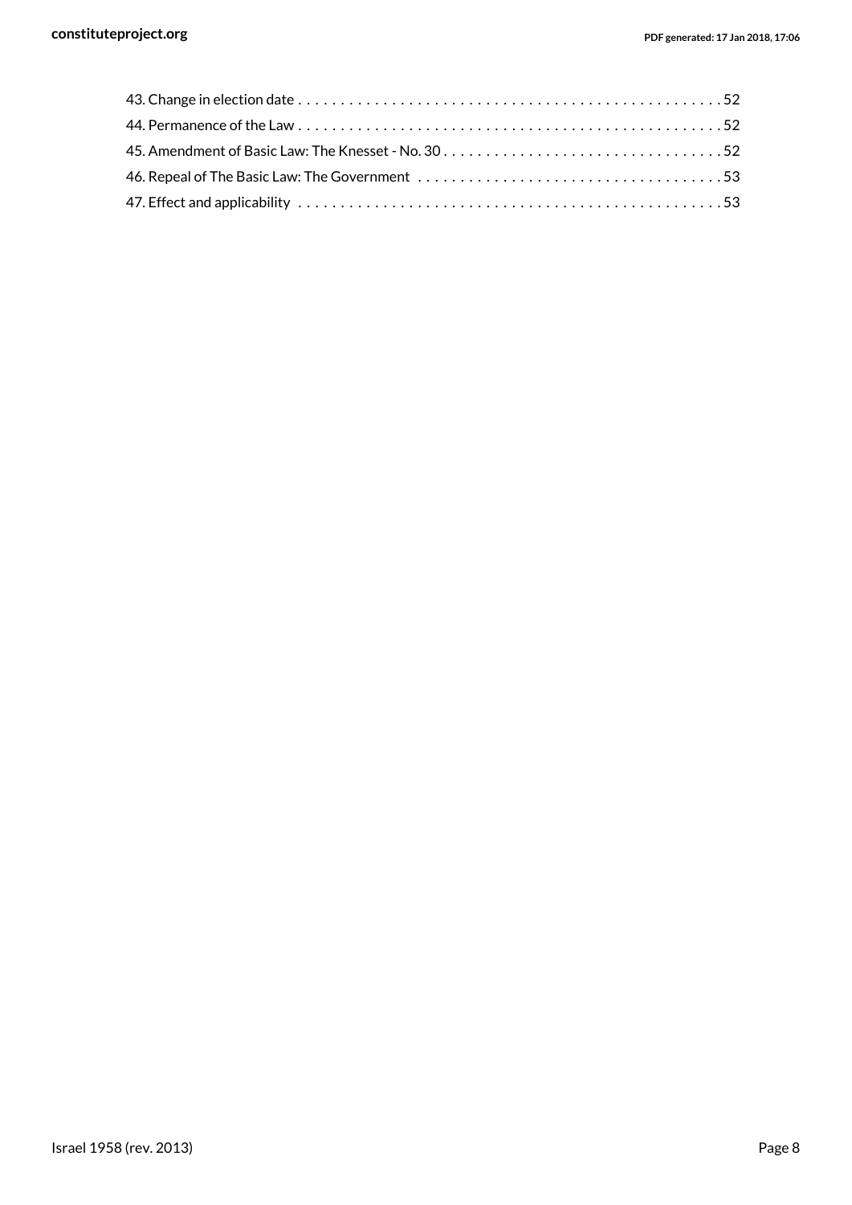43. Change in election date . . . . . . . . . . . . . . . . . . . . . . . . . . . . . . . . . . . . . . . . . . . . . . . . . . 52
44. Permanence of the Law . . . . . . . . . . . . . . . . . . . . . . . . . . . . . . . . . . . . . . . . . . . . . . . . . . 52
45. Amendment of Basic Law: The Knesset - No. 30 . . . . . . . . . . . . . . . . . . . . . . . . . . . . . . . . . 52
46. Repeal of The Basic Law: The Government . . . . . . . . . . . . . . . . . . . . . . . . . . . . . . . . . . . . 53
47. Effect and applicability . . . . . . . . . . . . . . . . . . . . . . . . . . . . . . . . . . . . . . . . . . . . . . . . . . 53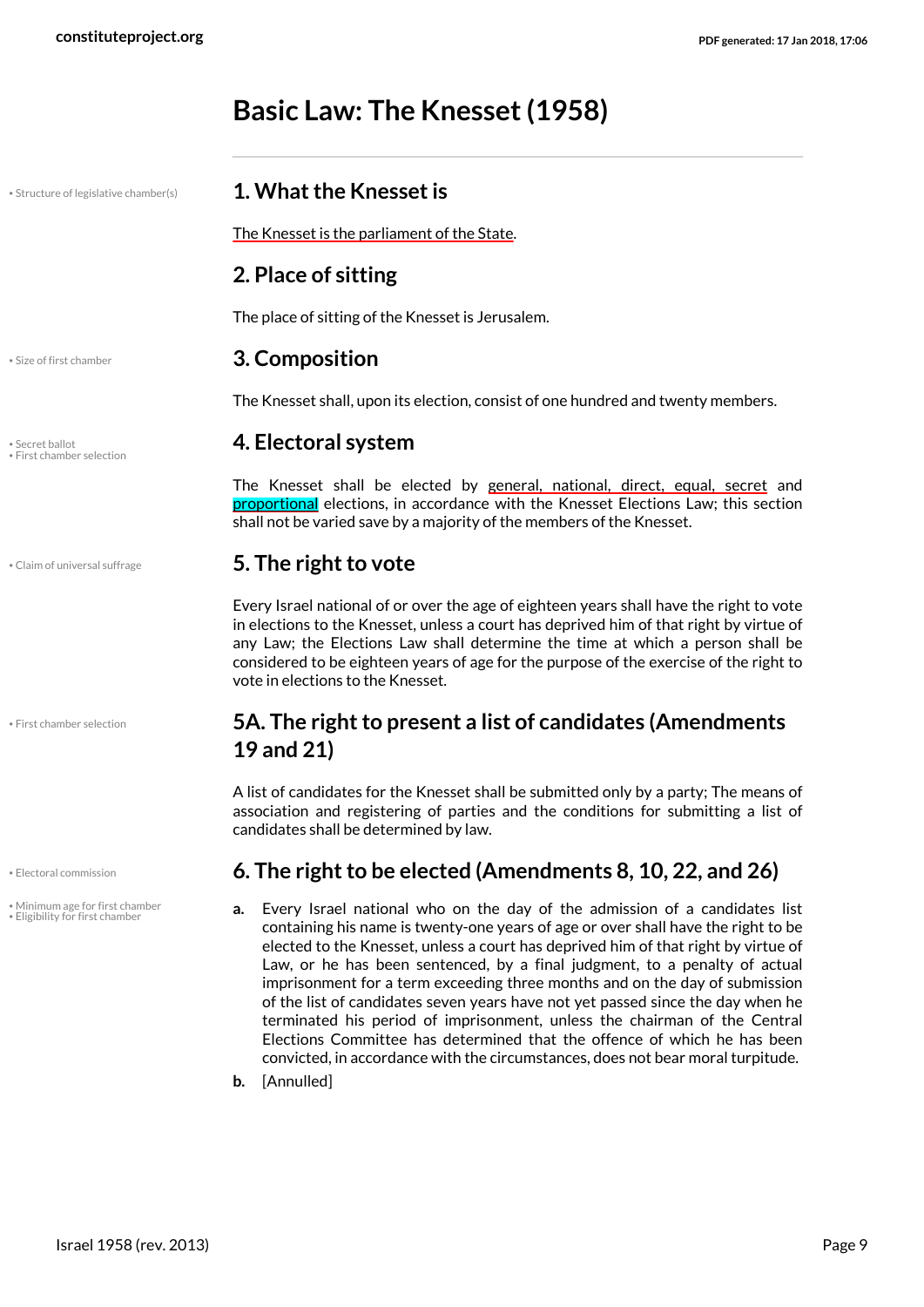# Basic Law: The Knesset (1958)

## 1. What the Knesset is

The Knesset is the parliament of the State.

## 2. Place of sitting

The place of sitting of the Knesset is Jerusalem.

## 3. Composition

The Knesset shall, upon its election, consist of one hundred and twenty members.

## 4. Electoral system

The Knesset shall be elected by general, national, direct, equal, secret and proportional elections, in accordance with the Knesset Elections Law; this section shall not be varied save by a majority of the members of the Knesset.

## 5. The right to vote

Every Israel national of or over the age of eighteen years shall have the right to vote in elections to the Knesset, unless a court has deprived him of that right by virtue of any Law; the Elections Law shall determine the time at which a person shall be considered to be eighteen years of age for the purpose of the exercise of the right to vote in elections to the Knesset.

## 5A. The right to present a list of candidates (Amendments 19 and 21)

A list of candidates for the Knesset shall be submitted only by a party; The means of association and registering of parties and the conditions for submitting a list of candidates shall be determined by law.

## 6. The right to be elected (Amendments 8, 10, 22, and 26)

**a.** Every Israel national who on the day of the admission of a candidates list containing his name is twenty-one years of age or over shall have the right to be elected to the Knesset, unless a court has deprived him of that right by virtue of Law, or he has been sentenced, by a final judgment, to a penalty of actual imprisonment for a term exceeding three months and on the day of submission of the list of candidates seven years have not yet passed since the day when he terminated his period of imprisonment, unless the chairman of the Central Elections Committee has determined that the offence of which he has been convicted, in accordance with the circumstances, does not bear moral turpitude.

**b.** [Annulled]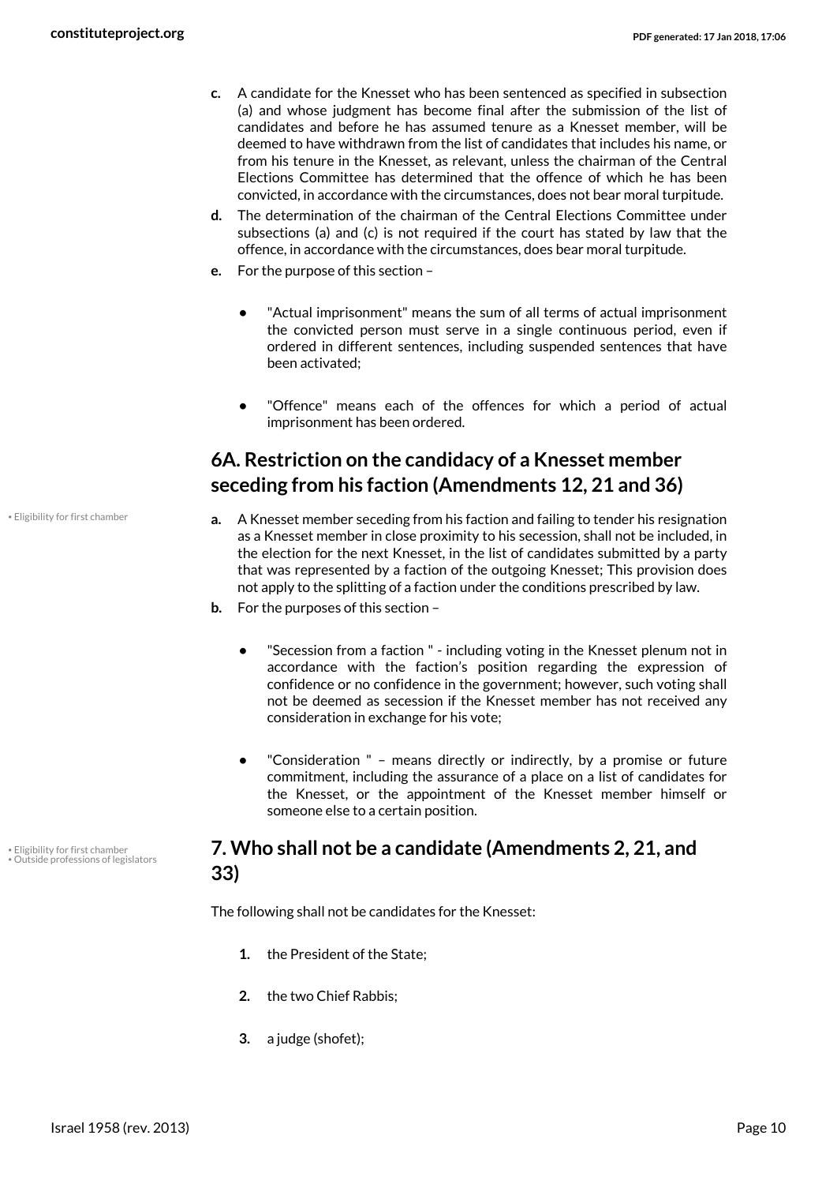c. A candidate for the Knesset who has been sentenced as specified in subsection (a) and whose judgment has become final after the submission of the list of candidates and before he has assumed tenure as a Knesset member, will be deemed to have withdrawn from the list of candidates that includes his name, or from his tenure in the Knesset, as relevant, unless the chairman of the Central Elections Committee has determined that the offence of which he has been convicted, in accordance with the circumstances, does not bear moral turpitude.

d. The determination of the chairman of the Central Elections Committee under subsections (a) and (c) is not required if the court has stated by law that the offence, in accordance with the circumstances, does bear moral turpitude.

e. For the purpose of this section –

- "Actual imprisonment" means the sum of all terms of actual imprisonment the convicted person must serve in a single continuous period, even if ordered in different sentences, including suspended sentences that have been activated;

- "Offence" means each of the offences for which a period of actual imprisonment has been ordered.

## 6A. Restriction on the candidacy of a Knesset member seceding from his faction (Amendments 12, 21 and 36)

• Eligibility for first chamber

a. A Knesset member seceding from his faction and failing to tender his resignation as a Knesset member in close proximity to his secession, shall not be included, in the election for the next Knesset, in the list of candidates submitted by a party that was represented by a faction of the outgoing Knesset; This provision does not apply to the splitting of a faction under the conditions prescribed by law.

b. For the purposes of this section –

- "Secession from a faction " - including voting in the Knesset plenum not in accordance with the faction's position regarding the expression of confidence or no confidence in the government; however, such voting shall not be deemed as secession if the Knesset member has not received any consideration in exchange for his vote;

- "Consideration " – means directly or indirectly, by a promise or future commitment, including the assurance of a place on a list of candidates for the Knesset, or the appointment of the Knesset member himself or someone else to a certain position.

## 7. Who shall not be a candidate (Amendments 2, 21, and 33)

• Eligibility for first chamber
• Outside professions of legislators

The following shall not be candidates for the Knesset:

1. the President of the State;

2. the two Chief Rabbis;

3. a judge (shofet);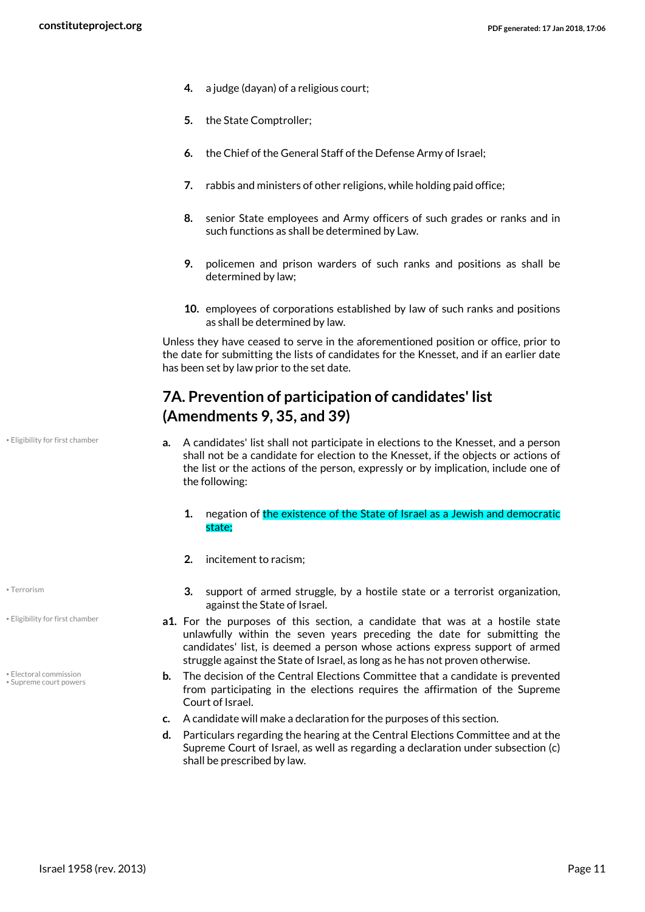4. a judge (dayan) of a religious court;
5. the State Comptroller;
6. the Chief of the General Staff of the Defense Army of Israel;
7. rabbis and ministers of other religions, while holding paid office;
8. senior State employees and Army officers of such grades or ranks and in such functions as shall be determined by Law.
9. policemen and prison warders of such ranks and positions as shall be determined by law;
10. employees of corporations established by law of such ranks and positions as shall be determined by law.

Unless they have ceased to serve in the aforementioned position or office, prior to the date for submitting the lists of candidates for the Knesset, and if an earlier date has been set by law prior to the set date.

## 7A. Prevention of participation of candidates' list (Amendments 9, 35, and 39)

- Eligibility for first chamber

**a.** A candidates' list shall not participate in elections to the Knesset, and a person shall not be a candidate for election to the Knesset, if the objects or actions of the list or the actions of the person, expressly or by implication, include one of the following:

1. negation of the existence of the State of Israel as a Jewish and democratic state;
2. incitement to racism;
3. support of armed struggle, by a hostile state or a terrorist organization, against the State of Israel.

- Terrorism
- Eligibility for first chamber

**a1.** For the purposes of this section, a candidate that was at a hostile state unlawfully within the seven years preceding the date for submitting the candidates' list, is deemed a person whose actions express support of armed struggle against the State of Israel, as long as he has not proven otherwise.

- Electoral commission
- Supreme court powers

**b.** The decision of the Central Elections Committee that a candidate is prevented from participating in the elections requires the affirmation of the Supreme Court of Israel.

**c.** A candidate will make a declaration for the purposes of this section.

**d.** Particulars regarding the hearing at the Central Elections Committee and at the Supreme Court of Israel, as well as regarding a declaration under subsection (c) shall be prescribed by law.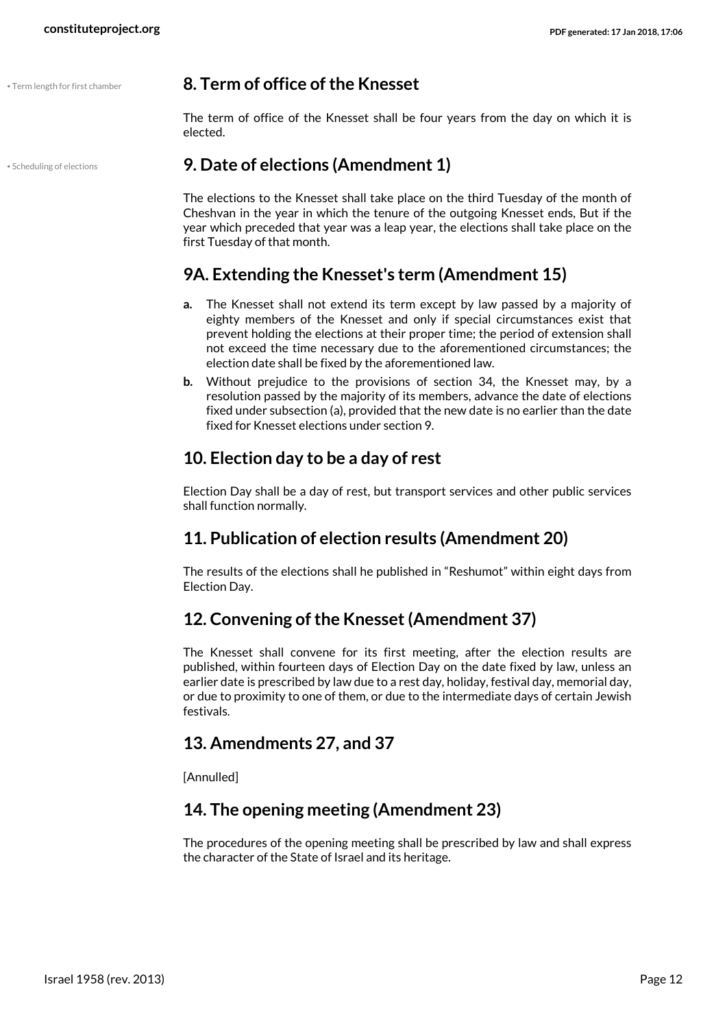• Term length for first chamber

## 8. Term of office of the Knesset

The term of office of the Knesset shall be four years from the day on which it is elected.

• Scheduling of elections

## 9. Date of elections (Amendment 1)

The elections to the Knesset shall take place on the third Tuesday of the month of Cheshvan in the year in which the tenure of the outgoing Knesset ends, But if the year which preceded that year was a leap year, the elections shall take place on the first Tuesday of that month.

## 9A. Extending the Knesset's term (Amendment 15)

- **a.** The Knesset shall not extend its term except by law passed by a majority of eighty members of the Knesset and only if special circumstances exist that prevent holding the elections at their proper time; the period of extension shall not exceed the time necessary due to the aforementioned circumstances; the election date shall be fixed by the aforementioned law.
- **b.** Without prejudice to the provisions of section 34, the Knesset may, by a resolution passed by the majority of its members, advance the date of elections fixed under subsection (a), provided that the new date is no earlier than the date fixed for Knesset elections under section 9.

## 10. Election day to be a day of rest

Election Day shall be a day of rest, but transport services and other public services shall function normally.

## 11. Publication of election results (Amendment 20)

The results of the elections shall he published in "Reshumot" within eight days from Election Day.

## 12. Convening of the Knesset (Amendment 37)

The Knesset shall convene for its first meeting, after the election results are published, within fourteen days of Election Day on the date fixed by law, unless an earlier date is prescribed by law due to a rest day, holiday, festival day, memorial day, or due to proximity to one of them, or due to the intermediate days of certain Jewish festivals.

## 13. Amendments 27, and 37

[Annulled]

## 14. The opening meeting (Amendment 23)

The procedures of the opening meeting shall be prescribed by law and shall express the character of the State of Israel and its heritage.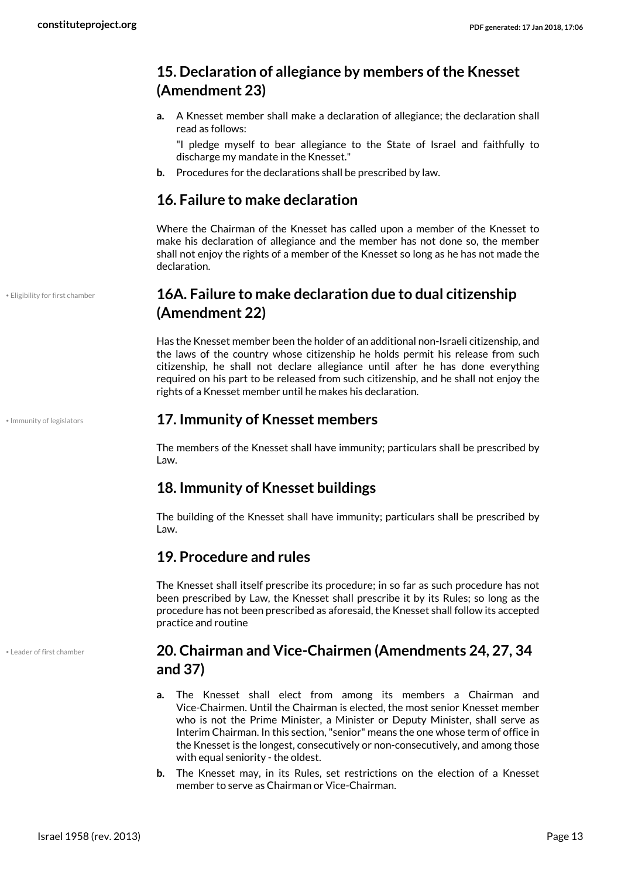## 15. Declaration of allegiance by members of the Knesset (Amendment 23)

**a.** A Knesset member shall make a declaration of allegiance; the declaration shall read as follows:

"I pledge myself to bear allegiance to the State of Israel and faithfully to discharge my mandate in the Knesset."

**b.** Procedures for the declarations shall be prescribed by law.

## 16. Failure to make declaration

Where the Chairman of the Knesset has called upon a member of the Knesset to make his declaration of allegiance and the member has not done so, the member shall not enjoy the rights of a member of the Knesset so long as he has not made the declaration.

• Eligibility for first chamber

## 16A. Failure to make declaration due to dual citizenship (Amendment 22)

Has the Knesset member been the holder of an additional non-Israeli citizenship, and the laws of the country whose citizenship he holds permit his release from such citizenship, he shall not declare allegiance until after he has done everything required on his part to be released from such citizenship, and he shall not enjoy the rights of a Knesset member until he makes his declaration.

• Immunity of legislators

## 17. Immunity of Knesset members

The members of the Knesset shall have immunity; particulars shall be prescribed by Law.

## 18. Immunity of Knesset buildings

The building of the Knesset shall have immunity; particulars shall be prescribed by Law.

## 19. Procedure and rules

The Knesset shall itself prescribe its procedure; in so far as such procedure has not been prescribed by Law, the Knesset shall prescribe it by its Rules; so long as the procedure has not been prescribed as aforesaid, the Knesset shall follow its accepted practice and routine

• Leader of first chamber

## 20. Chairman and Vice-Chairmen (Amendments 24, 27, 34 and 37)

**a.** The Knesset shall elect from among its members a Chairman and Vice-Chairmen. Until the Chairman is elected, the most senior Knesset member who is not the Prime Minister, a Minister or Deputy Minister, shall serve as Interim Chairman. In this section, "senior" means the one whose term of office in the Knesset is the longest, consecutively or non-consecutively, and among those with equal seniority - the oldest.

**b.** The Knesset may, in its Rules, set restrictions on the election of a Knesset member to serve as Chairman or Vice-Chairman.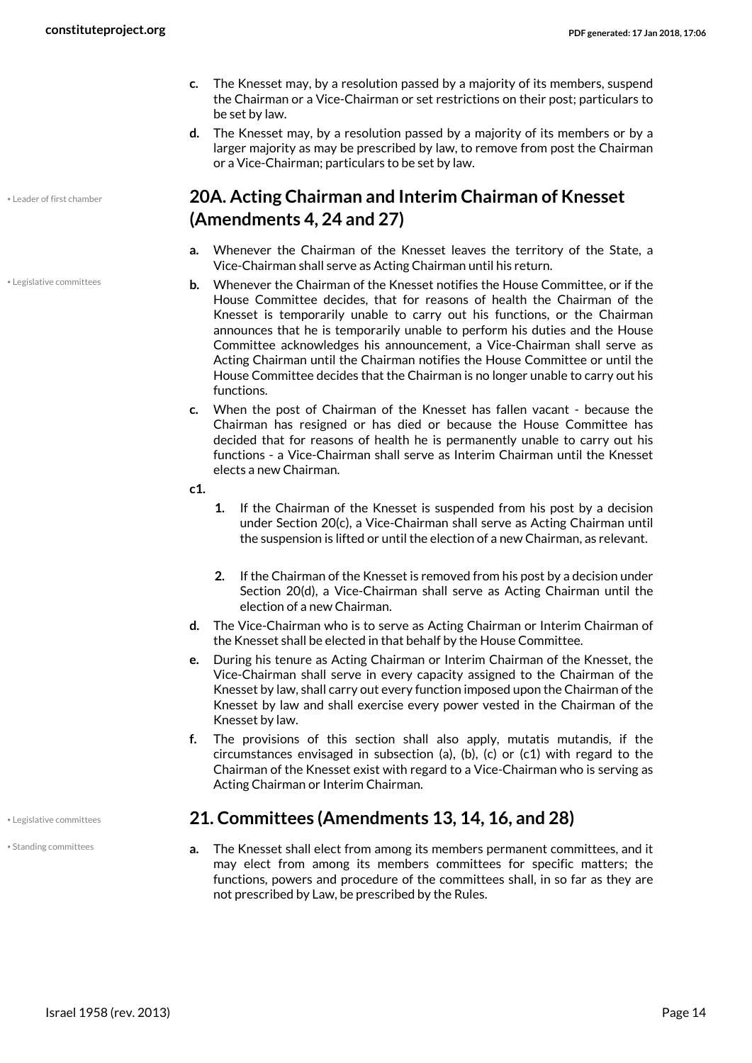c. The Knesset may, by a resolution passed by a majority of its members, suspend the Chairman or a Vice-Chairman or set restrictions on their post; particulars to be set by law.

d. The Knesset may, by a resolution passed by a majority of its members or by a larger majority as may be prescribed by law, to remove from post the Chairman or a Vice-Chairman; particulars to be set by law.

• Leader of first chamber

## 20A. Acting Chairman and Interim Chairman of Knesset (Amendments 4, 24 and 27)

a. Whenever the Chairman of the Knesset leaves the territory of the State, a Vice-Chairman shall serve as Acting Chairman until his return.

• Legislative committees

b. Whenever the Chairman of the Knesset notifies the House Committee, or if the House Committee decides, that for reasons of health the Chairman of the Knesset is temporarily unable to carry out his functions, or the Chairman announces that he is temporarily unable to perform his duties and the House Committee acknowledges his announcement, a Vice-Chairman shall serve as Acting Chairman until the Chairman notifies the House Committee or until the House Committee decides that the Chairman is no longer unable to carry out his functions.

c. When the post of Chairman of the Knesset has fallen vacant - because the Chairman has resigned or has died or because the House Committee has decided that for reasons of health he is permanently unable to carry out his functions - a Vice-Chairman shall serve as Interim Chairman until the Knesset elects a new Chairman.

c1.

1. If the Chairman of the Knesset is suspended from his post by a decision under Section 20(c), a Vice-Chairman shall serve as Acting Chairman until the suspension is lifted or until the election of a new Chairman, as relevant.

2. If the Chairman of the Knesset is removed from his post by a decision under Section 20(d), a Vice-Chairman shall serve as Acting Chairman until the election of a new Chairman.

d. The Vice-Chairman who is to serve as Acting Chairman or Interim Chairman of the Knesset shall be elected in that behalf by the House Committee.

e. During his tenure as Acting Chairman or Interim Chairman of the Knesset, the Vice-Chairman shall serve in every capacity assigned to the Chairman of the Knesset by law, shall carry out every function imposed upon the Chairman of the Knesset by law and shall exercise every power vested in the Chairman of the Knesset by law.

f. The provisions of this section shall also apply, mutatis mutandis, if the circumstances envisaged in subsection (a), (b), (c) or (c1) with regard to the Chairman of the Knesset exist with regard to a Vice-Chairman who is serving as Acting Chairman or Interim Chairman.

• Legislative committees

• Standing committees

## 21. Committees (Amendments 13, 14, 16, and 28)

a. The Knesset shall elect from among its members permanent committees, and it may elect from among its members committees for specific matters; the functions, powers and procedure of the committees shall, in so far as they are not prescribed by Law, be prescribed by the Rules.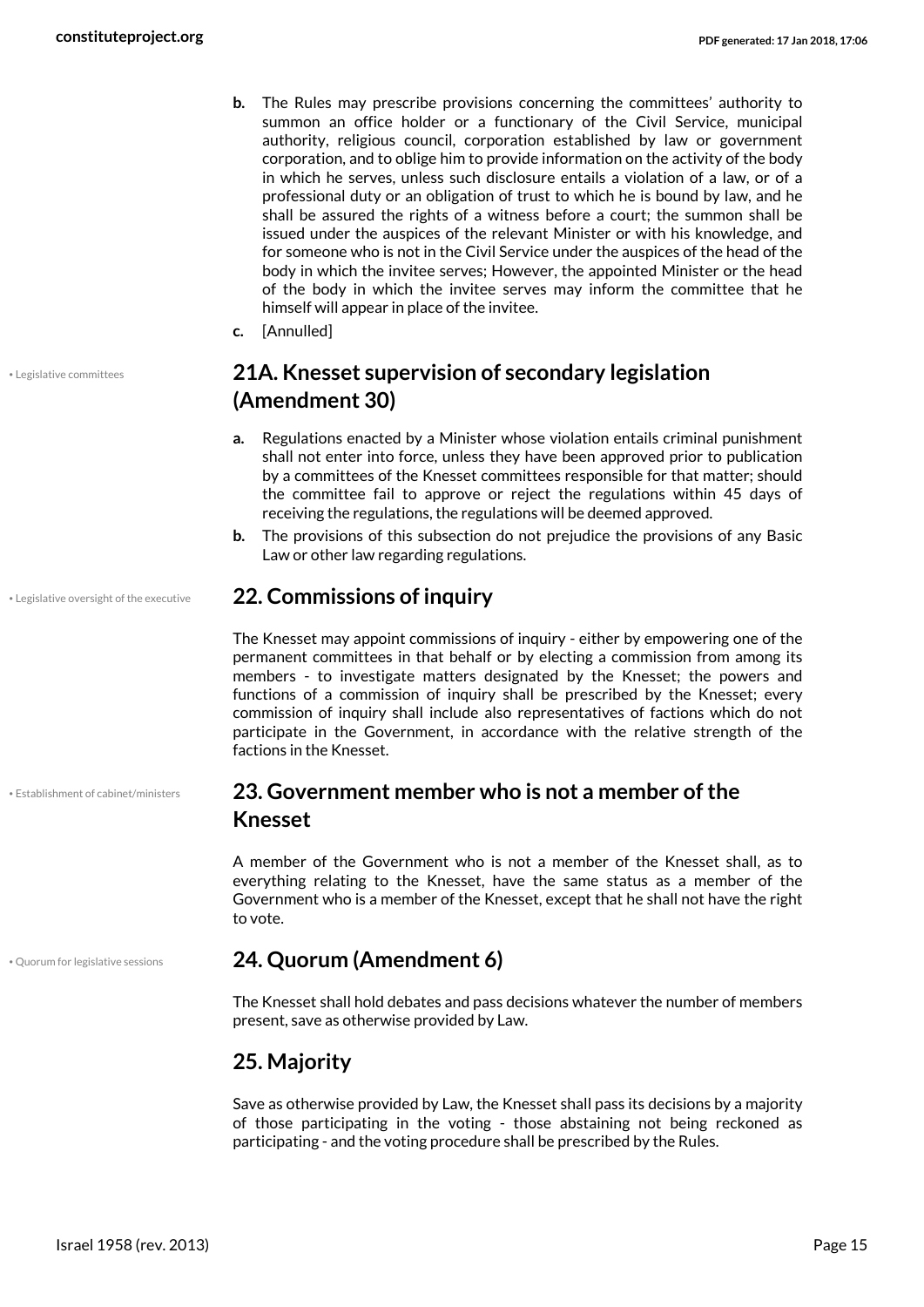- **b.** The Rules may prescribe provisions concerning the committees' authority to summon an office holder or a functionary of the Civil Service, municipal authority, religious council, corporation established by law or government corporation, and to oblige him to provide information on the activity of the body in which he serves, unless such disclosure entails a violation of a law, or of a professional duty or an obligation of trust to which he is bound by law, and he shall be assured the rights of a witness before a court; the summon shall be issued under the auspices of the relevant Minister or with his knowledge, and for someone who is not in the Civil Service under the auspices of the head of the body in which the invitee serves; However, the appointed Minister or the head of the body in which the invitee serves may inform the committee that he himself will appear in place of the invitee.
- **c.** [Annulled]

• Legislative committees

## 21A. Knesset supervision of secondary legislation (Amendment 30)

- **a.** Regulations enacted by a Minister whose violation entails criminal punishment shall not enter into force, unless they have been approved prior to publication by a committees of the Knesset committees responsible for that matter; should the committee fail to approve or reject the regulations within 45 days of receiving the regulations, the regulations will be deemed approved.
- **b.** The provisions of this subsection do not prejudice the provisions of any Basic Law or other law regarding regulations.

• Legislative oversight of the executive

## 22. Commissions of inquiry

The Knesset may appoint commissions of inquiry - either by empowering one of the permanent committees in that behalf or by electing a commission from among its members - to investigate matters designated by the Knesset; the powers and functions of a commission of inquiry shall be prescribed by the Knesset; every commission of inquiry shall include also representatives of factions which do not participate in the Government, in accordance with the relative strength of the factions in the Knesset.

• Establishment of cabinet/ministers

## 23. Government member who is not a member of the Knesset

A member of the Government who is not a member of the Knesset shall, as to everything relating to the Knesset, have the same status as a member of the Government who is a member of the Knesset, except that he shall not have the right to vote.

• Quorum for legislative sessions

## 24. Quorum (Amendment 6)

The Knesset shall hold debates and pass decisions whatever the number of members present, save as otherwise provided by Law.

## 25. Majority

Save as otherwise provided by Law, the Knesset shall pass its decisions by a majority of those participating in the voting - those abstaining not being reckoned as participating - and the voting procedure shall be prescribed by the Rules.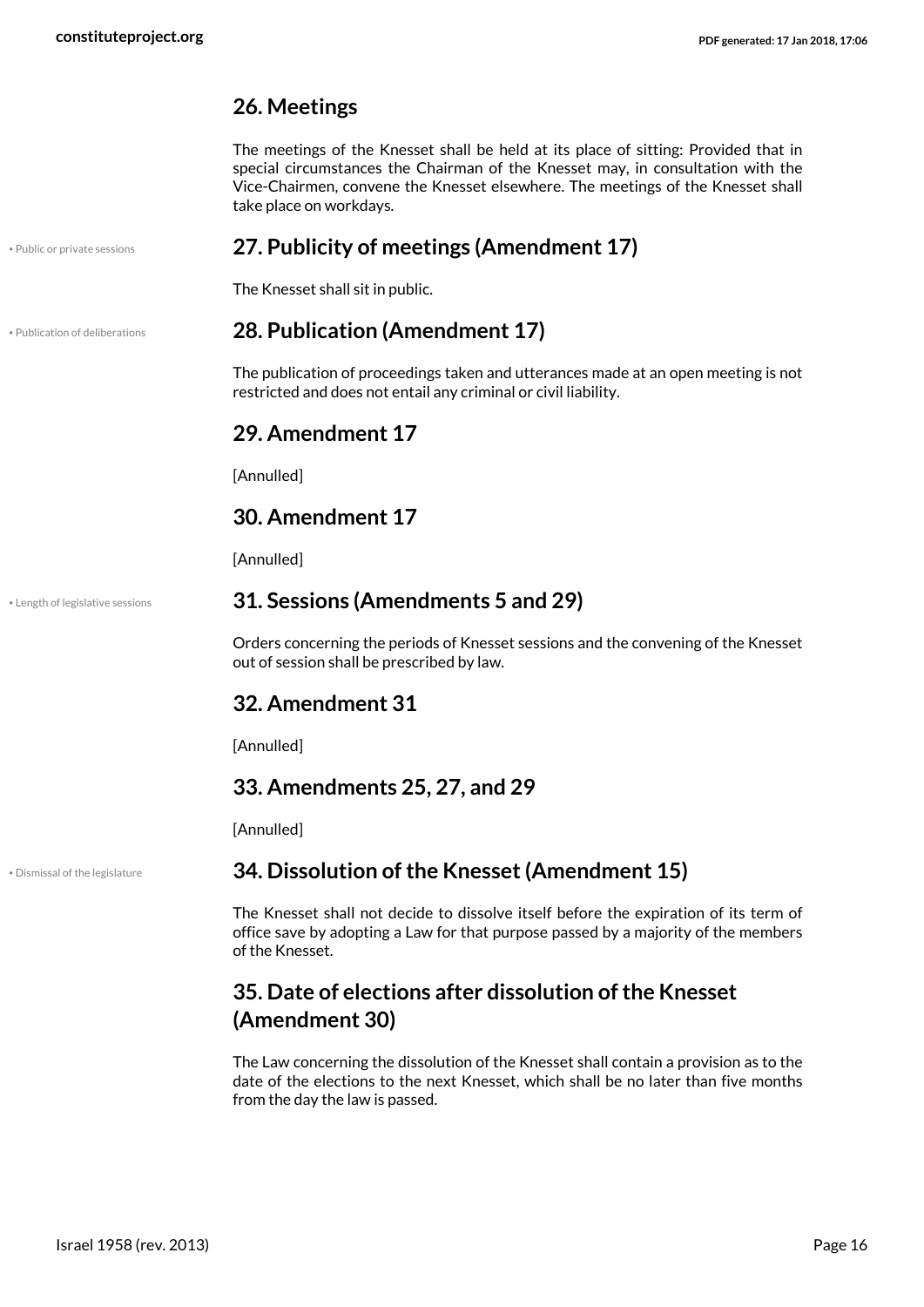## 26. Meetings

The meetings of the Knesset shall be held at its place of sitting: Provided that in special circumstances the Chairman of the Knesset may, in consultation with the Vice-Chairmen, convene the Knesset elsewhere. The meetings of the Knesset shall take place on workdays.

• Public or private sessions

## 27. Publicity of meetings (Amendment 17)

The Knesset shall sit in public.

• Publication of deliberations

## 28. Publication (Amendment 17)

The publication of proceedings taken and utterances made at an open meeting is not restricted and does not entail any criminal or civil liability.

## 29. Amendment 17

[Annulled]

## 30. Amendment 17

[Annulled]

• Length of legislative sessions

## 31. Sessions (Amendments 5 and 29)

Orders concerning the periods of Knesset sessions and the convening of the Knesset out of session shall be prescribed by law.

## 32. Amendment 31

[Annulled]

## 33. Amendments 25, 27, and 29

[Annulled]

• Dismissal of the legislature

## 34. Dissolution of the Knesset (Amendment 15)

The Knesset shall not decide to dissolve itself before the expiration of its term of office save by adopting a Law for that purpose passed by a majority of the members of the Knesset.

## 35. Date of elections after dissolution of the Knesset (Amendment 30)

The Law concerning the dissolution of the Knesset shall contain a provision as to the date of the elections to the next Knesset, which shall be no later than five months from the day the law is passed.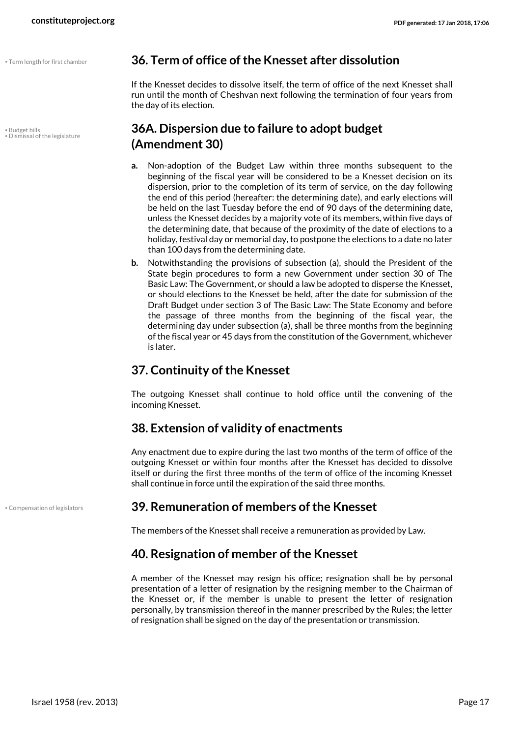## 36. Term of office of the Knesset after dissolution

If the Knesset decides to dissolve itself, the term of office of the next Knesset shall run until the month of Cheshvan next following the termination of four years from the day of its election.

## 36A. Dispersion due to failure to adopt budget (Amendment 30)

**a.** Non-adoption of the Budget Law within three months subsequent to the beginning of the fiscal year will be considered to be a Knesset decision on its dispersion, prior to the completion of its term of service, on the day following the end of this period (hereafter: the determining date), and early elections will be held on the last Tuesday before the end of 90 days of the determining date, unless the Knesset decides by a majority vote of its members, within five days of the determining date, that because of the proximity of the date of elections to a holiday, festival day or memorial day, to postpone the elections to a date no later than 100 days from the determining date.

**b.** Notwithstanding the provisions of subsection (a), should the President of the State begin procedures to form a new Government under section 30 of The Basic Law: The Government, or should a law be adopted to disperse the Knesset, or should elections to the Knesset be held, after the date for submission of the Draft Budget under section 3 of The Basic Law: The State Economy and before the passage of three months from the beginning of the fiscal year, the determining day under subsection (a), shall be three months from the beginning of the fiscal year or 45 days from the constitution of the Government, whichever is later.

## 37. Continuity of the Knesset

The outgoing Knesset shall continue to hold office until the convening of the incoming Knesset.

## 38. Extension of validity of enactments

Any enactment due to expire during the last two months of the term of office of the outgoing Knesset or within four months after the Knesset has decided to dissolve itself or during the first three months of the term of office of the incoming Knesset shall continue in force until the expiration of the said three months.

## 39. Remuneration of members of the Knesset

The members of the Knesset shall receive a remuneration as provided by Law.

## 40. Resignation of member of the Knesset

A member of the Knesset may resign his office; resignation shall be by personal presentation of a letter of resignation by the resigning member to the Chairman of the Knesset or, if the member is unable to present the letter of resignation personally, by transmission thereof in the manner prescribed by the Rules; the letter of resignation shall be signed on the day of the presentation or transmission.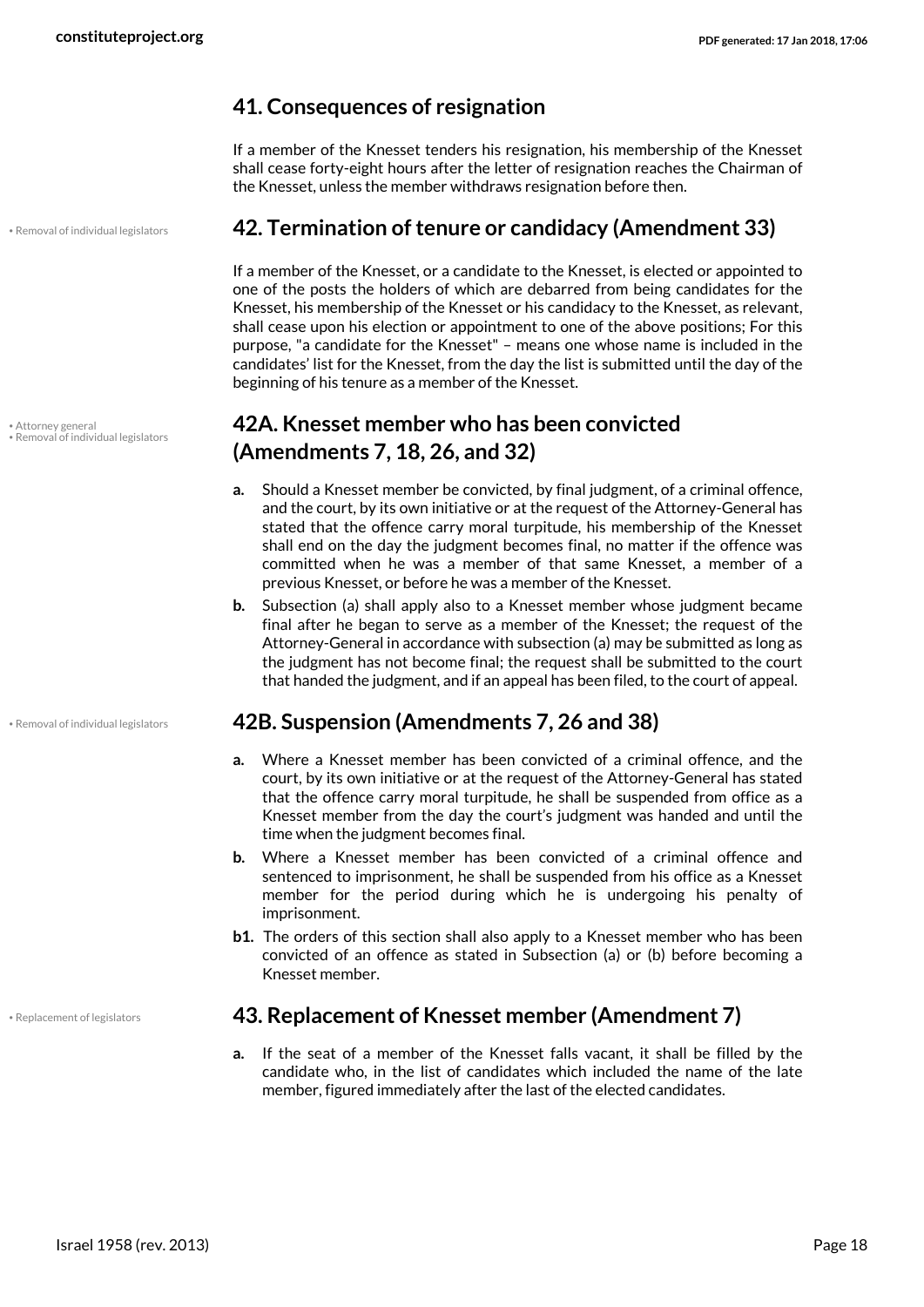## 41. Consequences of resignation

If a member of the Knesset tenders his resignation, his membership of the Knesset shall cease forty-eight hours after the letter of resignation reaches the Chairman of the Knesset, unless the member withdraws resignation before then.

• Removal of individual legislators

## 42. Termination of tenure or candidacy (Amendment 33)

If a member of the Knesset, or a candidate to the Knesset, is elected or appointed to one of the posts the holders of which are debarred from being candidates for the Knesset, his membership of the Knesset or his candidacy to the Knesset, as relevant, shall cease upon his election or appointment to one of the above positions; For this purpose, "a candidate for the Knesset" – means one whose name is included in the candidates' list for the Knesset, from the day the list is submitted until the day of the beginning of his tenure as a member of the Knesset.

• Attorney general
• Removal of individual legislators

## 42A. Knesset member who has been convicted (Amendments 7, 18, 26, and 32)

**a.** Should a Knesset member be convicted, by final judgment, of a criminal offence, and the court, by its own initiative or at the request of the Attorney-General has stated that the offence carry moral turpitude, his membership of the Knesset shall end on the day the judgment becomes final, no matter if the offence was committed when he was a member of that same Knesset, a member of a previous Knesset, or before he was a member of the Knesset.

**b.** Subsection (a) shall apply also to a Knesset member whose judgment became final after he began to serve as a member of the Knesset; the request of the Attorney-General in accordance with subsection (a) may be submitted as long as the judgment has not become final; the request shall be submitted to the court that handed the judgment, and if an appeal has been filed, to the court of appeal.

• Removal of individual legislators

## 42B. Suspension (Amendments 7, 26 and 38)

**a.** Where a Knesset member has been convicted of a criminal offence, and the court, by its own initiative or at the request of the Attorney-General has stated that the offence carry moral turpitude, he shall be suspended from office as a Knesset member from the day the court's judgment was handed and until the time when the judgment becomes final.

**b.** Where a Knesset member has been convicted of a criminal offence and sentenced to imprisonment, he shall be suspended from his office as a Knesset member for the period during which he is undergoing his penalty of imprisonment.

**b1.** The orders of this section shall also apply to a Knesset member who has been convicted of an offence as stated in Subsection (a) or (b) before becoming a Knesset member.

• Replacement of legislators

## 43. Replacement of Knesset member (Amendment 7)

**a.** If the seat of a member of the Knesset falls vacant, it shall be filled by the candidate who, in the list of candidates which included the name of the late member, figured immediately after the last of the elected candidates.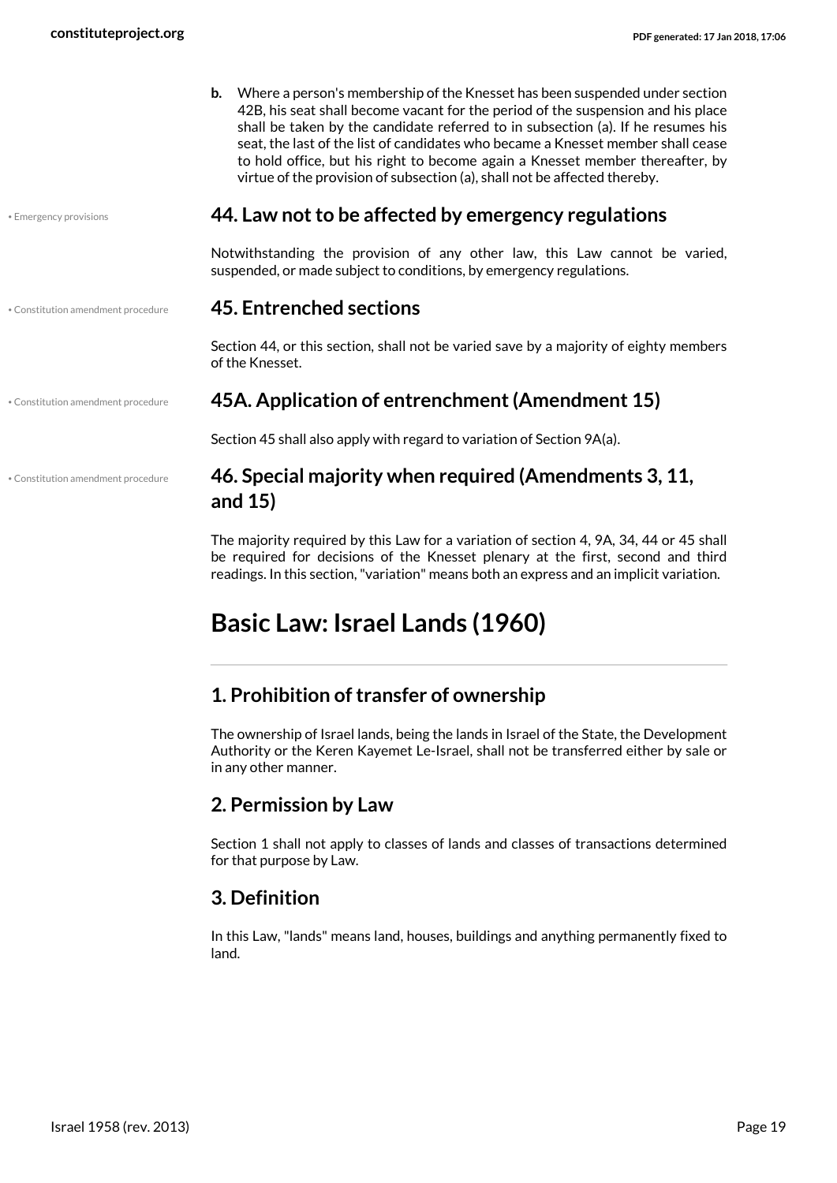**b.** Where a person's membership of the Knesset has been suspended under section 42B, his seat shall become vacant for the period of the suspension and his place shall be taken by the candidate referred to in subsection (a). If he resumes his seat, the last of the list of candidates who became a Knesset member shall cease to hold office, but his right to become again a Knesset member thereafter, by virtue of the provision of subsection (a), shall not be affected thereby.

• Emergency provisions

### 44. Law not to be affected by emergency regulations

Notwithstanding the provision of any other law, this Law cannot be varied, suspended, or made subject to conditions, by emergency regulations.

• Constitution amendment procedure

### 45. Entrenched sections

Section 44, or this section, shall not be varied save by a majority of eighty members of the Knesset.

• Constitution amendment procedure

### 45A. Application of entrenchment (Amendment 15)

Section 45 shall also apply with regard to variation of Section 9A(a).

• Constitution amendment procedure

### 46. Special majority when required (Amendments 3, 11, and 15)

The majority required by this Law for a variation of section 4, 9A, 34, 44 or 45 shall be required for decisions of the Knesset plenary at the first, second and third readings. In this section, "variation" means both an express and an implicit variation.

# Basic Law: Israel Lands (1960)

### 1. Prohibition of transfer of ownership

The ownership of Israel lands, being the lands in Israel of the State, the Development Authority or the Keren Kayemet Le-Israel, shall not be transferred either by sale or in any other manner.

### 2. Permission by Law

Section 1 shall not apply to classes of lands and classes of transactions determined for that purpose by Law.

### 3. Definition

In this Law, "lands" means land, houses, buildings and anything permanently fixed to land.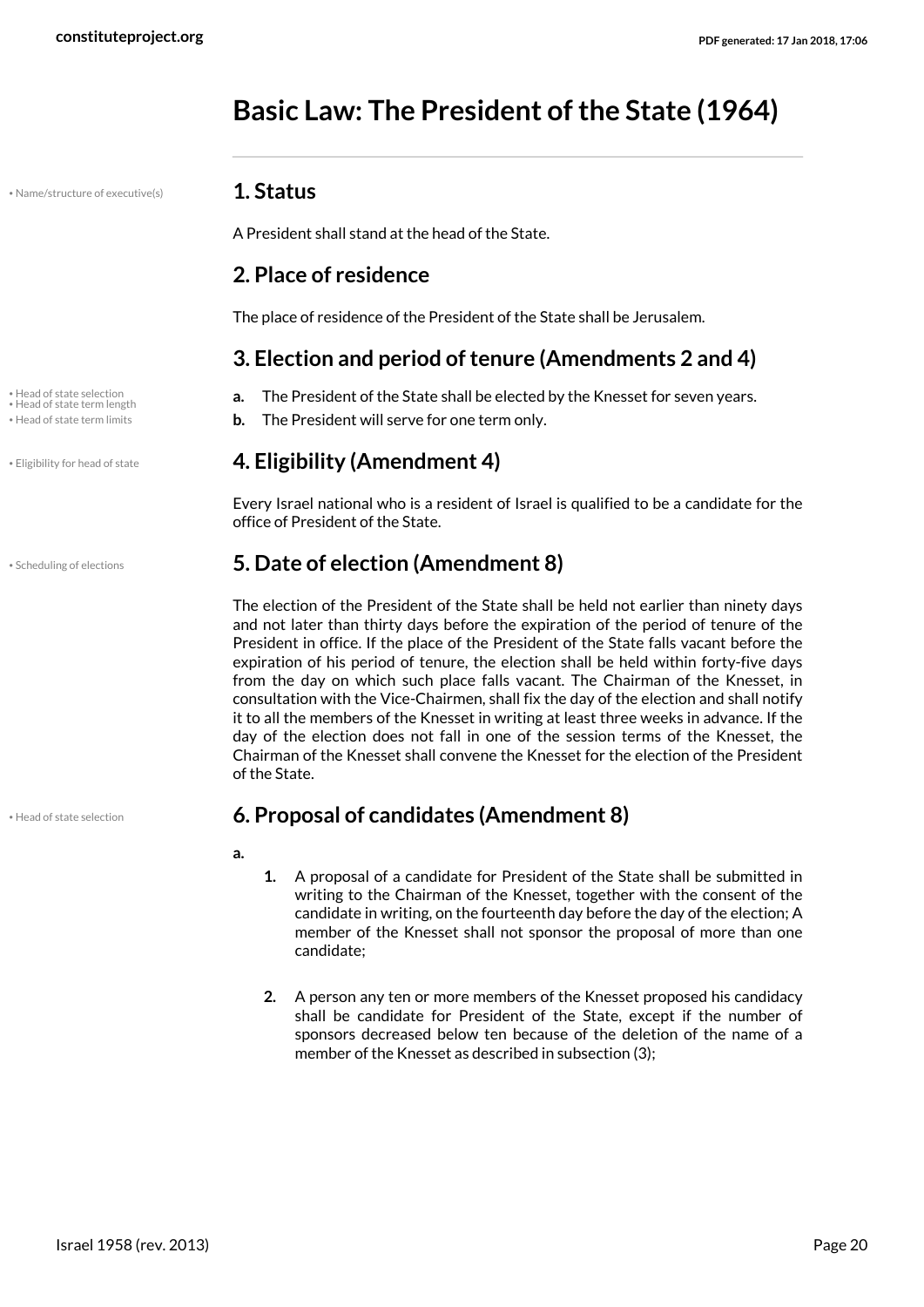# Basic Law: The President of the State (1964)

## 1. Status

A President shall stand at the head of the State.

## 2. Place of residence

The place of residence of the President of the State shall be Jerusalem.

## 3. Election and period of tenure (Amendments 2 and 4)

**a.** The President of the State shall be elected by the Knesset for seven years.

**b.** The President will serve for one term only.

## 4. Eligibility (Amendment 4)

Every Israel national who is a resident of Israel is qualified to be a candidate for the office of President of the State.

## 5. Date of election (Amendment 8)

The election of the President of the State shall be held not earlier than ninety days and not later than thirty days before the expiration of the period of tenure of the President in office. If the place of the President of the State falls vacant before the expiration of his period of tenure, the election shall be held within forty-five days from the day on which such place falls vacant. The Chairman of the Knesset, in consultation with the Vice-Chairmen, shall fix the day of the election and shall notify it to all the members of the Knesset in writing at least three weeks in advance. If the day of the election does not fall in one of the session terms of the Knesset, the Chairman of the Knesset shall convene the Knesset for the election of the President of the State.

## 6. Proposal of candidates (Amendment 8)

**a.**

1. A proposal of a candidate for President of the State shall be submitted in writing to the Chairman of the Knesset, together with the consent of the candidate in writing, on the fourteenth day before the day of the election; A member of the Knesset shall not sponsor the proposal of more than one candidate;

2. A person any ten or more members of the Knesset proposed his candidacy shall be candidate for President of the State, except if the number of sponsors decreased below ten because of the deletion of the name of a member of the Knesset as described in subsection (3);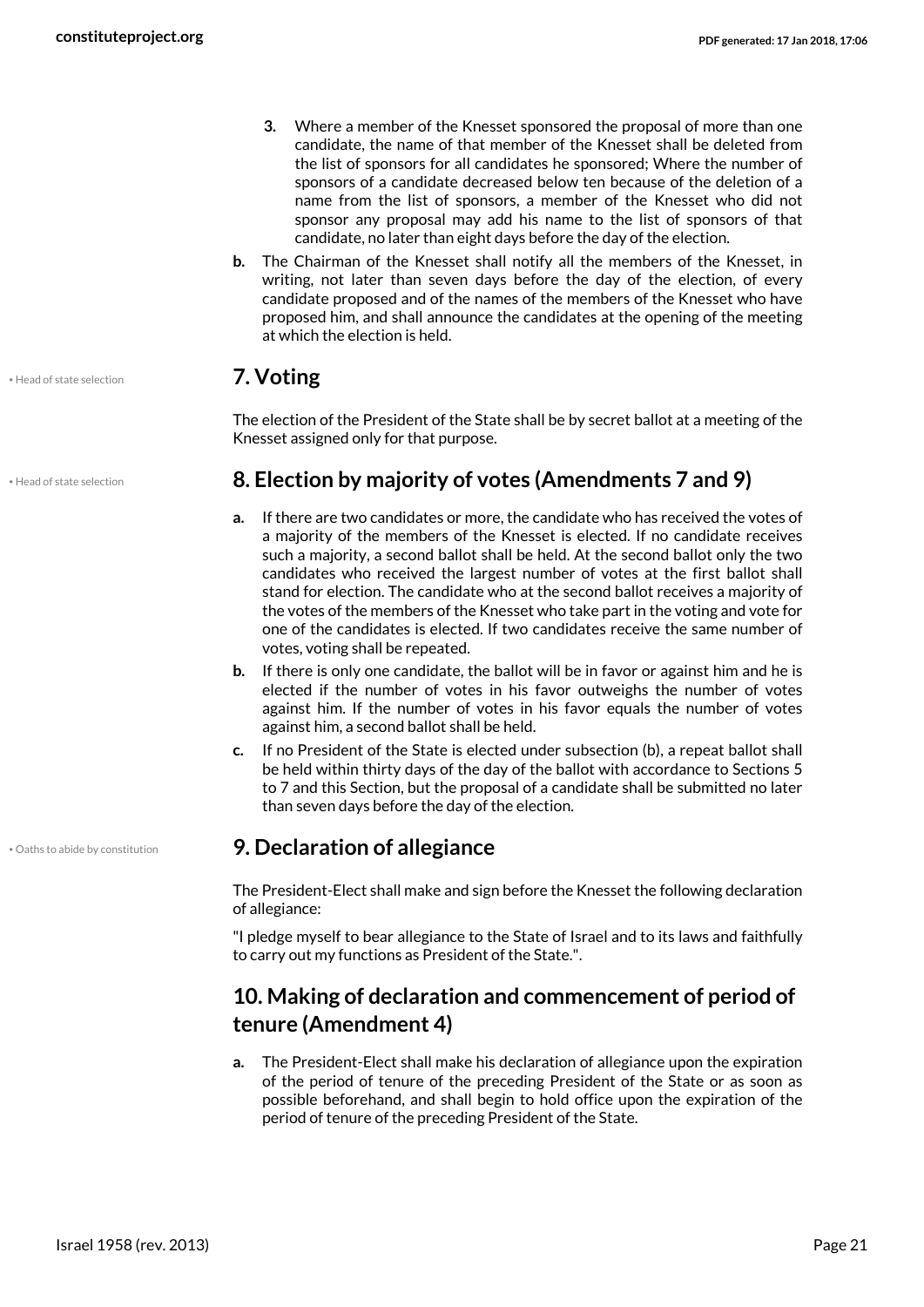3. Where a member of the Knesset sponsored the proposal of more than one candidate, the name of that member of the Knesset shall be deleted from the list of sponsors for all candidates he sponsored; Where the number of sponsors of a candidate decreased below ten because of the deletion of a name from the list of sponsors, a member of the Knesset who did not sponsor any proposal may add his name to the list of sponsors of that candidate, no later than eight days before the day of the election.

b. The Chairman of the Knesset shall notify all the members of the Knesset, in writing, not later than seven days before the day of the election, of every candidate proposed and of the names of the members of the Knesset who have proposed him, and shall announce the candidates at the opening of the meeting at which the election is held.

• Head of state selection

## 7. Voting

The election of the President of the State shall be by secret ballot at a meeting of the Knesset assigned only for that purpose.

• Head of state selection

## 8. Election by majority of votes (Amendments 7 and 9)

a. If there are two candidates or more, the candidate who has received the votes of a majority of the members of the Knesset is elected. If no candidate receives such a majority, a second ballot shall be held. At the second ballot only the two candidates who received the largest number of votes at the first ballot shall stand for election. The candidate who at the second ballot receives a majority of the votes of the members of the Knesset who take part in the voting and vote for one of the candidates is elected. If two candidates receive the same number of votes, voting shall be repeated.

b. If there is only one candidate, the ballot will be in favor or against him and he is elected if the number of votes in his favor outweighs the number of votes against him. If the number of votes in his favor equals the number of votes against him, a second ballot shall be held.

c. If no President of the State is elected under subsection (b), a repeat ballot shall be held within thirty days of the day of the ballot with accordance to Sections 5 to 7 and this Section, but the proposal of a candidate shall be submitted no later than seven days before the day of the election.

• Oaths to abide by constitution

## 9. Declaration of allegiance

The President-Elect shall make and sign before the Knesset the following declaration of allegiance:

"I pledge myself to bear allegiance to the State of Israel and to its laws and faithfully to carry out my functions as President of the State.".

## 10. Making of declaration and commencement of period of tenure (Amendment 4)

a. The President-Elect shall make his declaration of allegiance upon the expiration of the period of tenure of the preceding President of the State or as soon as possible beforehand, and shall begin to hold office upon the expiration of the period of tenure of the preceding President of the State.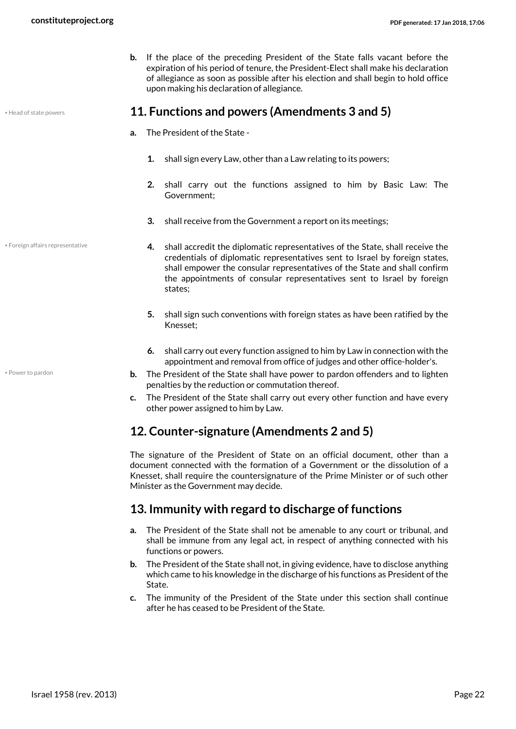**b.** If the place of the preceding President of the State falls vacant before the expiration of his period of tenure, the President-Elect shall make his declaration of allegiance as soon as possible after his election and shall begin to hold office upon making his declaration of allegiance.

• Head of state powers

## 11. Functions and powers (Amendments 3 and 5)

**a.** The President of the State -

1. shall sign every Law, other than a Law relating to its powers;
2. shall carry out the functions assigned to him by Basic Law: The Government;
3. shall receive from the Government a report on its meetings;
4. shall accredit the diplomatic representatives of the State, shall receive the credentials of diplomatic representatives sent to Israel by foreign states, shall empower the consular representatives of the State and shall confirm the appointments of consular representatives sent to Israel by foreign states;
5. shall sign such conventions with foreign states as have been ratified by the Knesset;
6. shall carry out every function assigned to him by Law in connection with the appointment and removal from office of judges and other office-holder's.

• Foreign affairs representative

• Power to pardon

**b.** The President of the State shall have power to pardon offenders and to lighten penalties by the reduction or commutation thereof.

**c.** The President of the State shall carry out every other function and have every other power assigned to him by Law.

## 12. Counter-signature (Amendments 2 and 5)

The signature of the President of State on an official document, other than a document connected with the formation of a Government or the dissolution of a Knesset, shall require the countersignature of the Prime Minister or of such other Minister as the Government may decide.

## 13. Immunity with regard to discharge of functions

**a.** The President of the State shall not be amenable to any court or tribunal, and shall be immune from any legal act, in respect of anything connected with his functions or powers.

**b.** The President of the State shall not, in giving evidence, have to disclose anything which came to his knowledge in the discharge of his functions as President of the State.

**c.** The immunity of the President of the State under this section shall continue after he has ceased to be President of the State.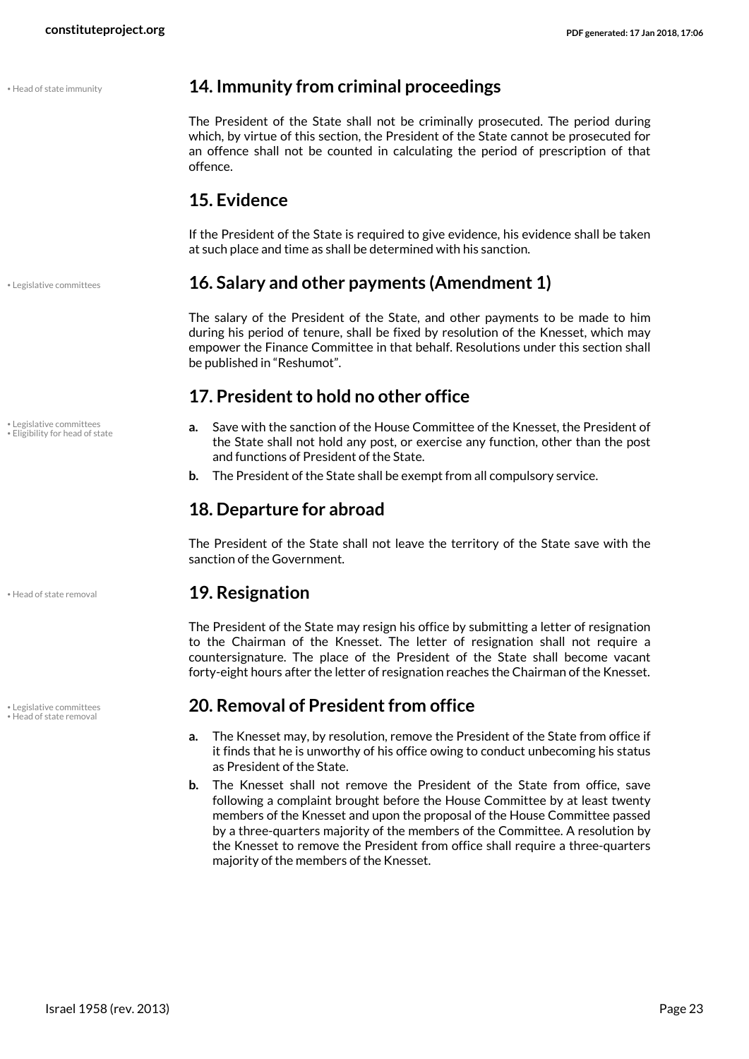## 14. Immunity from criminal proceedings

The President of the State shall not be criminally prosecuted. The period during which, by virtue of this section, the President of the State cannot be prosecuted for an offence shall not be counted in calculating the period of prescription of that offence.

## 15. Evidence

If the President of the State is required to give evidence, his evidence shall be taken at such place and time as shall be determined with his sanction.

## 16. Salary and other payments (Amendment 1)

The salary of the President of the State, and other payments to be made to him during his period of tenure, shall be fixed by resolution of the Knesset, which may empower the Finance Committee in that behalf. Resolutions under this section shall be published in "Reshumot".

## 17. President to hold no other office

- **a.** Save with the sanction of the House Committee of the Knesset, the President of the State shall not hold any post, or exercise any function, other than the post and functions of President of the State.
- **b.** The President of the State shall be exempt from all compulsory service.

## 18. Departure for abroad

The President of the State shall not leave the territory of the State save with the sanction of the Government.

## 19. Resignation

The President of the State may resign his office by submitting a letter of resignation to the Chairman of the Knesset. The letter of resignation shall not require a countersignature. The place of the President of the State shall become vacant forty-eight hours after the letter of resignation reaches the Chairman of the Knesset.

## 20. Removal of President from office

- **a.** The Knesset may, by resolution, remove the President of the State from office if it finds that he is unworthy of his office owing to conduct unbecoming his status as President of the State.
- **b.** The Knesset shall not remove the President of the State from office, save following a complaint brought before the House Committee by at least twenty members of the Knesset and upon the proposal of the House Committee passed by a three-quarters majority of the members of the Committee. A resolution by the Knesset to remove the President from office shall require a three-quarters majority of the members of the Knesset.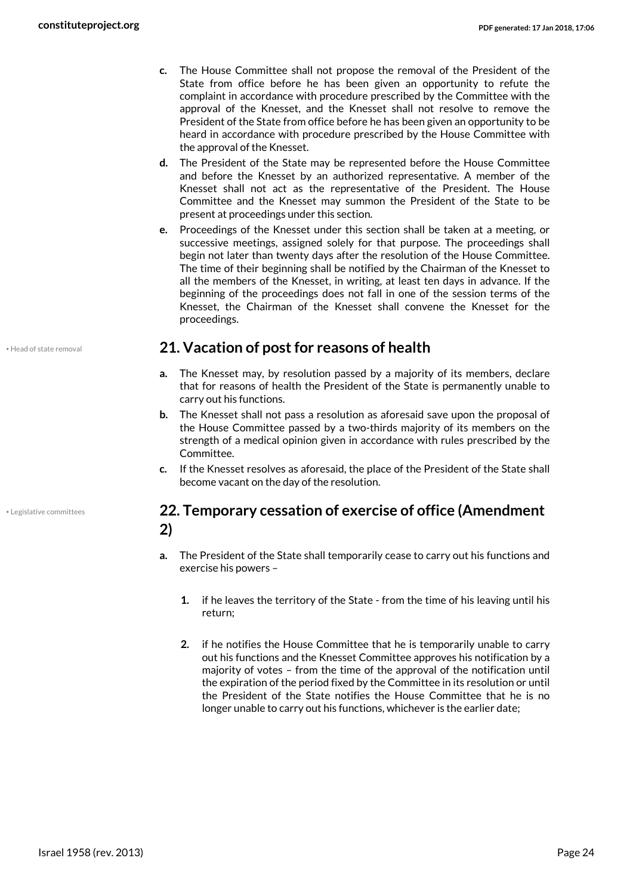c. The House Committee shall not propose the removal of the President of the State from office before he has been given an opportunity to refute the complaint in accordance with procedure prescribed by the Committee with the approval of the Knesset, and the Knesset shall not resolve to remove the President of the State from office before he has been given an opportunity to be heard in accordance with procedure prescribed by the House Committee with the approval of the Knesset.

d. The President of the State may be represented before the House Committee and before the Knesset by an authorized representative. A member of the Knesset shall not act as the representative of the President. The House Committee and the Knesset may summon the President of the State to be present at proceedings under this section.

e. Proceedings of the Knesset under this section shall be taken at a meeting, or successive meetings, assigned solely for that purpose. The proceedings shall begin not later than twenty days after the resolution of the House Committee. The time of their beginning shall be notified by the Chairman of the Knesset to all the members of the Knesset, in writing, at least ten days in advance. If the beginning of the proceedings does not fall in one of the session terms of the Knesset, the Chairman of the Knesset shall convene the Knesset for the proceedings.

• Head of state removal

## 21. Vacation of post for reasons of health

a. The Knesset may, by resolution passed by a majority of its members, declare that for reasons of health the President of the State is permanently unable to carry out his functions.

b. The Knesset shall not pass a resolution as aforesaid save upon the proposal of the House Committee passed by a two-thirds majority of its members on the strength of a medical opinion given in accordance with rules prescribed by the Committee.

c. If the Knesset resolves as aforesaid, the place of the President of the State shall become vacant on the day of the resolution.

• Legislative committees

## 22. Temporary cessation of exercise of office (Amendment 2)

a. The President of the State shall temporarily cease to carry out his functions and exercise his powers –

   1. if he leaves the territory of the State - from the time of his leaving until his return;

   2. if he notifies the House Committee that he is temporarily unable to carry out his functions and the Knesset Committee approves his notification by a majority of votes – from the time of the approval of the notification until the expiration of the period fixed by the Committee in its resolution or until the President of the State notifies the House Committee that he is no longer unable to carry out his functions, whichever is the earlier date;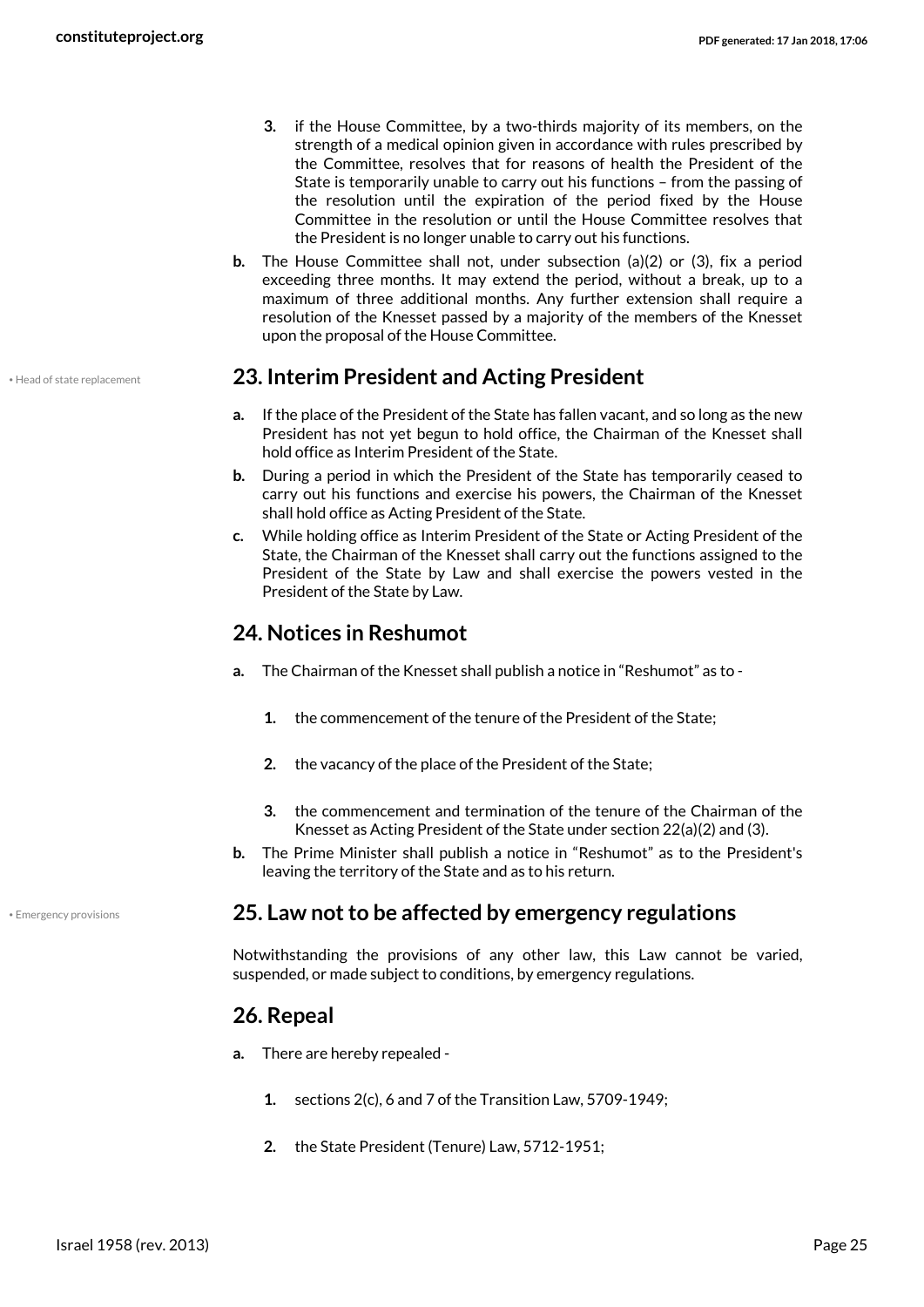3. if the House Committee, by a two-thirds majority of its members, on the strength of a medical opinion given in accordance with rules prescribed by the Committee, resolves that for reasons of health the President of the State is temporarily unable to carry out his functions – from the passing of the resolution until the expiration of the period fixed by the House Committee in the resolution or until the House Committee resolves that the President is no longer unable to carry out his functions.

b. The House Committee shall not, under subsection (a)(2) or (3), fix a period exceeding three months. It may extend the period, without a break, up to a maximum of three additional months. Any further extension shall require a resolution of the Knesset passed by a majority of the members of the Knesset upon the proposal of the House Committee.

• Head of state replacement

## 23. Interim President and Acting President

a. If the place of the President of the State has fallen vacant, and so long as the new President has not yet begun to hold office, the Chairman of the Knesset shall hold office as Interim President of the State.

b. During a period in which the President of the State has temporarily ceased to carry out his functions and exercise his powers, the Chairman of the Knesset shall hold office as Acting President of the State.

c. While holding office as Interim President of the State or Acting President of the State, the Chairman of the Knesset shall carry out the functions assigned to the President of the State by Law and shall exercise the powers vested in the President of the State by Law.

## 24. Notices in Reshumot

a. The Chairman of the Knesset shall publish a notice in "Reshumot" as to -

1. the commencement of the tenure of the President of the State;

2. the vacancy of the place of the President of the State;

3. the commencement and termination of the tenure of the Chairman of the Knesset as Acting President of the State under section 22(a)(2) and (3).

b. The Prime Minister shall publish a notice in "Reshumot" as to the President's leaving the territory of the State and as to his return.

• Emergency provisions

## 25. Law not to be affected by emergency regulations

Notwithstanding the provisions of any other law, this Law cannot be varied, suspended, or made subject to conditions, by emergency regulations.

## 26. Repeal

a. There are hereby repealed -

1. sections 2(c), 6 and 7 of the Transition Law, 5709-1949;

2. the State President (Tenure) Law, 5712-1951;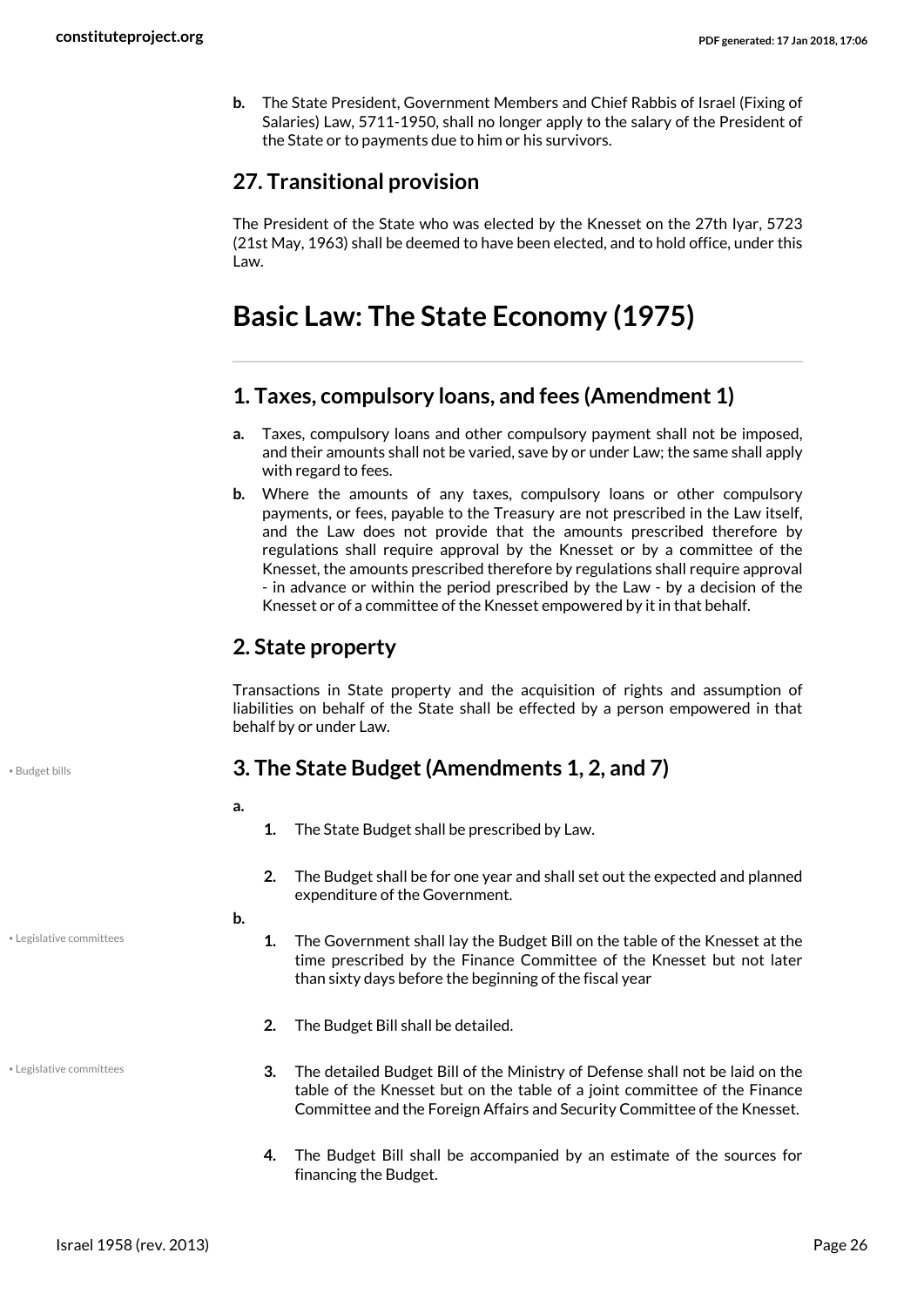**b.** The State President, Government Members and Chief Rabbis of Israel (Fixing of Salaries) Law, 5711-1950, shall no longer apply to the salary of the President of the State or to payments due to him or his survivors.

### 27. Transitional provision

The President of the State who was elected by the Knesset on the 27th Iyar, 5723 (21st May, 1963) shall be deemed to have been elected, and to hold office, under this Law.

# Basic Law: The State Economy (1975)

### 1. Taxes, compulsory loans, and fees (Amendment 1)

- **a.** Taxes, compulsory loans and other compulsory payment shall not be imposed, and their amounts shall not be varied, save by or under Law; the same shall apply with regard to fees.
- **b.** Where the amounts of any taxes, compulsory loans or other compulsory payments, or fees, payable to the Treasury are not prescribed in the Law itself, and the Law does not provide that the amounts prescribed therefore by regulations shall require approval by the Knesset or by a committee of the Knesset, the amounts prescribed therefore by regulations shall require approval - in advance or within the period prescribed by the Law - by a decision of the Knesset or of a committee of the Knesset empowered by it in that behalf.

### 2. State property

Transactions in State property and the acquisition of rights and assumption of liabilities on behalf of the State shall be effected by a person empowered in that behalf by or under Law.

### 3. The State Budget (Amendments 1, 2, and 7)

**a.**

1. The State Budget shall be prescribed by Law.
2. The Budget shall be for one year and shall set out the expected and planned expenditure of the Government.

**b.**

1. The Government shall lay the Budget Bill on the table of the Knesset at the time prescribed by the Finance Committee of the Knesset but not later than sixty days before the beginning of the fiscal year
2. The Budget Bill shall be detailed.
3. The detailed Budget Bill of the Ministry of Defense shall not be laid on the table of the Knesset but on the table of a joint committee of the Finance Committee and the Foreign Affairs and Security Committee of the Knesset.
4. The Budget Bill shall be accompanied by an estimate of the sources for financing the Budget.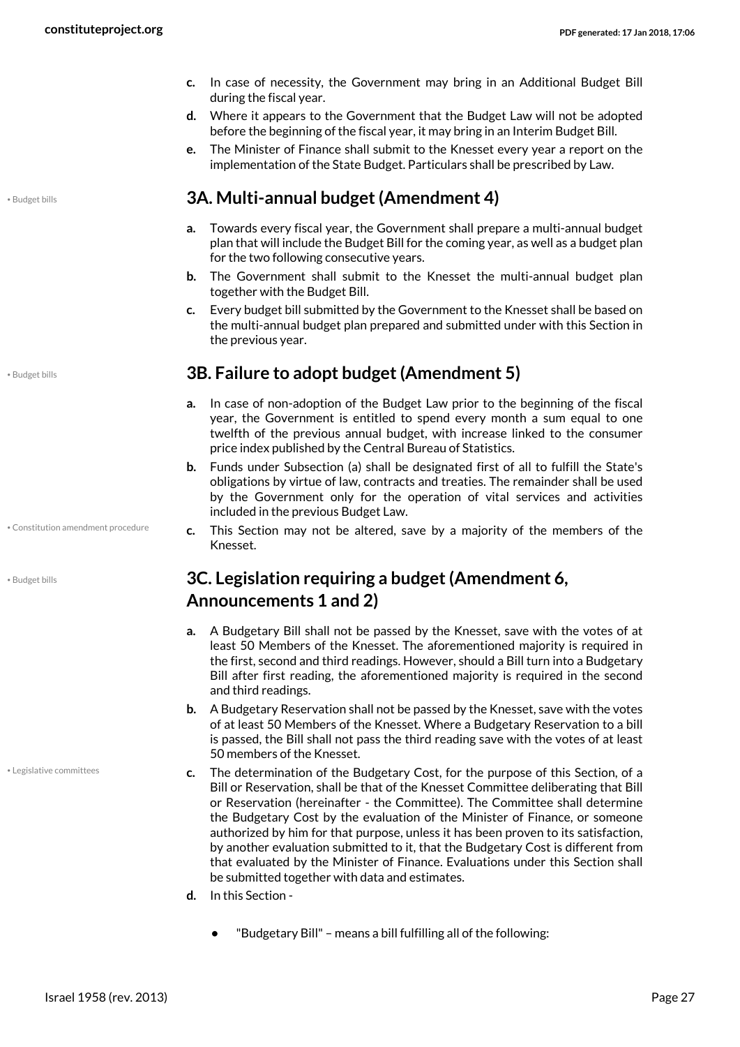**c.** In case of necessity, the Government may bring in an Additional Budget Bill during the fiscal year.

**d.** Where it appears to the Government that the Budget Law will not be adopted before the beginning of the fiscal year, it may bring in an Interim Budget Bill.

**e.** The Minister of Finance shall submit to the Knesset every year a report on the implementation of the State Budget. Particulars shall be prescribed by Law.

• Budget bills

## 3A. Multi-annual budget (Amendment 4)

**a.** Towards every fiscal year, the Government shall prepare a multi-annual budget plan that will include the Budget Bill for the coming year, as well as a budget plan for the two following consecutive years.

**b.** The Government shall submit to the Knesset the multi-annual budget plan together with the Budget Bill.

**c.** Every budget bill submitted by the Government to the Knesset shall be based on the multi-annual budget plan prepared and submitted under with this Section in the previous year.

• Budget bills

## 3B. Failure to adopt budget (Amendment 5)

**a.** In case of non-adoption of the Budget Law prior to the beginning of the fiscal year, the Government is entitled to spend every month a sum equal to one twelfth of the previous annual budget, with increase linked to the consumer price index published by the Central Bureau of Statistics.

**b.** Funds under Subsection (a) shall be designated first of all to fulfill the State's obligations by virtue of law, contracts and treaties. The remainder shall be used by the Government only for the operation of vital services and activities included in the previous Budget Law.

• Constitution amendment procedure

**c.** This Section may not be altered, save by a majority of the members of the Knesset.

• Budget bills

## 3C. Legislation requiring a budget (Amendment 6, Announcements 1 and 2)

**a.** A Budgetary Bill shall not be passed by the Knesset, save with the votes of at least 50 Members of the Knesset. The aforementioned majority is required in the first, second and third readings. However, should a Bill turn into a Budgetary Bill after first reading, the aforementioned majority is required in the second and third readings.

**b.** A Budgetary Reservation shall not be passed by the Knesset, save with the votes of at least 50 Members of the Knesset. Where a Budgetary Reservation to a bill is passed, the Bill shall not pass the third reading save with the votes of at least 50 members of the Knesset.

• Legislative committees

**c.** The determination of the Budgetary Cost, for the purpose of this Section, of a Bill or Reservation, shall be that of the Knesset Committee deliberating that Bill or Reservation (hereinafter - the Committee). The Committee shall determine the Budgetary Cost by the evaluation of the Minister of Finance, or someone authorized by him for that purpose, unless it has been proven to its satisfaction, by another evaluation submitted to it, that the Budgetary Cost is different from that evaluated by the Minister of Finance. Evaluations under this Section shall be submitted together with data and estimates.

**d.** In this Section -

- "Budgetary Bill" – means a bill fulfilling all of the following: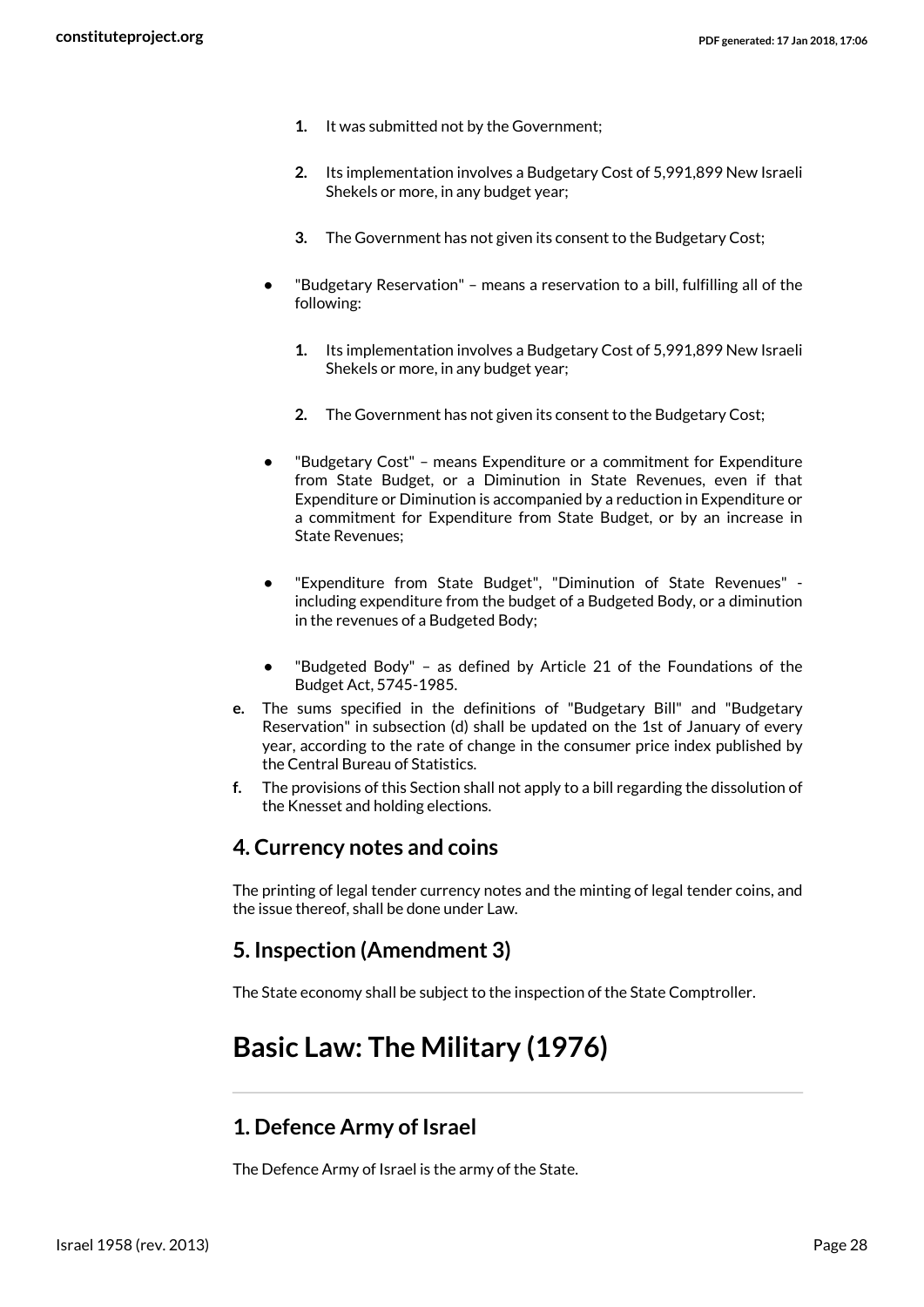1. It was submitted not by the Government;

2. Its implementation involves a Budgetary Cost of 5,991,899 New Israeli Shekels or more, in any budget year;

3. The Government has not given its consent to the Budgetary Cost;

- "Budgetary Reservation" – means a reservation to a bill, fulfilling all of the following:

  1. Its implementation involves a Budgetary Cost of 5,991,899 New Israeli Shekels or more, in any budget year;

  2. The Government has not given its consent to the Budgetary Cost;

- "Budgetary Cost" – means Expenditure or a commitment for Expenditure from State Budget, or a Diminution in State Revenues, even if that Expenditure or Diminution is accompanied by a reduction in Expenditure or a commitment for Expenditure from State Budget, or by an increase in State Revenues;

- "Expenditure from State Budget", "Diminution of State Revenues" - including expenditure from the budget of a Budgeted Body, or a diminution in the revenues of a Budgeted Body;

- "Budgeted Body" – as defined by Article 21 of the Foundations of the Budget Act, 5745-1985.

**e.** The sums specified in the definitions of "Budgetary Bill" and "Budgetary Reservation" in subsection (d) shall be updated on the 1st of January of every year, according to the rate of change in the consumer price index published by the Central Bureau of Statistics.

**f.** The provisions of this Section shall not apply to a bill regarding the dissolution of the Knesset and holding elections.

## 4. Currency notes and coins

The printing of legal tender currency notes and the minting of legal tender coins, and the issue thereof, shall be done under Law.

## 5. Inspection (Amendment 3)

The State economy shall be subject to the inspection of the State Comptroller.

# Basic Law: The Military (1976)

## 1. Defence Army of Israel

The Defence Army of Israel is the army of the State.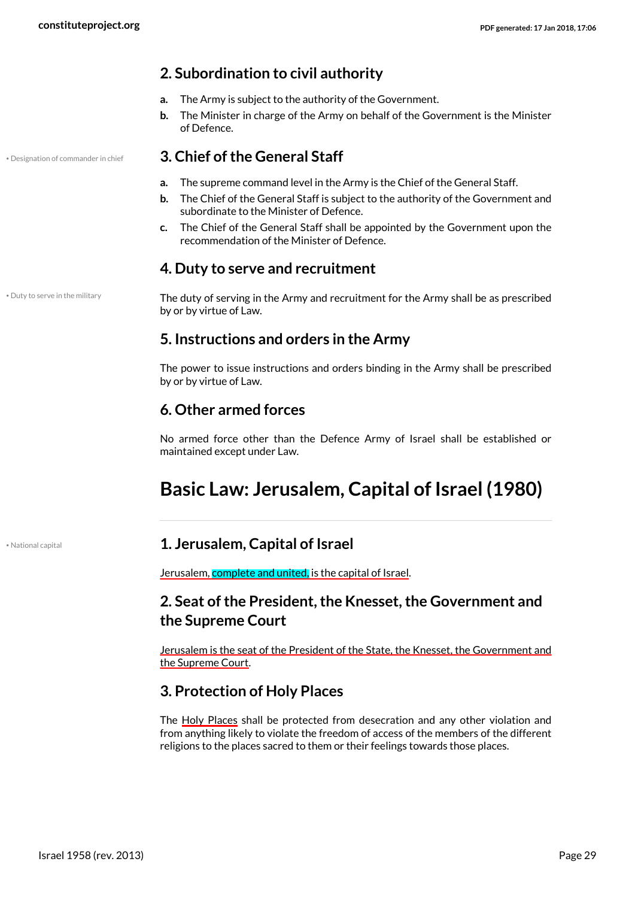## 2. Subordination to civil authority

a. The Army is subject to the authority of the Government.

b. The Minister in charge of the Army on behalf of the Government is the Minister of Defence.

• Designation of commander in chief

## 3. Chief of the General Staff

a. The supreme command level in the Army is the Chief of the General Staff.

b. The Chief of the General Staff is subject to the authority of the Government and subordinate to the Minister of Defence.

c. The Chief of the General Staff shall be appointed by the Government upon the recommendation of the Minister of Defence.

## 4. Duty to serve and recruitment

• Duty to serve in the military

The duty of serving in the Army and recruitment for the Army shall be as prescribed by or by virtue of Law.

## 5. Instructions and orders in the Army

The power to issue instructions and orders binding in the Army shall be prescribed by or by virtue of Law.

## 6. Other armed forces

No armed force other than the Defence Army of Israel shall be established or maintained except under Law.

# Basic Law: Jerusalem, Capital of Israel (1980)

• National capital

## 1. Jerusalem, Capital of Israel

Jerusalem, complete and united, is the capital of Israel.

## 2. Seat of the President, the Knesset, the Government and the Supreme Court

Jerusalem is the seat of the President of the State, the Knesset, the Government and the Supreme Court.

## 3. Protection of Holy Places

The Holy Places shall be protected from desecration and any other violation and from anything likely to violate the freedom of access of the members of the different religions to the places sacred to them or their feelings towards those places.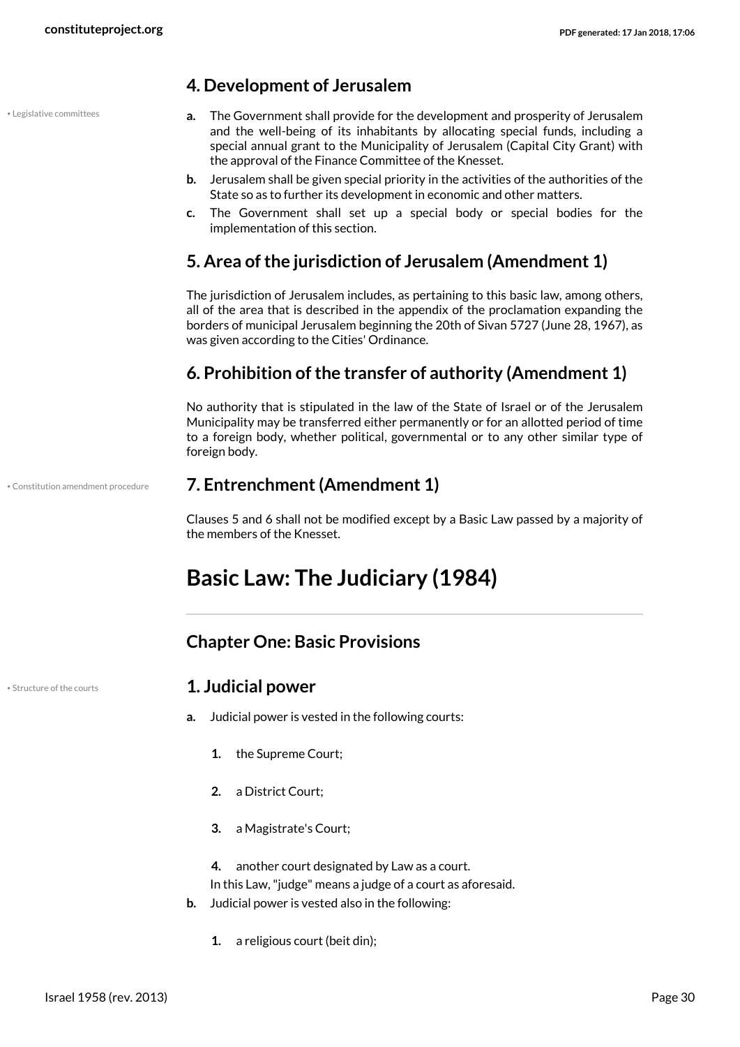### 4. Development of Jerusalem

- **a.** The Government shall provide for the development and prosperity of Jerusalem and the well-being of its inhabitants by allocating special funds, including a special annual grant to the Municipality of Jerusalem (Capital City Grant) with the approval of the Finance Committee of the Knesset.
- **b.** Jerusalem shall be given special priority in the activities of the authorities of the State so as to further its development in economic and other matters.
- **c.** The Government shall set up a special body or special bodies for the implementation of this section.

### 5. Area of the jurisdiction of Jerusalem (Amendment 1)

The jurisdiction of Jerusalem includes, as pertaining to this basic law, among others, all of the area that is described in the appendix of the proclamation expanding the borders of municipal Jerusalem beginning the 20th of Sivan 5727 (June 28, 1967), as was given according to the Cities' Ordinance.

### 6. Prohibition of the transfer of authority (Amendment 1)

No authority that is stipulated in the law of the State of Israel or of the Jerusalem Municipality may be transferred either permanently or for an allotted period of time to a foreign body, whether political, governmental or to any other similar type of foreign body.

### 7. Entrenchment (Amendment 1)

Clauses 5 and 6 shall not be modified except by a Basic Law passed by a majority of the members of the Knesset.

# Basic Law: The Judiciary (1984)

## Chapter One: Basic Provisions

### 1. Judicial power

- **a.** Judicial power is vested in the following courts:
  1. the Supreme Court;
  2. a District Court;
  3. a Magistrate's Court;
  4. another court designated by Law as a court.

  In this Law, "judge" means a judge of a court as aforesaid.
- **b.** Judicial power is vested also in the following:
  1. a religious court (beit din);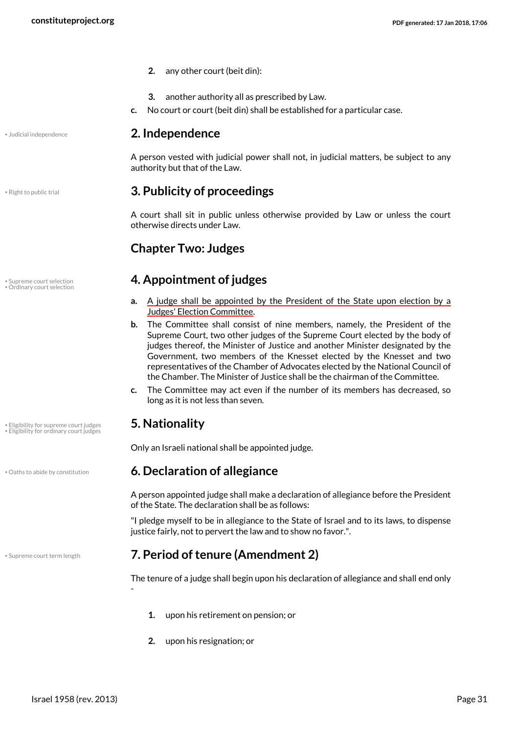2. any other court (beit din):

3. another authority all as prescribed by Law.

c. No court or court (beit din) shall be established for a particular case.

• Judicial independence

## 2. Independence

A person vested with judicial power shall not, in judicial matters, be subject to any authority but that of the Law.

• Right to public trial

## 3. Publicity of proceedings

A court shall sit in public unless otherwise provided by Law or unless the court otherwise directs under Law.

## Chapter Two: Judges

• Supreme court selection
• Ordinary court selection

## 4. Appointment of judges

a. A judge shall be appointed by the President of the State upon election by a Judges' Election Committee.

b. The Committee shall consist of nine members, namely, the President of the Supreme Court, two other judges of the Supreme Court elected by the body of judges thereof, the Minister of Justice and another Minister designated by the Government, two members of the Knesset elected by the Knesset and two representatives of the Chamber of Advocates elected by the National Council of the Chamber. The Minister of Justice shall be the chairman of the Committee.

c. The Committee may act even if the number of its members has decreased, so long as it is not less than seven.

• Eligibility for supreme court judges
• Eligibility for ordinary court judges

## 5. Nationality

Only an Israeli national shall be appointed judge.

• Oaths to abide by constitution

## 6. Declaration of allegiance

A person appointed judge shall make a declaration of allegiance before the President of the State. The declaration shall be as follows:

"I pledge myself to be in allegiance to the State of Israel and to its laws, to dispense justice fairly, not to pervert the law and to show no favor.".

• Supreme court term length

## 7. Period of tenure (Amendment 2)

The tenure of a judge shall begin upon his declaration of allegiance and shall end only -

1. upon his retirement on pension; or

2. upon his resignation; or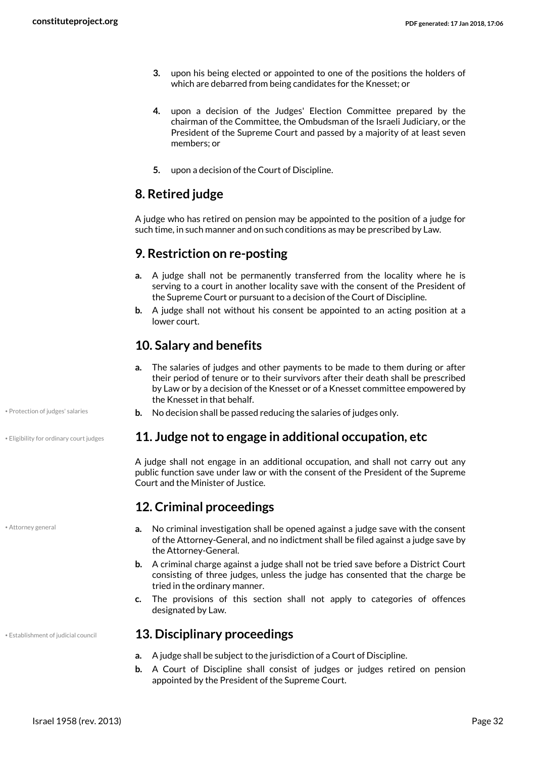3. upon his being elected or appointed to one of the positions the holders of which are debarred from being candidates for the Knesset; or

4. upon a decision of the Judges' Election Committee prepared by the chairman of the Committee, the Ombudsman of the Israeli Judiciary, or the President of the Supreme Court and passed by a majority of at least seven members; or

5. upon a decision of the Court of Discipline.

## 8. Retired judge

A judge who has retired on pension may be appointed to the position of a judge for such time, in such manner and on such conditions as may be prescribed by Law.

## 9. Restriction on re-posting

a. A judge shall not be permanently transferred from the locality where he is serving to a court in another locality save with the consent of the President of the Supreme Court or pursuant to a decision of the Court of Discipline.
b. A judge shall not without his consent be appointed to an acting position at a lower court.

## 10. Salary and benefits

a. The salaries of judges and other payments to be made to them during or after their period of tenure or to their survivors after their death shall be prescribed by Law or by a decision of the Knesset or of a Knesset committee empowered by the Knesset in that behalf.
b. No decision shall be passed reducing the salaries of judges only.

• Protection of judges' salaries

## 11. Judge not to engage in additional occupation, etc

• Eligibility for ordinary court judges

A judge shall not engage in an additional occupation, and shall not carry out any public function save under law or with the consent of the President of the Supreme Court and the Minister of Justice.

## 12. Criminal proceedings

• Attorney general

a. No criminal investigation shall be opened against a judge save with the consent of the Attorney-General, and no indictment shall be filed against a judge save by the Attorney-General.
b. A criminal charge against a judge shall not be tried save before a District Court consisting of three judges, unless the judge has consented that the charge be tried in the ordinary manner.
c. The provisions of this section shall not apply to categories of offences designated by Law.

## 13. Disciplinary proceedings

• Establishment of judicial council

a. A judge shall be subject to the jurisdiction of a Court of Discipline.
b. A Court of Discipline shall consist of judges or judges retired on pension appointed by the President of the Supreme Court.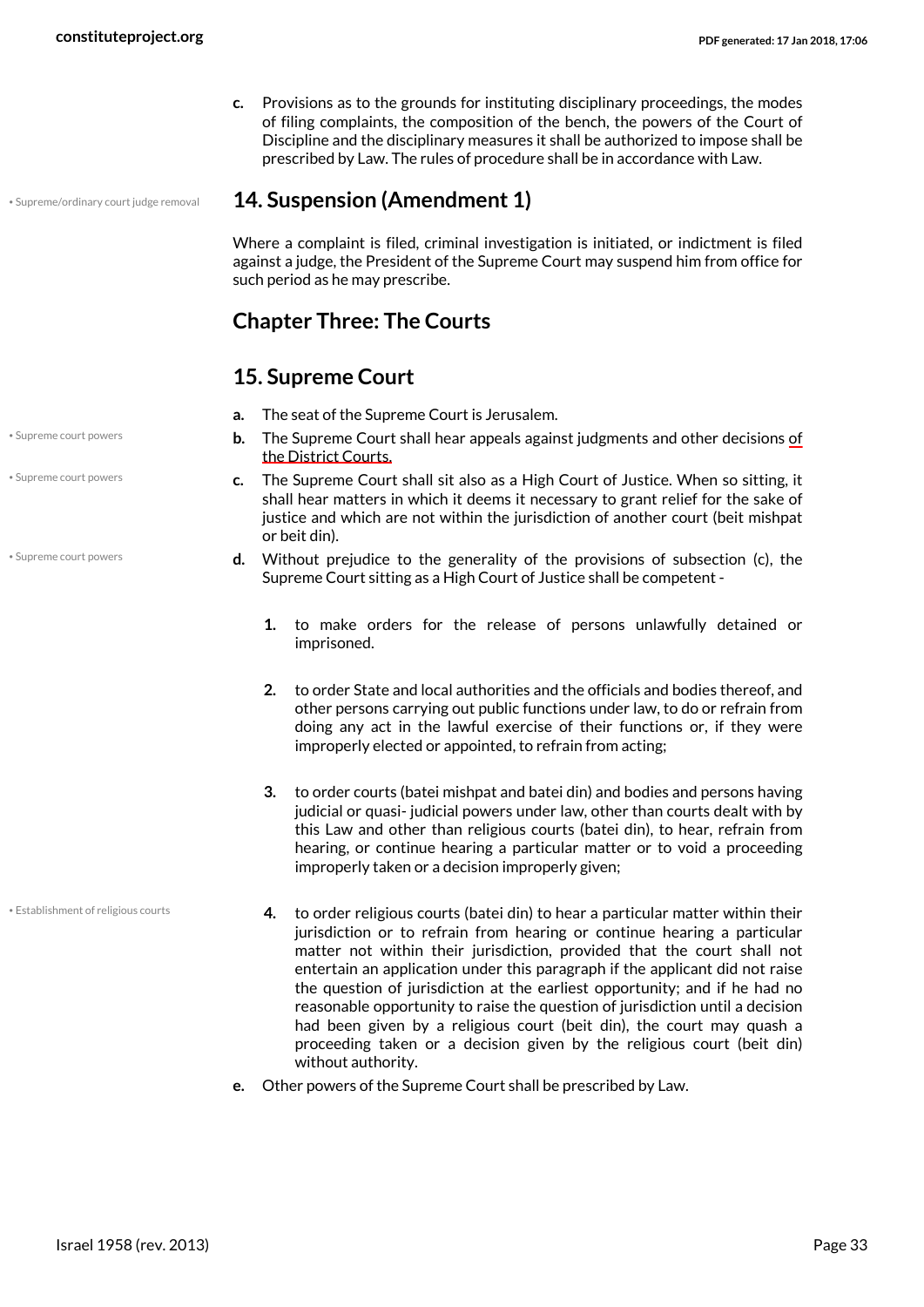c. Provisions as to the grounds for instituting disciplinary proceedings, the modes of filing complaints, the composition of the bench, the powers of the Court of Discipline and the disciplinary measures it shall be authorized to impose shall be prescribed by Law. The rules of procedure shall be in accordance with Law.

• Supreme/ordinary court judge removal

## 14. Suspension (Amendment 1)

Where a complaint is filed, criminal investigation is initiated, or indictment is filed against a judge, the President of the Supreme Court may suspend him from office for such period as he may prescribe.

## Chapter Three: The Courts

## 15. Supreme Court

a. The seat of the Supreme Court is Jerusalem.

• Supreme court powers

b. The Supreme Court shall hear appeals against judgments and other decisions of the District Courts.

• Supreme court powers

c. The Supreme Court shall sit also as a High Court of Justice. When so sitting, it shall hear matters in which it deems it necessary to grant relief for the sake of justice and which are not within the jurisdiction of another court (beit mishpat or beit din).

• Supreme court powers

d. Without prejudice to the generality of the provisions of subsection (c), the Supreme Court sitting as a High Court of Justice shall be competent -

   1. to make orders for the release of persons unlawfully detained or imprisoned.

   2. to order State and local authorities and the officials and bodies thereof, and other persons carrying out public functions under law, to do or refrain from doing any act in the lawful exercise of their functions or, if they were improperly elected or appointed, to refrain from acting;

   3. to order courts (batei mishpat and batei din) and bodies and persons having judicial or quasi- judicial powers under law, other than courts dealt with by this Law and other than religious courts (batei din), to hear, refrain from hearing, or continue hearing a particular matter or to void a proceeding improperly taken or a decision improperly given;

• Establishment of religious courts

   4. to order religious courts (batei din) to hear a particular matter within their jurisdiction or to refrain from hearing or continue hearing a particular matter not within their jurisdiction, provided that the court shall not entertain an application under this paragraph if the applicant did not raise the question of jurisdiction at the earliest opportunity; and if he had no reasonable opportunity to raise the question of jurisdiction until a decision had been given by a religious court (beit din), the court may quash a proceeding taken or a decision given by the religious court (beit din) without authority.

e. Other powers of the Supreme Court shall be prescribed by Law.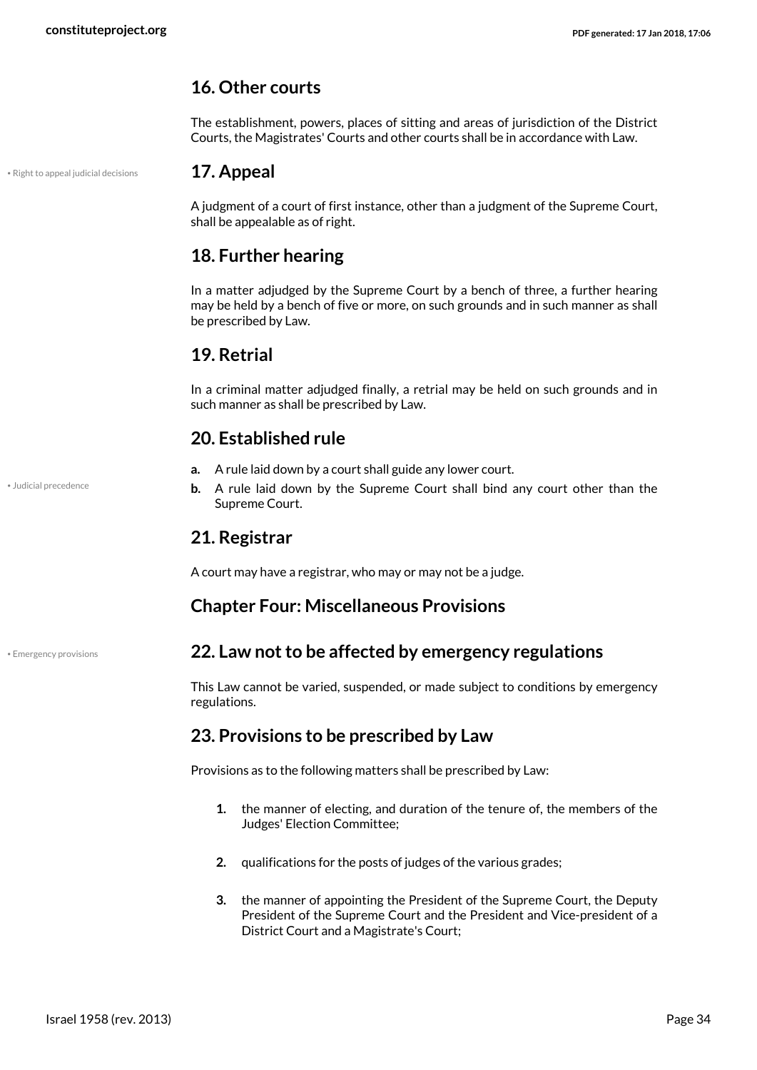## 16. Other courts

The establishment, powers, places of sitting and areas of jurisdiction of the District Courts, the Magistrates' Courts and other courts shall be in accordance with Law.

• Right to appeal judicial decisions

## 17. Appeal

A judgment of a court of first instance, other than a judgment of the Supreme Court, shall be appealable as of right.

## 18. Further hearing

In a matter adjudged by the Supreme Court by a bench of three, a further hearing may be held by a bench of five or more, on such grounds and in such manner as shall be prescribed by Law.

## 19. Retrial

In a criminal matter adjudged finally, a retrial may be held on such grounds and in such manner as shall be prescribed by Law.

## 20. Established rule

• Judicial precedence

- **a.** A rule laid down by a court shall guide any lower court.
- **b.** A rule laid down by the Supreme Court shall bind any court other than the Supreme Court.

## 21. Registrar

A court may have a registrar, who may or may not be a judge.

## Chapter Four: Miscellaneous Provisions

• Emergency provisions

## 22. Law not to be affected by emergency regulations

This Law cannot be varied, suspended, or made subject to conditions by emergency regulations.

## 23. Provisions to be prescribed by Law

Provisions as to the following matters shall be prescribed by Law:

1. the manner of electing, and duration of the tenure of, the members of the Judges' Election Committee;
2. qualifications for the posts of judges of the various grades;
3. the manner of appointing the President of the Supreme Court, the Deputy President of the Supreme Court and the President and Vice-president of a District Court and a Magistrate's Court;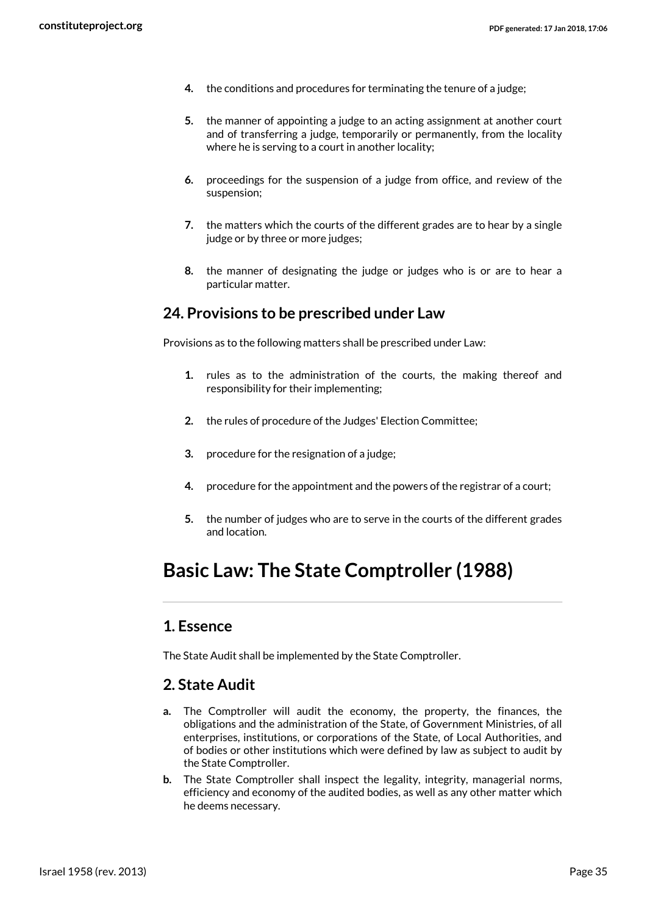4. the conditions and procedures for terminating the tenure of a judge;

5. the manner of appointing a judge to an acting assignment at another court and of transferring a judge, temporarily or permanently, from the locality where he is serving to a court in another locality;

6. proceedings for the suspension of a judge from office, and review of the suspension;

7. the matters which the courts of the different grades are to hear by a single judge or by three or more judges;

8. the manner of designating the judge or judges who is or are to hear a particular matter.

## 24. Provisions to be prescribed under Law

Provisions as to the following matters shall be prescribed under Law:

1. rules as to the administration of the courts, the making thereof and responsibility for their implementing;

2. the rules of procedure of the Judges' Election Committee;

3. procedure for the resignation of a judge;

4. procedure for the appointment and the powers of the registrar of a court;

5. the number of judges who are to serve in the courts of the different grades and location.

# Basic Law: The State Comptroller (1988)

## 1. Essence

The State Audit shall be implemented by the State Comptroller.

## 2. State Audit

a. The Comptroller will audit the economy, the property, the finances, the obligations and the administration of the State, of Government Ministries, of all enterprises, institutions, or corporations of the State, of Local Authorities, and of bodies or other institutions which were defined by law as subject to audit by the State Comptroller.
b. The State Comptroller shall inspect the legality, integrity, managerial norms, efficiency and economy of the audited bodies, as well as any other matter which he deems necessary.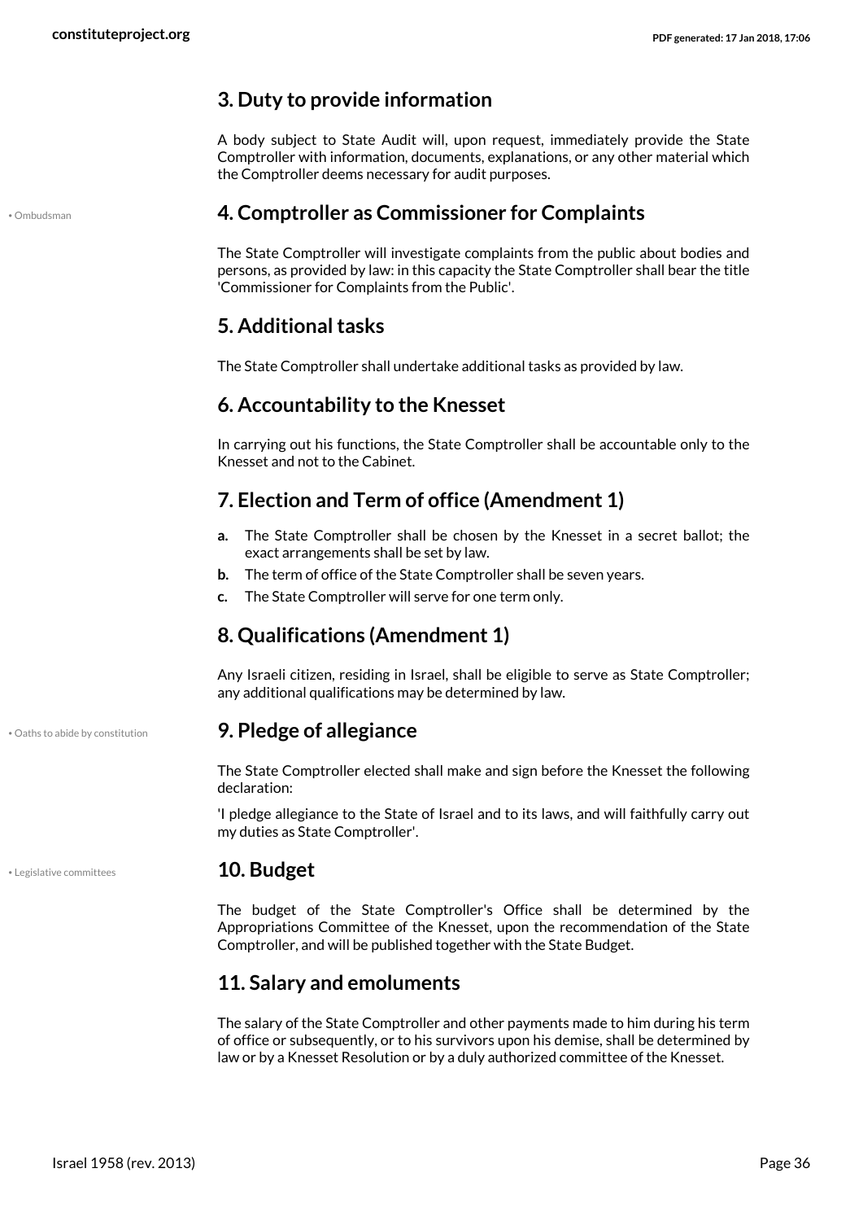## 3. Duty to provide information

A body subject to State Audit will, upon request, immediately provide the State Comptroller with information, documents, explanations, or any other material which the Comptroller deems necessary for audit purposes.

• Ombudsman

## 4. Comptroller as Commissioner for Complaints

The State Comptroller will investigate complaints from the public about bodies and persons, as provided by law: in this capacity the State Comptroller shall bear the title 'Commissioner for Complaints from the Public'.

## 5. Additional tasks

The State Comptroller shall undertake additional tasks as provided by law.

## 6. Accountability to the Knesset

In carrying out his functions, the State Comptroller shall be accountable only to the Knesset and not to the Cabinet.

## 7. Election and Term of office (Amendment 1)

- **a.** The State Comptroller shall be chosen by the Knesset in a secret ballot; the exact arrangements shall be set by law.
- **b.** The term of office of the State Comptroller shall be seven years.
- **c.** The State Comptroller will serve for one term only.

## 8. Qualifications (Amendment 1)

Any Israeli citizen, residing in Israel, shall be eligible to serve as State Comptroller; any additional qualifications may be determined by law.

• Oaths to abide by constitution

## 9. Pledge of allegiance

The State Comptroller elected shall make and sign before the Knesset the following declaration:

'I pledge allegiance to the State of Israel and to its laws, and will faithfully carry out my duties as State Comptroller'.

• Legislative committees

## 10. Budget

The budget of the State Comptroller's Office shall be determined by the Appropriations Committee of the Knesset, upon the recommendation of the State Comptroller, and will be published together with the State Budget.

## 11. Salary and emoluments

The salary of the State Comptroller and other payments made to him during his term of office or subsequently, or to his survivors upon his demise, shall be determined by law or by a Knesset Resolution or by a duly authorized committee of the Knesset.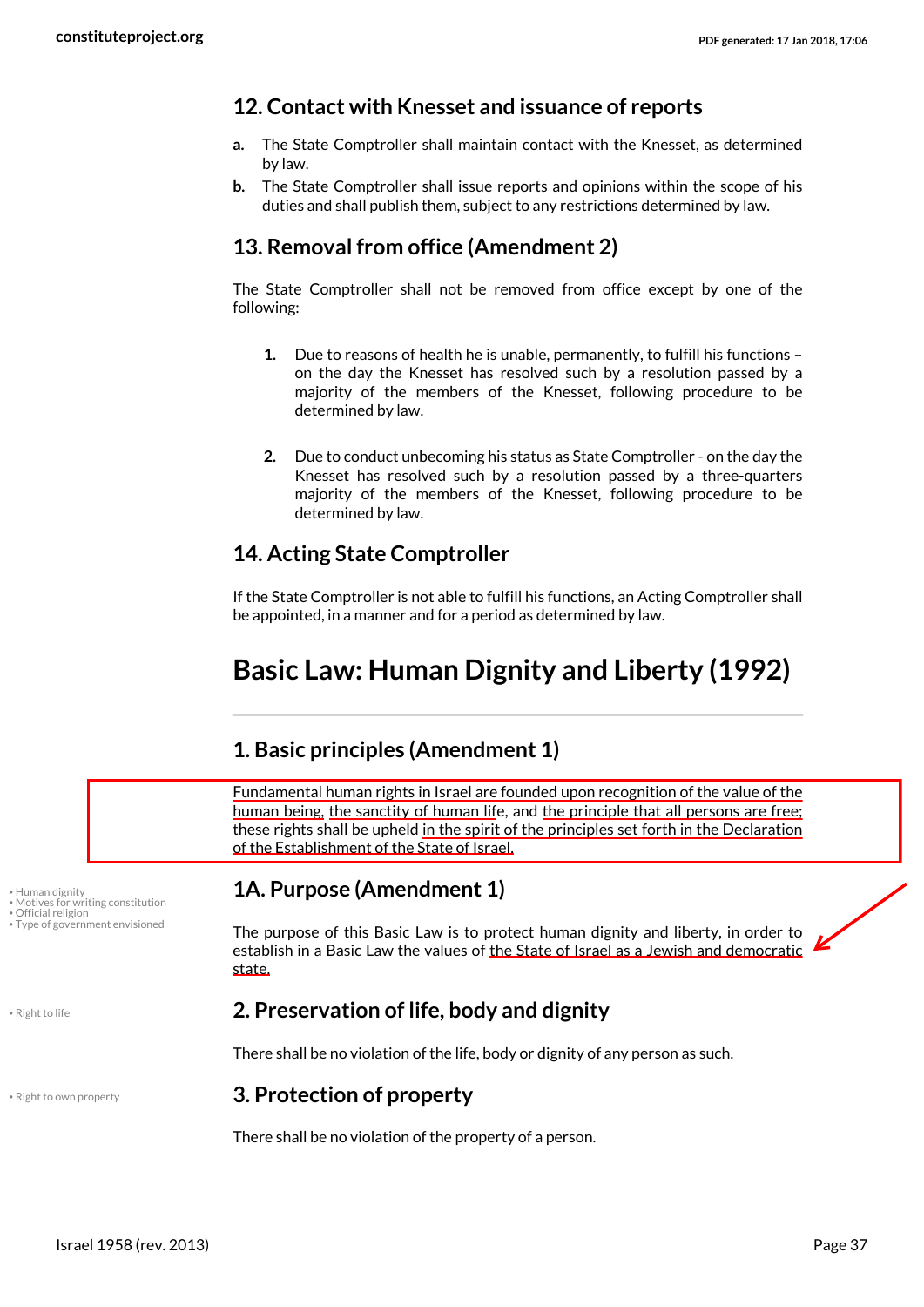## 12. Contact with Knesset and issuance of reports

a. The State Comptroller shall maintain contact with the Knesset, as determined by law.

b. The State Comptroller shall issue reports and opinions within the scope of his duties and shall publish them, subject to any restrictions determined by law.

## 13. Removal from office (Amendment 2)

The State Comptroller shall not be removed from office except by one of the following:

1. Due to reasons of health he is unable, permanently, to fulfill his functions – on the day the Knesset has resolved such by a resolution passed by a majority of the members of the Knesset, following procedure to be determined by law.

2. Due to conduct unbecoming his status as State Comptroller - on the day the Knesset has resolved such by a resolution passed by a three-quarters majority of the members of the Knesset, following procedure to be determined by law.

## 14. Acting State Comptroller

If the State Comptroller is not able to fulfill his functions, an Acting Comptroller shall be appointed, in a manner and for a period as determined by law.

# Basic Law: Human Dignity and Liberty (1992)

## 1. Basic principles (Amendment 1)

Fundamental human rights in Israel are founded upon recognition of the value of the human being, the sanctity of human life, and the principle that all persons are free; these rights shall be upheld in the spirit of the principles set forth in the Declaration of the Establishment of the State of Israel.

• Human dignity
• Motives for writing constitution
• Official religion
• Type of government envisioned

## 1A. Purpose (Amendment 1)

The purpose of this Basic Law is to protect human dignity and liberty, in order to establish in a Basic Law the values of the State of Israel as a Jewish and democratic state.

• Right to life

## 2. Preservation of life, body and dignity

There shall be no violation of the life, body or dignity of any person as such.

• Right to own property

## 3. Protection of property

There shall be no violation of the property of a person.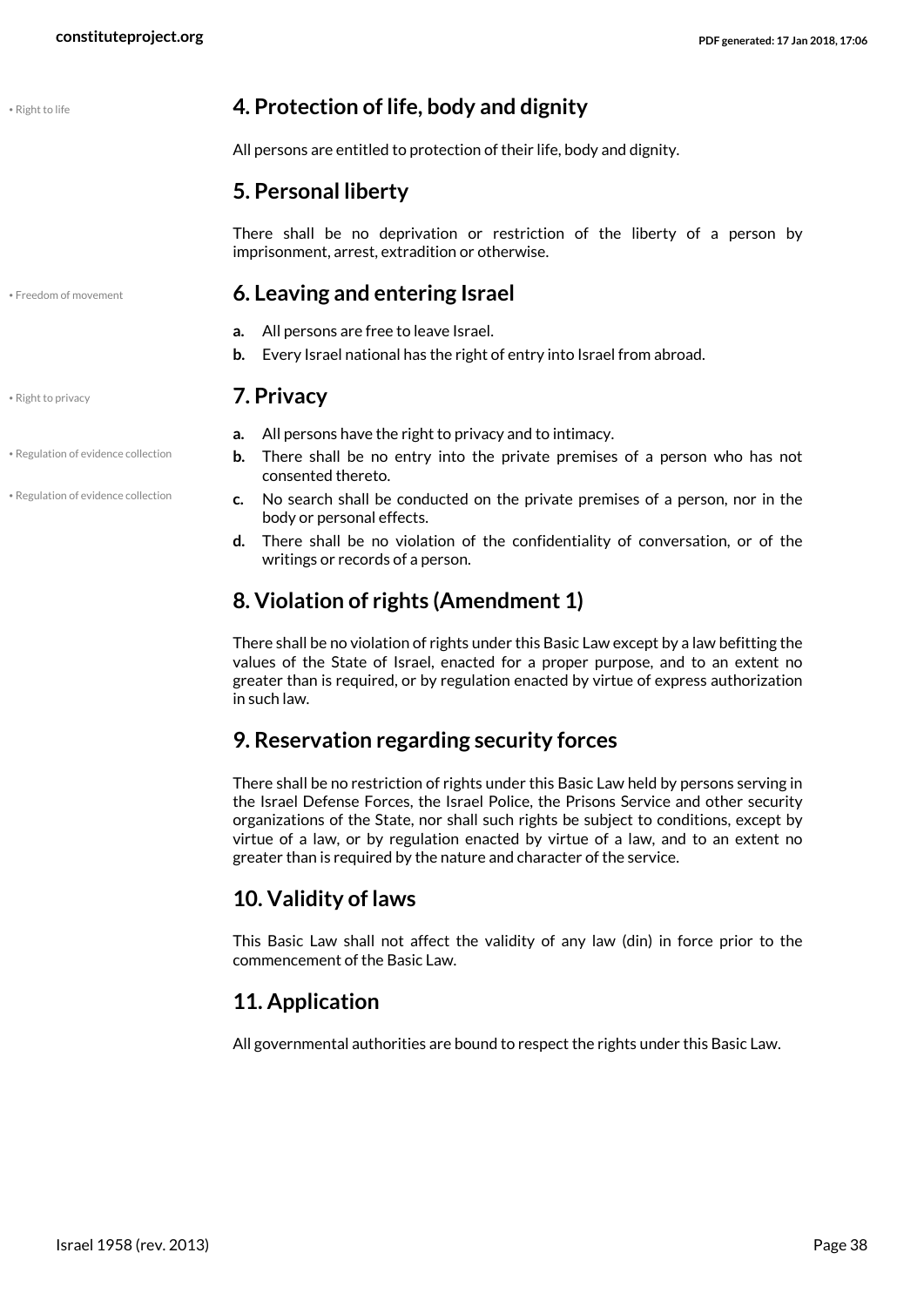### 4. Protection of life, body and dignity

All persons are entitled to protection of their life, body and dignity.

### 5. Personal liberty

There shall be no deprivation or restriction of the liberty of a person by imprisonment, arrest, extradition or otherwise.

### 6. Leaving and entering Israel

- **a.** All persons are free to leave Israel.
- **b.** Every Israel national has the right of entry into Israel from abroad.

### 7. Privacy

- **a.** All persons have the right to privacy and to intimacy.
- **b.** There shall be no entry into the private premises of a person who has not consented thereto.
- **c.** No search shall be conducted on the private premises of a person, nor in the body or personal effects.
- **d.** There shall be no violation of the confidentiality of conversation, or of the writings or records of a person.

### 8. Violation of rights (Amendment 1)

There shall be no violation of rights under this Basic Law except by a law befitting the values of the State of Israel, enacted for a proper purpose, and to an extent no greater than is required, or by regulation enacted by virtue of express authorization in such law.

### 9. Reservation regarding security forces

There shall be no restriction of rights under this Basic Law held by persons serving in the Israel Defense Forces, the Israel Police, the Prisons Service and other security organizations of the State, nor shall such rights be subject to conditions, except by virtue of a law, or by regulation enacted by virtue of a law, and to an extent no greater than is required by the nature and character of the service.

### 10. Validity of laws

This Basic Law shall not affect the validity of any law (din) in force prior to the commencement of the Basic Law.

### 11. Application

All governmental authorities are bound to respect the rights under this Basic Law.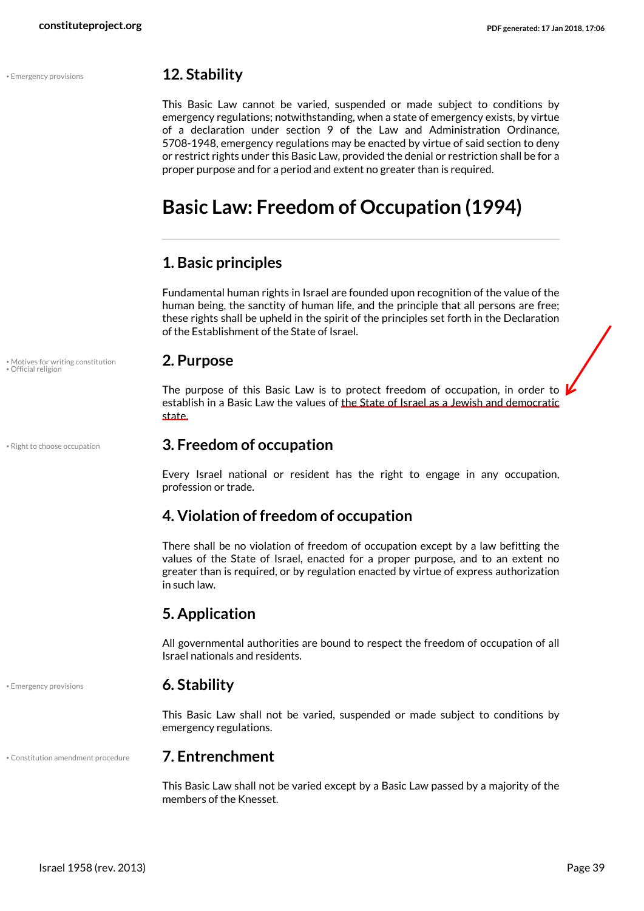## 12. Stability

This Basic Law cannot be varied, suspended or made subject to conditions by emergency regulations; notwithstanding, when a state of emergency exists, by virtue of a declaration under section 9 of the Law and Administration Ordinance, 5708-1948, emergency regulations may be enacted by virtue of said section to deny or restrict rights under this Basic Law, provided the denial or restriction shall be for a proper purpose and for a period and extent no greater than is required.

# Basic Law: Freedom of Occupation (1994)

---

## 1. Basic principles

Fundamental human rights in Israel are founded upon recognition of the value of the human being, the sanctity of human life, and the principle that all persons are free; these rights shall be upheld in the spirit of the principles set forth in the Declaration of the Establishment of the State of Israel.

## 2. Purpose

The purpose of this Basic Law is to protect freedom of occupation, in order to establish in a Basic Law the values of the State of Israel as a Jewish and democratic state.

## 3. Freedom of occupation

Every Israel national or resident has the right to engage in any occupation, profession or trade.

## 4. Violation of freedom of occupation

There shall be no violation of freedom of occupation except by a law befitting the values of the State of Israel, enacted for a proper purpose, and to an extent no greater than is required, or by regulation enacted by virtue of express authorization in such law.

## 5. Application

All governmental authorities are bound to respect the freedom of occupation of all Israel nationals and residents.

## 6. Stability

This Basic Law shall not be varied, suspended or made subject to conditions by emergency regulations.

## 7. Entrenchment

This Basic Law shall not be varied except by a Basic Law passed by a majority of the members of the Knesset.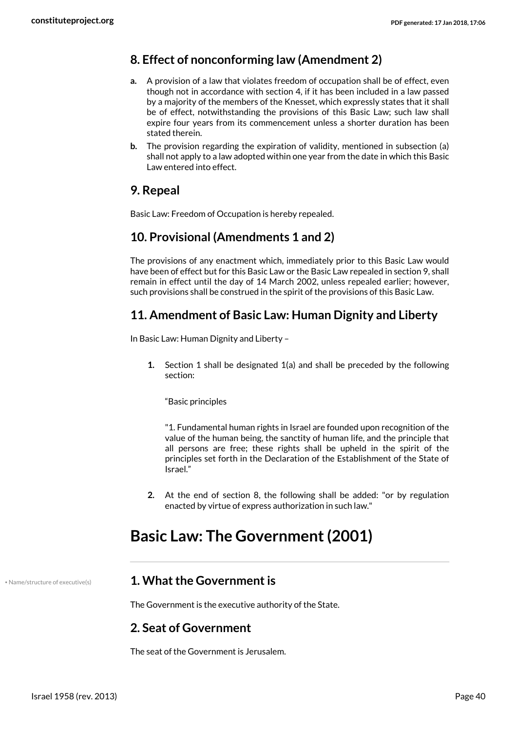## 8. Effect of nonconforming law (Amendment 2)

- **a.** A provision of a law that violates freedom of occupation shall be of effect, even though not in accordance with section 4, if it has been included in a law passed by a majority of the members of the Knesset, which expressly states that it shall be of effect, notwithstanding the provisions of this Basic Law; such law shall expire four years from its commencement unless a shorter duration has been stated therein.
- **b.** The provision regarding the expiration of validity, mentioned in subsection (a) shall not apply to a law adopted within one year from the date in which this Basic Law entered into effect.

## 9. Repeal

Basic Law: Freedom of Occupation is hereby repealed.

## 10. Provisional (Amendments 1 and 2)

The provisions of any enactment which, immediately prior to this Basic Law would have been of effect but for this Basic Law or the Basic Law repealed in section 9, shall remain in effect until the day of 14 March 2002, unless repealed earlier; however, such provisions shall be construed in the spirit of the provisions of this Basic Law.

## 11. Amendment of Basic Law: Human Dignity and Liberty

In Basic Law: Human Dignity and Liberty –

1. Section 1 shall be designated 1(a) and shall be preceded by the following section:

   "Basic principles

   "1. Fundamental human rights in Israel are founded upon recognition of the value of the human being, the sanctity of human life, and the principle that all persons are free; these rights shall be upheld in the spirit of the principles set forth in the Declaration of the Establishment of the State of Israel."

2. At the end of section 8, the following shall be added: "or by regulation enacted by virtue of express authorization in such law."

# Basic Law: The Government (2001)

• Name/structure of executive(s)

## 1. What the Government is

The Government is the executive authority of the State.

## 2. Seat of Government

The seat of the Government is Jerusalem.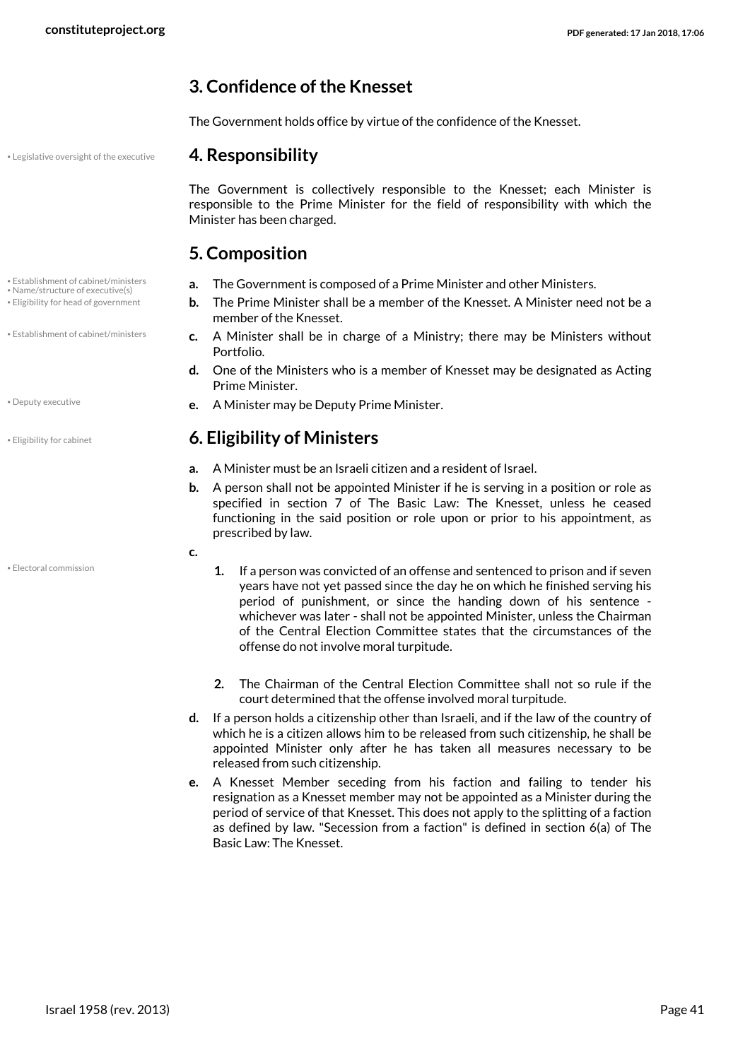## 3. Confidence of the Knesset

The Government holds office by virtue of the confidence of the Knesset.

## 4. Responsibility

The Government is collectively responsible to the Knesset; each Minister is responsible to the Prime Minister for the field of responsibility with which the Minister has been charged.

## 5. Composition

- **a.** The Government is composed of a Prime Minister and other Ministers.
- **b.** The Prime Minister shall be a member of the Knesset. A Minister need not be a member of the Knesset.
- **c.** A Minister shall be in charge of a Ministry; there may be Ministers without Portfolio.
- **d.** One of the Ministers who is a member of Knesset may be designated as Acting Prime Minister.
- **e.** A Minister may be Deputy Prime Minister.

## 6. Eligibility of Ministers

- **a.** A Minister must be an Israeli citizen and a resident of Israel.
- **b.** A person shall not be appointed Minister if he is serving in a position or role as specified in section 7 of The Basic Law: The Knesset, unless he ceased functioning in the said position or role upon or prior to his appointment, as prescribed by law.
- **c.**
  1. If a person was convicted of an offense and sentenced to prison and if seven years have not yet passed since the day he on which he finished serving his period of punishment, or since the handing down of his sentence - whichever was later - shall not be appointed Minister, unless the Chairman of the Central Election Committee states that the circumstances of the offense do not involve moral turpitude.
  2. The Chairman of the Central Election Committee shall not so rule if the court determined that the offense involved moral turpitude.
- **d.** If a person holds a citizenship other than Israeli, and if the law of the country of which he is a citizen allows him to be released from such citizenship, he shall be appointed Minister only after he has taken all measures necessary to be released from such citizenship.
- **e.** A Knesset Member seceding from his faction and failing to tender his resignation as a Knesset member may not be appointed as a Minister during the period of service of that Knesset. This does not apply to the splitting of a faction as defined by law. "Secession from a faction" is defined in section 6(a) of The Basic Law: The Knesset.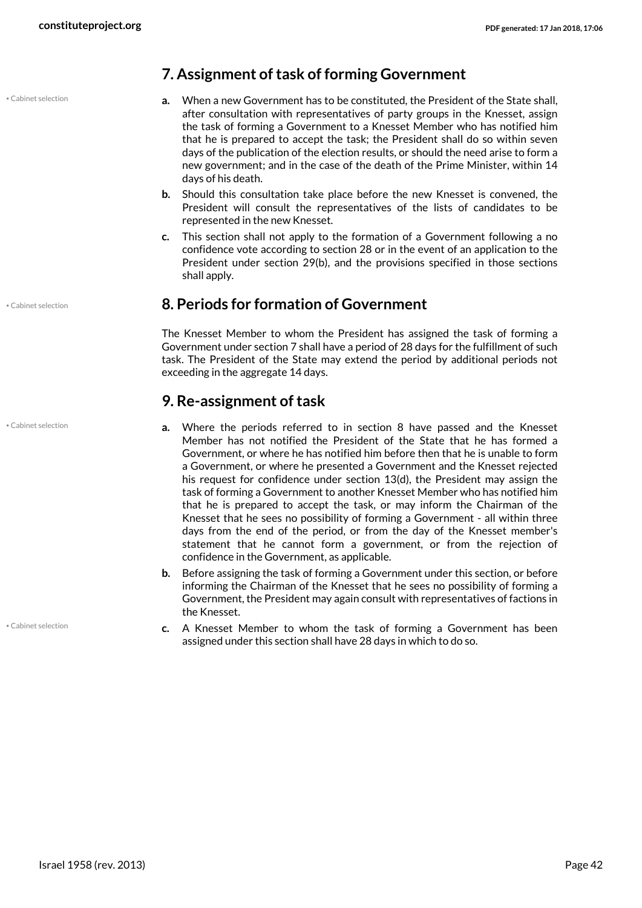## 7. Assignment of task of forming Government

- **a.** When a new Government has to be constituted, the President of the State shall, after consultation with representatives of party groups in the Knesset, assign the task of forming a Government to a Knesset Member who has notified him that he is prepared to accept the task; the President shall do so within seven days of the publication of the election results, or should the need arise to form a new government; and in the case of the death of the Prime Minister, within 14 days of his death.
- **b.** Should this consultation take place before the new Knesset is convened, the President will consult the representatives of the lists of candidates to be represented in the new Knesset.
- **c.** This section shall not apply to the formation of a Government following a no confidence vote according to section 28 or in the event of an application to the President under section 29(b), and the provisions specified in those sections shall apply.

## 8. Periods for formation of Government

The Knesset Member to whom the President has assigned the task of forming a Government under section 7 shall have a period of 28 days for the fulfillment of such task. The President of the State may extend the period by additional periods not exceeding in the aggregate 14 days.

## 9. Re-assignment of task

- **a.** Where the periods referred to in section 8 have passed and the Knesset Member has not notified the President of the State that he has formed a Government, or where he has notified him before then that he is unable to form a Government, or where he presented a Government and the Knesset rejected his request for confidence under section 13(d), the President may assign the task of forming a Government to another Knesset Member who has notified him that he is prepared to accept the task, or may inform the Chairman of the Knesset that he sees no possibility of forming a Government - all within three days from the end of the period, or from the day of the Knesset member's statement that he cannot form a government, or from the rejection of confidence in the Government, as applicable.
- **b.** Before assigning the task of forming a Government under this section, or before informing the Chairman of the Knesset that he sees no possibility of forming a Government, the President may again consult with representatives of factions in the Knesset.
- **c.** A Knesset Member to whom the task of forming a Government has been assigned under this section shall have 28 days in which to do so.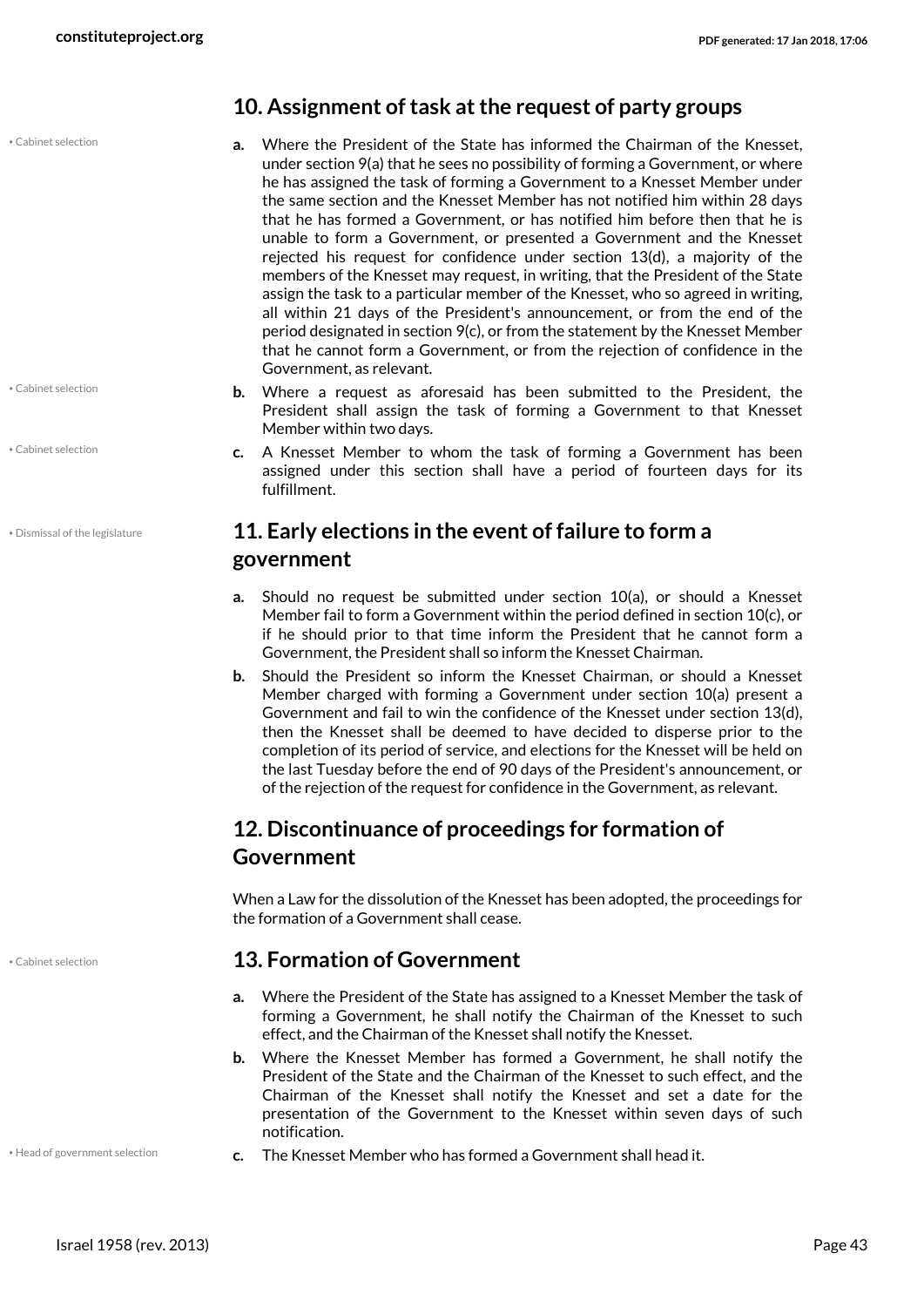## 10. Assignment of task at the request of party groups

- **a.** Where the President of the State has informed the Chairman of the Knesset, under section 9(a) that he sees no possibility of forming a Government, or where he has assigned the task of forming a Government to a Knesset Member under the same section and the Knesset Member has not notified him within 28 days that he has formed a Government, or has notified him before then that he is unable to form a Government, or presented a Government and the Knesset rejected his request for confidence under section 13(d), a majority of the members of the Knesset may request, in writing, that the President of the State assign the task to a particular member of the Knesset, who so agreed in writing, all within 21 days of the President's announcement, or from the end of the period designated in section 9(c), or from the statement by the Knesset Member that he cannot form a Government, or from the rejection of confidence in the Government, as relevant.
- **b.** Where a request as aforesaid has been submitted to the President, the President shall assign the task of forming a Government to that Knesset Member within two days.
- **c.** A Knesset Member to whom the task of forming a Government has been assigned under this section shall have a period of fourteen days for its fulfillment.

## 11. Early elections in the event of failure to form a government

- **a.** Should no request be submitted under section 10(a), or should a Knesset Member fail to form a Government within the period defined in section 10(c), or if he should prior to that time inform the President that he cannot form a Government, the President shall so inform the Knesset Chairman.
- **b.** Should the President so inform the Knesset Chairman, or should a Knesset Member charged with forming a Government under section 10(a) present a Government and fail to win the confidence of the Knesset under section 13(d), then the Knesset shall be deemed to have decided to disperse prior to the completion of its period of service, and elections for the Knesset will be held on the last Tuesday before the end of 90 days of the President's announcement, or of the rejection of the request for confidence in the Government, as relevant.

## 12. Discontinuance of proceedings for formation of Government

When a Law for the dissolution of the Knesset has been adopted, the proceedings for the formation of a Government shall cease.

## 13. Formation of Government

- **a.** Where the President of the State has assigned to a Knesset Member the task of forming a Government, he shall notify the Chairman of the Knesset to such effect, and the Chairman of the Knesset shall notify the Knesset.
- **b.** Where the Knesset Member has formed a Government, he shall notify the President of the State and the Chairman of the Knesset to such effect, and the Chairman of the Knesset shall notify the Knesset and set a date for the presentation of the Government to the Knesset within seven days of such notification.
- **c.** The Knesset Member who has formed a Government shall head it.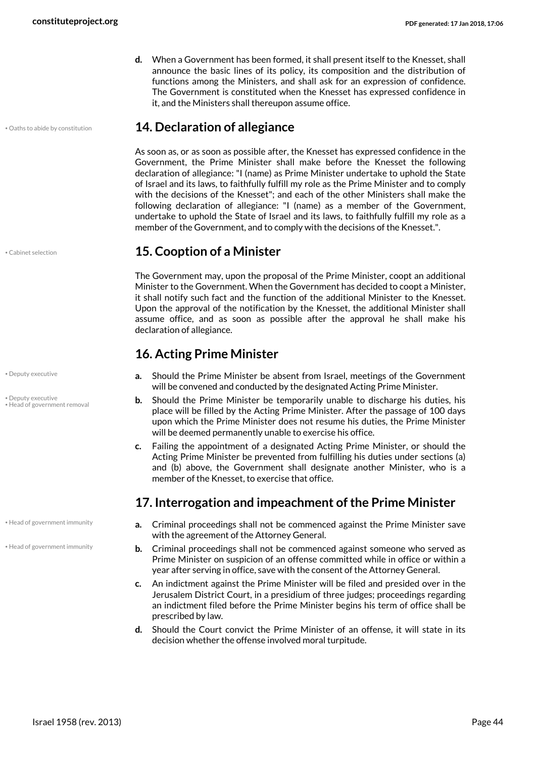d. When a Government has been formed, it shall present itself to the Knesset, shall announce the basic lines of its policy, its composition and the distribution of functions among the Ministers, and shall ask for an expression of confidence. The Government is constituted when the Knesset has expressed confidence in it, and the Ministers shall thereupon assume office.

• Oaths to abide by constitution

## 14. Declaration of allegiance

As soon as, or as soon as possible after, the Knesset has expressed confidence in the Government, the Prime Minister shall make before the Knesset the following declaration of allegiance: "I (name) as Prime Minister undertake to uphold the State of Israel and its laws, to faithfully fulfill my role as the Prime Minister and to comply with the decisions of the Knesset"; and each of the other Ministers shall make the following declaration of allegiance: "I (name) as a member of the Government, undertake to uphold the State of Israel and its laws, to faithfully fulfill my role as a member of the Government, and to comply with the decisions of the Knesset.".

• Cabinet selection

## 15. Cooption of a Minister

The Government may, upon the proposal of the Prime Minister, coopt an additional Minister to the Government. When the Government has decided to coopt a Minister, it shall notify such fact and the function of the additional Minister to the Knesset. Upon the approval of the notification by the Knesset, the additional Minister shall assume office, and as soon as possible after the approval he shall make his declaration of allegiance.

## 16. Acting Prime Minister

• Deputy executive

a. Should the Prime Minister be absent from Israel, meetings of the Government will be convened and conducted by the designated Acting Prime Minister.

• Deputy executive
• Head of government removal

b. Should the Prime Minister be temporarily unable to discharge his duties, his place will be filled by the Acting Prime Minister. After the passage of 100 days upon which the Prime Minister does not resume his duties, the Prime Minister will be deemed permanently unable to exercise his office.

c. Failing the appointment of a designated Acting Prime Minister, or should the Acting Prime Minister be prevented from fulfilling his duties under sections (a) and (b) above, the Government shall designate another Minister, who is a member of the Knesset, to exercise that office.

## 17. Interrogation and impeachment of the Prime Minister

• Head of government immunity

a. Criminal proceedings shall not be commenced against the Prime Minister save with the agreement of the Attorney General.

• Head of government immunity

b. Criminal proceedings shall not be commenced against someone who served as Prime Minister on suspicion of an offense committed while in office or within a year after serving in office, save with the consent of the Attorney General.

c. An indictment against the Prime Minister will be filed and presided over in the Jerusalem District Court, in a presidium of three judges; proceedings regarding an indictment filed before the Prime Minister begins his term of office shall be prescribed by law.

d. Should the Court convict the Prime Minister of an offense, it will state in its decision whether the offense involved moral turpitude.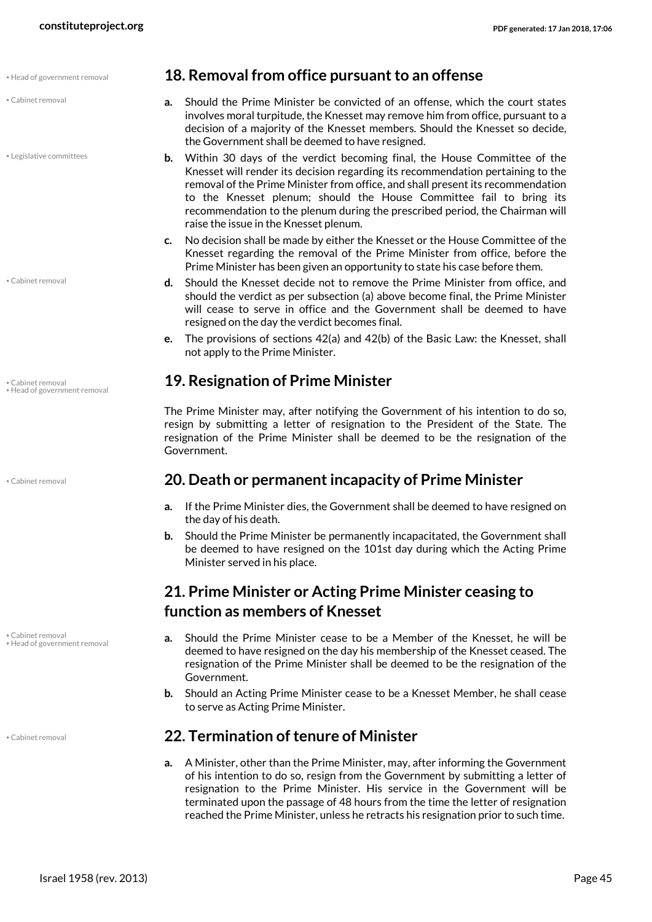## 18. Removal from office pursuant to an offense

**a.** Should the Prime Minister be convicted of an offense, which the court states involves moral turpitude, the Knesset may remove him from office, pursuant to a decision of a majority of the Knesset members. Should the Knesset so decide, the Government shall be deemed to have resigned.

**b.** Within 30 days of the verdict becoming final, the House Committee of the Knesset will render its decision regarding its recommendation pertaining to the removal of the Prime Minister from office, and shall present its recommendation to the Knesset plenum; should the House Committee fail to bring its recommendation to the plenum during the prescribed period, the Chairman will raise the issue in the Knesset plenum.

**c.** No decision shall be made by either the Knesset or the House Committee of the Knesset regarding the removal of the Prime Minister from office, before the Prime Minister has been given an opportunity to state his case before them.

**d.** Should the Knesset decide not to remove the Prime Minister from office, and should the verdict as per subsection (a) above become final, the Prime Minister will cease to serve in office and the Government shall be deemed to have resigned on the day the verdict becomes final.

**e.** The provisions of sections 42(a) and 42(b) of the Basic Law: the Knesset, shall not apply to the Prime Minister.

## 19. Resignation of Prime Minister

The Prime Minister may, after notifying the Government of his intention to do so, resign by submitting a letter of resignation to the President of the State. The resignation of the Prime Minister shall be deemed to be the resignation of the Government.

## 20. Death or permanent incapacity of Prime Minister

**a.** If the Prime Minister dies, the Government shall be deemed to have resigned on the day of his death.

**b.** Should the Prime Minister be permanently incapacitated, the Government shall be deemed to have resigned on the 101st day during which the Acting Prime Minister served in his place.

## 21. Prime Minister or Acting Prime Minister ceasing to function as members of Knesset

**a.** Should the Prime Minister cease to be a Member of the Knesset, he will be deemed to have resigned on the day his membership of the Knesset ceased. The resignation of the Prime Minister shall be deemed to be the resignation of the Government.

**b.** Should an Acting Prime Minister cease to be a Knesset Member, he shall cease to serve as Acting Prime Minister.

## 22. Termination of tenure of Minister

**a.** A Minister, other than the Prime Minister, may, after informing the Government of his intention to do so, resign from the Government by submitting a letter of resignation to the Prime Minister. His service in the Government will be terminated upon the passage of 48 hours from the time the letter of resignation reached the Prime Minister, unless he retracts his resignation prior to such time.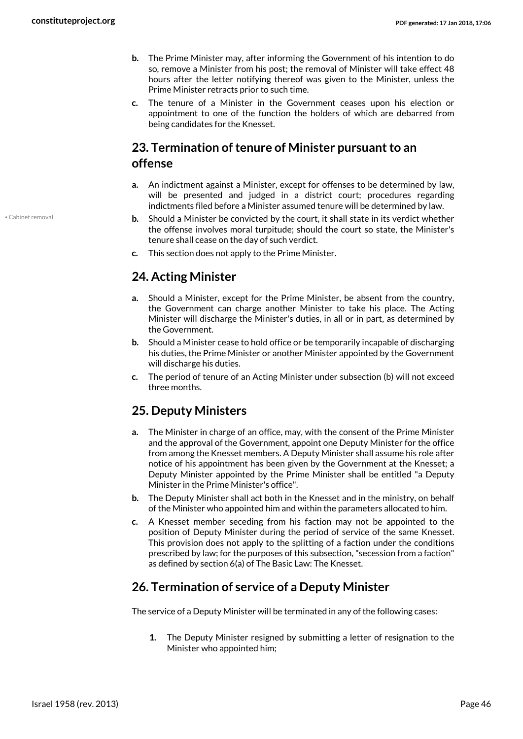- **b.** The Prime Minister may, after informing the Government of his intention to do so, remove a Minister from his post; the removal of Minister will take effect 48 hours after the letter notifying thereof was given to the Minister, unless the Prime Minister retracts prior to such time.
- **c.** The tenure of a Minister in the Government ceases upon his election or appointment to one of the function the holders of which are debarred from being candidates for the Knesset.

## 23. Termination of tenure of Minister pursuant to an offense

- **a.** An indictment against a Minister, except for offenses to be determined by law, will be presented and judged in a district court; procedures regarding indictments filed before a Minister assumed tenure will be determined by law.
- **b.** Should a Minister be convicted by the court, it shall state in its verdict whether the offense involves moral turpitude; should the court so state, the Minister's tenure shall cease on the day of such verdict.
- **c.** This section does not apply to the Prime Minister.

• Cabinet removal

## 24. Acting Minister

- **a.** Should a Minister, except for the Prime Minister, be absent from the country, the Government can charge another Minister to take his place. The Acting Minister will discharge the Minister's duties, in all or in part, as determined by the Government.
- **b.** Should a Minister cease to hold office or be temporarily incapable of discharging his duties, the Prime Minister or another Minister appointed by the Government will discharge his duties.
- **c.** The period of tenure of an Acting Minister under subsection (b) will not exceed three months.

## 25. Deputy Ministers

- **a.** The Minister in charge of an office, may, with the consent of the Prime Minister and the approval of the Government, appoint one Deputy Minister for the office from among the Knesset members. A Deputy Minister shall assume his role after notice of his appointment has been given by the Government at the Knesset; a Deputy Minister appointed by the Prime Minister shall be entitled "a Deputy Minister in the Prime Minister's office".
- **b.** The Deputy Minister shall act both in the Knesset and in the ministry, on behalf of the Minister who appointed him and within the parameters allocated to him.
- **c.** A Knesset member seceding from his faction may not be appointed to the position of Deputy Minister during the period of service of the same Knesset. This provision does not apply to the splitting of a faction under the conditions prescribed by law; for the purposes of this subsection, "secession from a faction" as defined by section 6(a) of The Basic Law: The Knesset.

## 26. Termination of service of a Deputy Minister

The service of a Deputy Minister will be terminated in any of the following cases:

1. The Deputy Minister resigned by submitting a letter of resignation to the Minister who appointed him;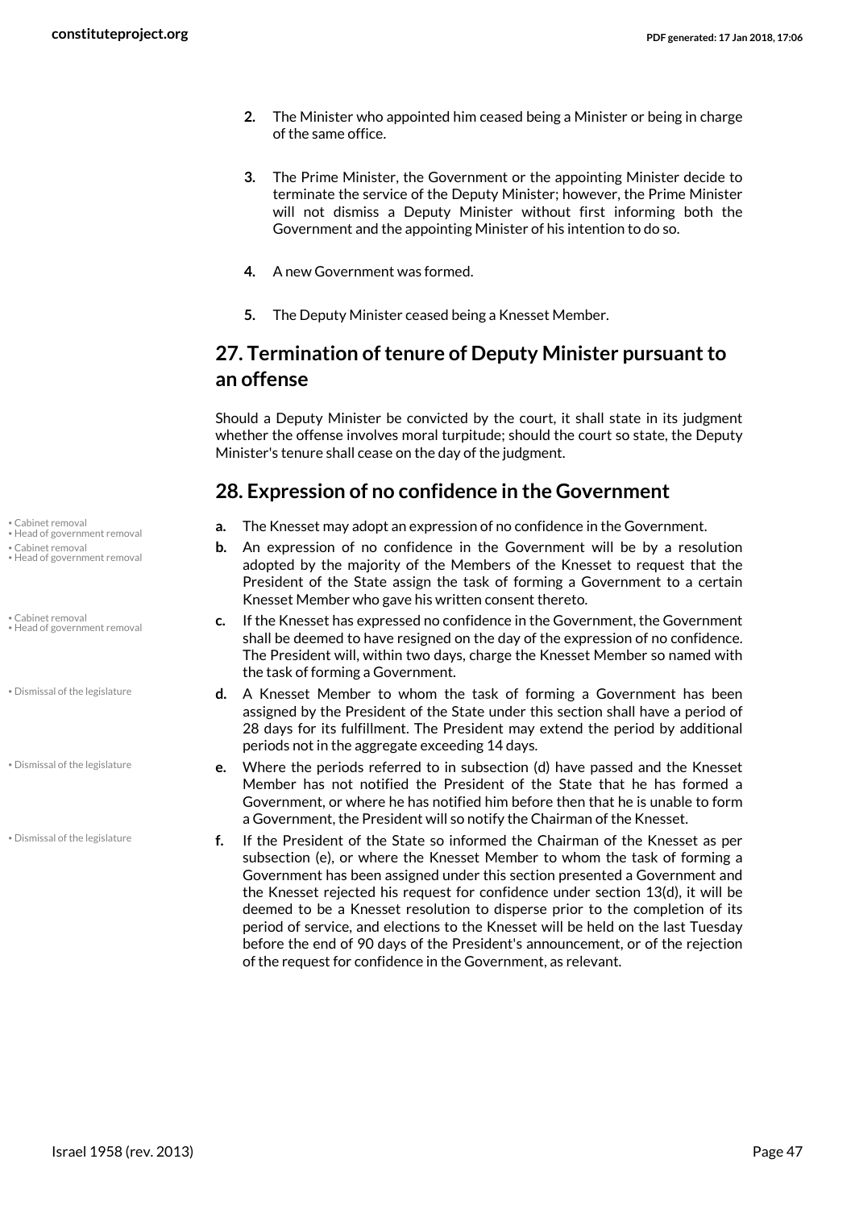2. The Minister who appointed him ceased being a Minister or being in charge of the same office.

3. The Prime Minister, the Government or the appointing Minister decide to terminate the service of the Deputy Minister; however, the Prime Minister will not dismiss a Deputy Minister without first informing both the Government and the appointing Minister of his intention to do so.

4. A new Government was formed.

5. The Deputy Minister ceased being a Knesset Member.

## 27. Termination of tenure of Deputy Minister pursuant to an offense

Should a Deputy Minister be convicted by the court, it shall state in its judgment whether the offense involves moral turpitude; should the court so state, the Deputy Minister's tenure shall cease on the day of the judgment.

## 28. Expression of no confidence in the Government

**a.** The Knesset may adopt an expression of no confidence in the Government.

**b.** An expression of no confidence in the Government will be by a resolution adopted by the majority of the Members of the Knesset to request that the President of the State assign the task of forming a Government to a certain Knesset Member who gave his written consent thereto.

**c.** If the Knesset has expressed no confidence in the Government, the Government shall be deemed to have resigned on the day of the expression of no confidence. The President will, within two days, charge the Knesset Member so named with the task of forming a Government.

**d.** A Knesset Member to whom the task of forming a Government has been assigned by the President of the State under this section shall have a period of 28 days for its fulfillment. The President may extend the period by additional periods not in the aggregate exceeding 14 days.

**e.** Where the periods referred to in subsection (d) have passed and the Knesset Member has not notified the President of the State that he has formed a Government, or where he has notified him before then that he is unable to form a Government, the President will so notify the Chairman of the Knesset.

**f.** If the President of the State so informed the Chairman of the Knesset as per subsection (e), or where the Knesset Member to whom the task of forming a Government has been assigned under this section presented a Government and the Knesset rejected his request for confidence under section 13(d), it will be deemed to be a Knesset resolution to disperse prior to the completion of its period of service, and elections to the Knesset will be held on the last Tuesday before the end of 90 days of the President's announcement, or of the rejection of the request for confidence in the Government, as relevant.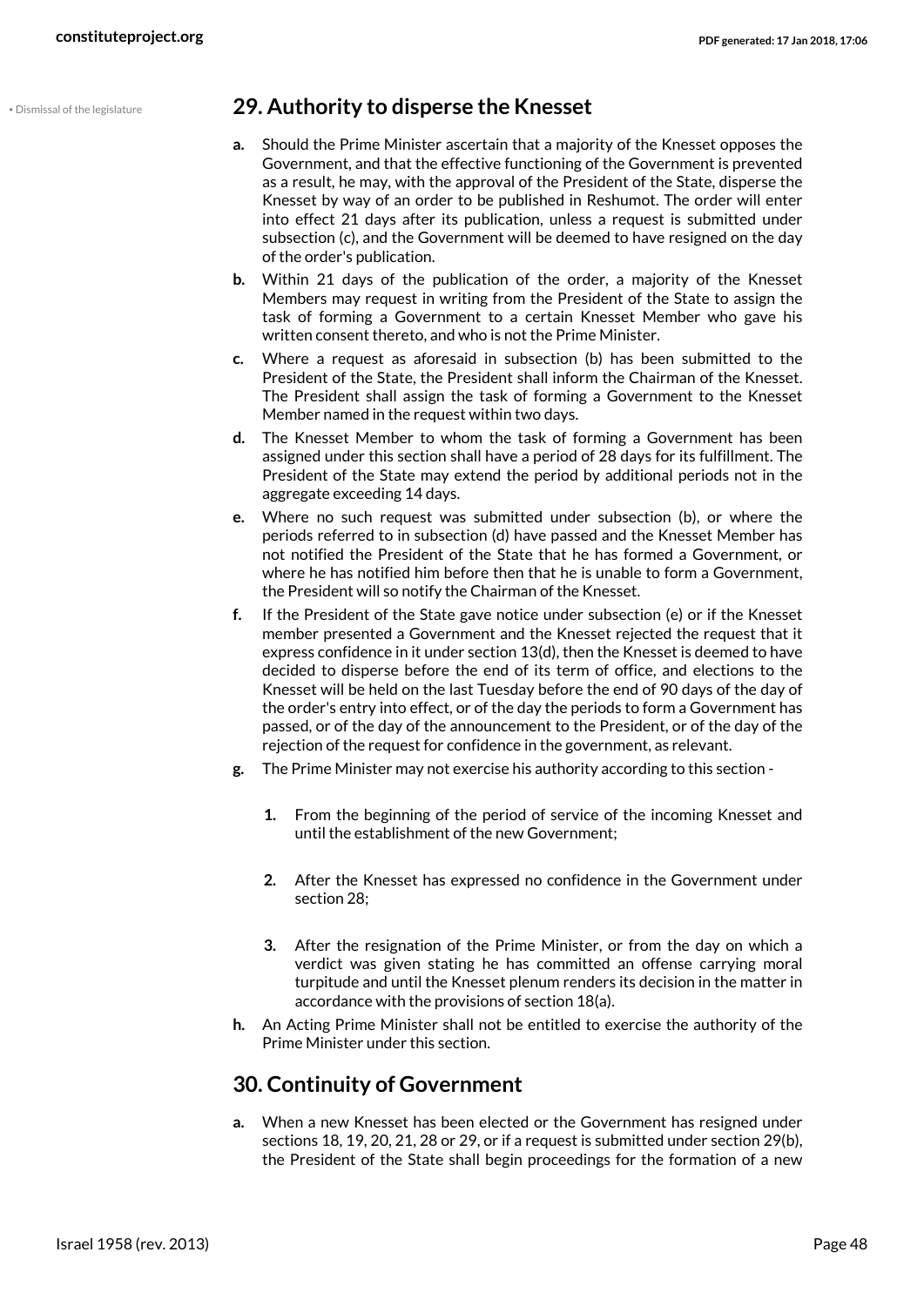## 29. Authority to disperse the Knesset

**a.** Should the Prime Minister ascertain that a majority of the Knesset opposes the Government, and that the effective functioning of the Government is prevented as a result, he may, with the approval of the President of the State, disperse the Knesset by way of an order to be published in Reshumot. The order will enter into effect 21 days after its publication, unless a request is submitted under subsection (c), and the Government will be deemed to have resigned on the day of the order's publication.

**b.** Within 21 days of the publication of the order, a majority of the Knesset Members may request in writing from the President of the State to assign the task of forming a Government to a certain Knesset Member who gave his written consent thereto, and who is not the Prime Minister.

**c.** Where a request as aforesaid in subsection (b) has been submitted to the President of the State, the President shall inform the Chairman of the Knesset. The President shall assign the task of forming a Government to the Knesset Member named in the request within two days.

**d.** The Knesset Member to whom the task of forming a Government has been assigned under this section shall have a period of 28 days for its fulfillment. The President of the State may extend the period by additional periods not in the aggregate exceeding 14 days.

**e.** Where no such request was submitted under subsection (b), or where the periods referred to in subsection (d) have passed and the Knesset Member has not notified the President of the State that he has formed a Government, or where he has notified him before then that he is unable to form a Government, the President will so notify the Chairman of the Knesset.

**f.** If the President of the State gave notice under subsection (e) or if the Knesset member presented a Government and the Knesset rejected the request that it express confidence in it under section 13(d), then the Knesset is deemed to have decided to disperse before the end of its term of office, and elections to the Knesset will be held on the last Tuesday before the end of 90 days of the day of the order's entry into effect, or of the day the periods to form a Government has passed, or of the day of the announcement to the President, or of the day of the rejection of the request for confidence in the government, as relevant.

**g.** The Prime Minister may not exercise his authority according to this section -

1. From the beginning of the period of service of the incoming Knesset and until the establishment of the new Government;
2. After the Knesset has expressed no confidence in the Government under section 28;
3. After the resignation of the Prime Minister, or from the day on which a verdict was given stating he has committed an offense carrying moral turpitude and until the Knesset plenum renders its decision in the matter in accordance with the provisions of section 18(a).

**h.** An Acting Prime Minister shall not be entitled to exercise the authority of the Prime Minister under this section.

## 30. Continuity of Government

**a.** When a new Knesset has been elected or the Government has resigned under sections 18, 19, 20, 21, 28 or 29, or if a request is submitted under section 29(b), the President of the State shall begin proceedings for the formation of a new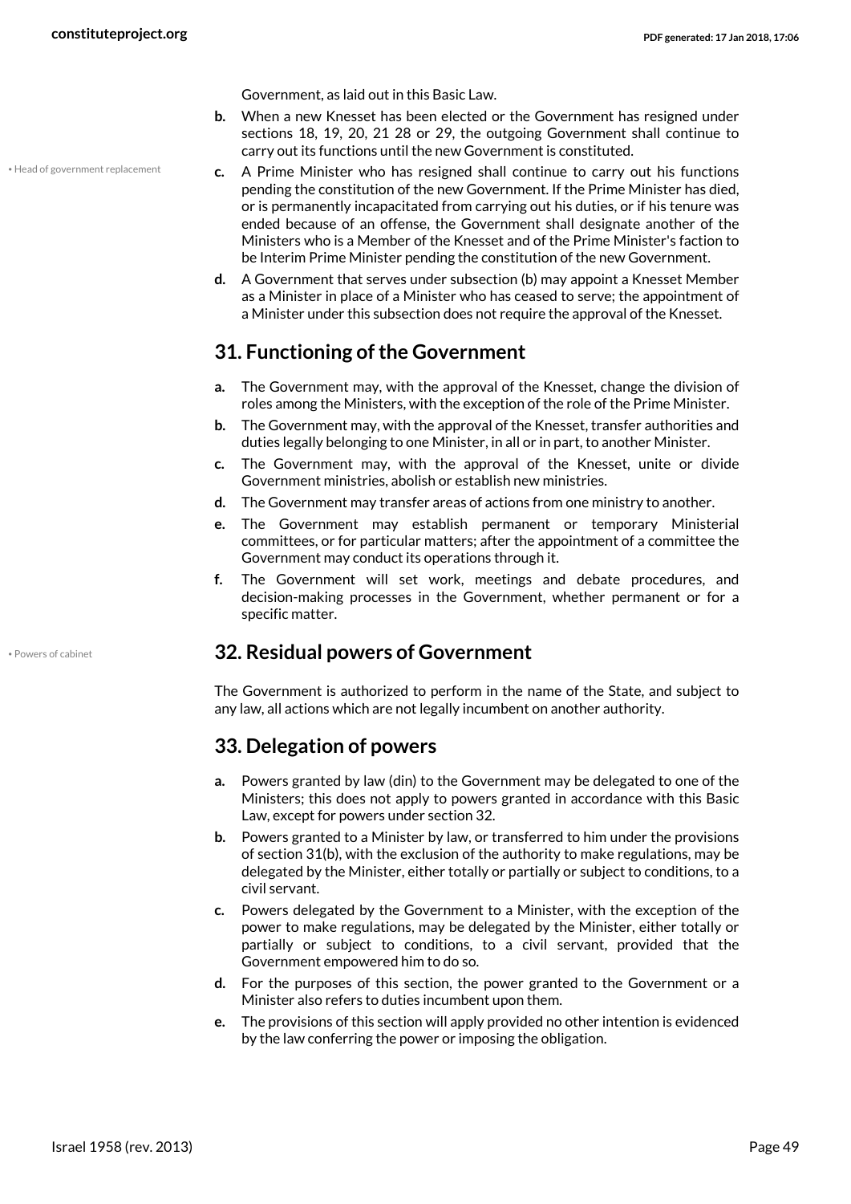Government, as laid out in this Basic Law.

b. When a new Knesset has been elected or the Government has resigned under sections 18, 19, 20, 21 28 or 29, the outgoing Government shall continue to carry out its functions until the new Government is constituted.

c. A Prime Minister who has resigned shall continue to carry out his functions pending the constitution of the new Government. If the Prime Minister has died, or is permanently incapacitated from carrying out his duties, or if his tenure was ended because of an offense, the Government shall designate another of the Ministers who is a Member of the Knesset and of the Prime Minister's faction to be Interim Prime Minister pending the constitution of the new Government.

d. A Government that serves under subsection (b) may appoint a Knesset Member as a Minister in place of a Minister who has ceased to serve; the appointment of a Minister under this subsection does not require the approval of the Knesset.

## 31. Functioning of the Government

a. The Government may, with the approval of the Knesset, change the division of roles among the Ministers, with the exception of the role of the Prime Minister.

b. The Government may, with the approval of the Knesset, transfer authorities and duties legally belonging to one Minister, in all or in part, to another Minister.

c. The Government may, with the approval of the Knesset, unite or divide Government ministries, abolish or establish new ministries.

d. The Government may transfer areas of actions from one ministry to another.

e. The Government may establish permanent or temporary Ministerial committees, or for particular matters; after the appointment of a committee the Government may conduct its operations through it.

f. The Government will set work, meetings and debate procedures, and decision-making processes in the Government, whether permanent or for a specific matter.

## 32. Residual powers of Government

The Government is authorized to perform in the name of the State, and subject to any law, all actions which are not legally incumbent on another authority.

## 33. Delegation of powers

a. Powers granted by law (din) to the Government may be delegated to one of the Ministers; this does not apply to powers granted in accordance with this Basic Law, except for powers under section 32.

b. Powers granted to a Minister by law, or transferred to him under the provisions of section 31(b), with the exclusion of the authority to make regulations, may be delegated by the Minister, either totally or partially or subject to conditions, to a civil servant.

c. Powers delegated by the Government to a Minister, with the exception of the power to make regulations, may be delegated by the Minister, either totally or partially or subject to conditions, to a civil servant, provided that the Government empowered him to do so.

d. For the purposes of this section, the power granted to the Government or a Minister also refers to duties incumbent upon them.

e. The provisions of this section will apply provided no other intention is evidenced by the law conferring the power or imposing the obligation.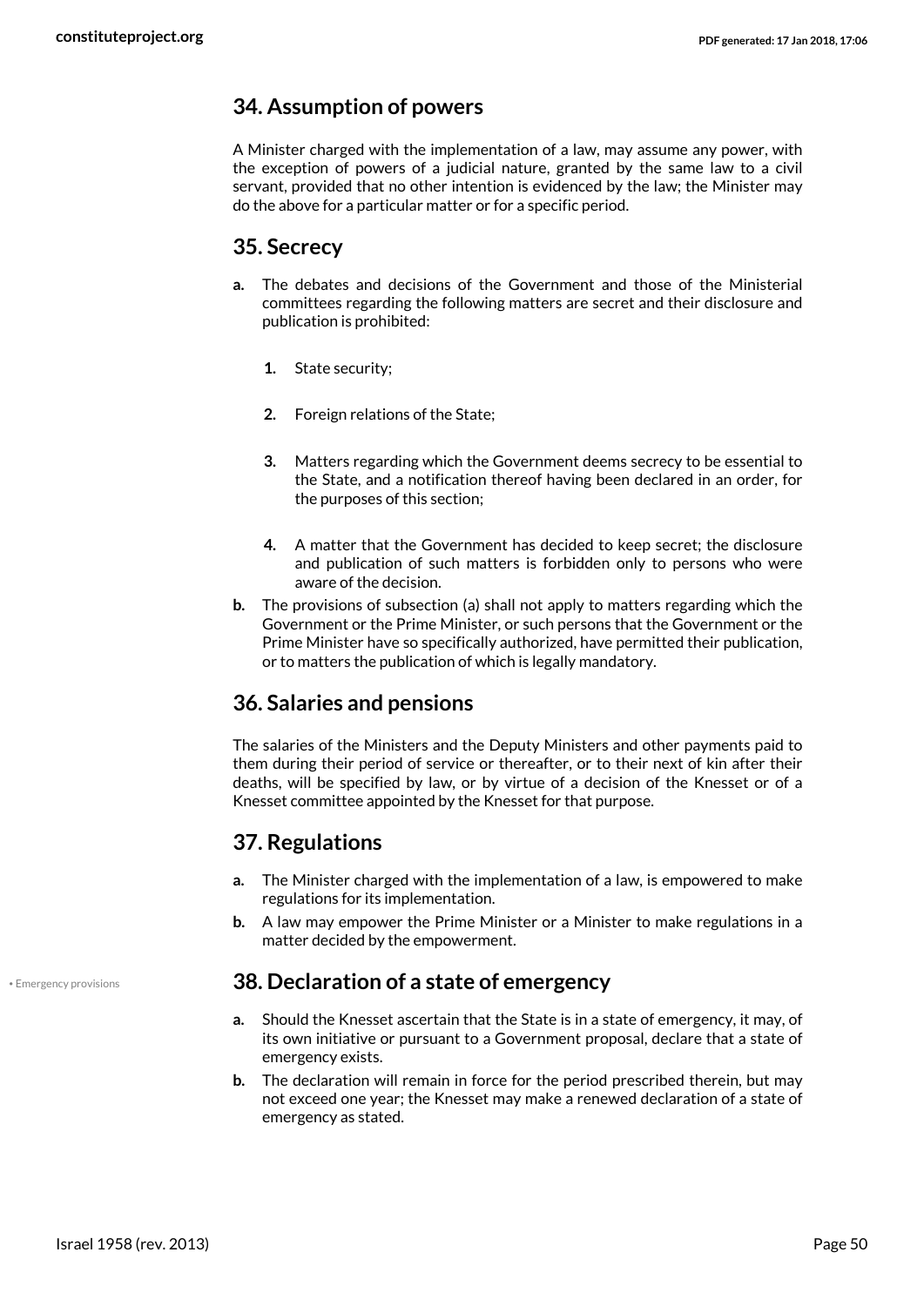## 34. Assumption of powers

A Minister charged with the implementation of a law, may assume any power, with the exception of powers of a judicial nature, granted by the same law to a civil servant, provided that no other intention is evidenced by the law; the Minister may do the above for a particular matter or for a specific period.

## 35. Secrecy

**a.** The debates and decisions of the Government and those of the Ministerial committees regarding the following matters are secret and their disclosure and publication is prohibited:

   **1.** State security;

   **2.** Foreign relations of the State;

   **3.** Matters regarding which the Government deems secrecy to be essential to the State, and a notification thereof having been declared in an order, for the purposes of this section;

   **4.** A matter that the Government has decided to keep secret; the disclosure and publication of such matters is forbidden only to persons who were aware of the decision.

**b.** The provisions of subsection (a) shall not apply to matters regarding which the Government or the Prime Minister, or such persons that the Government or the Prime Minister have so specifically authorized, have permitted their publication, or to matters the publication of which is legally mandatory.

## 36. Salaries and pensions

The salaries of the Ministers and the Deputy Ministers and other payments paid to them during their period of service or thereafter, or to their next of kin after their deaths, will be specified by law, or by virtue of a decision of the Knesset or of a Knesset committee appointed by the Knesset for that purpose.

## 37. Regulations

**a.** The Minister charged with the implementation of a law, is empowered to make regulations for its implementation.

**b.** A law may empower the Prime Minister or a Minister to make regulations in a matter decided by the empowerment.

• Emergency provisions

## 38. Declaration of a state of emergency

**a.** Should the Knesset ascertain that the State is in a state of emergency, it may, of its own initiative or pursuant to a Government proposal, declare that a state of emergency exists.

**b.** The declaration will remain in force for the period prescribed therein, but may not exceed one year; the Knesset may make a renewed declaration of a state of emergency as stated.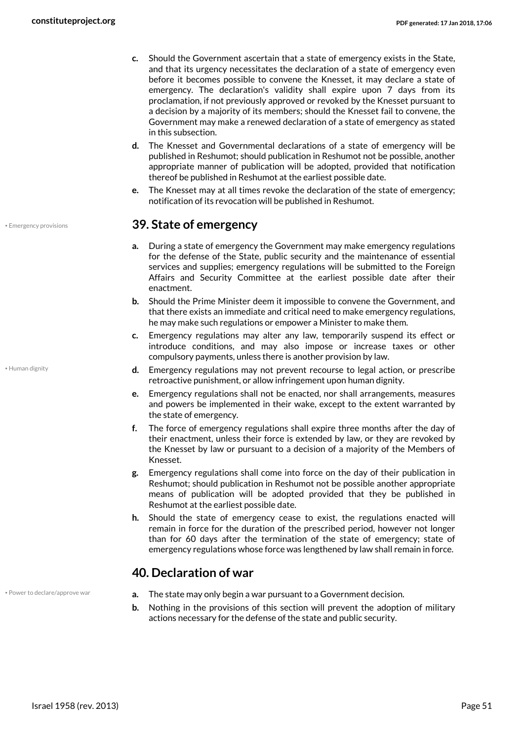c. Should the Government ascertain that a state of emergency exists in the State, and that its urgency necessitates the declaration of a state of emergency even before it becomes possible to convene the Knesset, it may declare a state of emergency. The declaration's validity shall expire upon 7 days from its proclamation, if not previously approved or revoked by the Knesset pursuant to a decision by a majority of its members; should the Knesset fail to convene, the Government may make a renewed declaration of a state of emergency as stated in this subsection.

d. The Knesset and Governmental declarations of a state of emergency will be published in Reshumot; should publication in Reshumot not be possible, another appropriate manner of publication will be adopted, provided that notification thereof be published in Reshumot at the earliest possible date.

e. The Knesset may at all times revoke the declaration of the state of emergency; notification of its revocation will be published in Reshumot.

## 39. State of emergency

• Emergency provisions

a. During a state of emergency the Government may make emergency regulations for the defense of the State, public security and the maintenance of essential services and supplies; emergency regulations will be submitted to the Foreign Affairs and Security Committee at the earliest possible date after their enactment.

b. Should the Prime Minister deem it impossible to convene the Government, and that there exists an immediate and critical need to make emergency regulations, he may make such regulations or empower a Minister to make them.

c. Emergency regulations may alter any law, temporarily suspend its effect or introduce conditions, and may also impose or increase taxes or other compulsory payments, unless there is another provision by law.

• Human dignity

d. Emergency regulations may not prevent recourse to legal action, or prescribe retroactive punishment, or allow infringement upon human dignity.

e. Emergency regulations shall not be enacted, nor shall arrangements, measures and powers be implemented in their wake, except to the extent warranted by the state of emergency.

f. The force of emergency regulations shall expire three months after the day of their enactment, unless their force is extended by law, or they are revoked by the Knesset by law or pursuant to a decision of a majority of the Members of Knesset.

g. Emergency regulations shall come into force on the day of their publication in Reshumot; should publication in Reshumot not be possible another appropriate means of publication will be adopted provided that they be published in Reshumot at the earliest possible date.

h. Should the state of emergency cease to exist, the regulations enacted will remain in force for the duration of the prescribed period, however not longer than for 60 days after the termination of the state of emergency; state of emergency regulations whose force was lengthened by law shall remain in force.

## 40. Declaration of war

• Power to declare/approve war

a. The state may only begin a war pursuant to a Government decision.

b. Nothing in the provisions of this section will prevent the adoption of military actions necessary for the defense of the state and public security.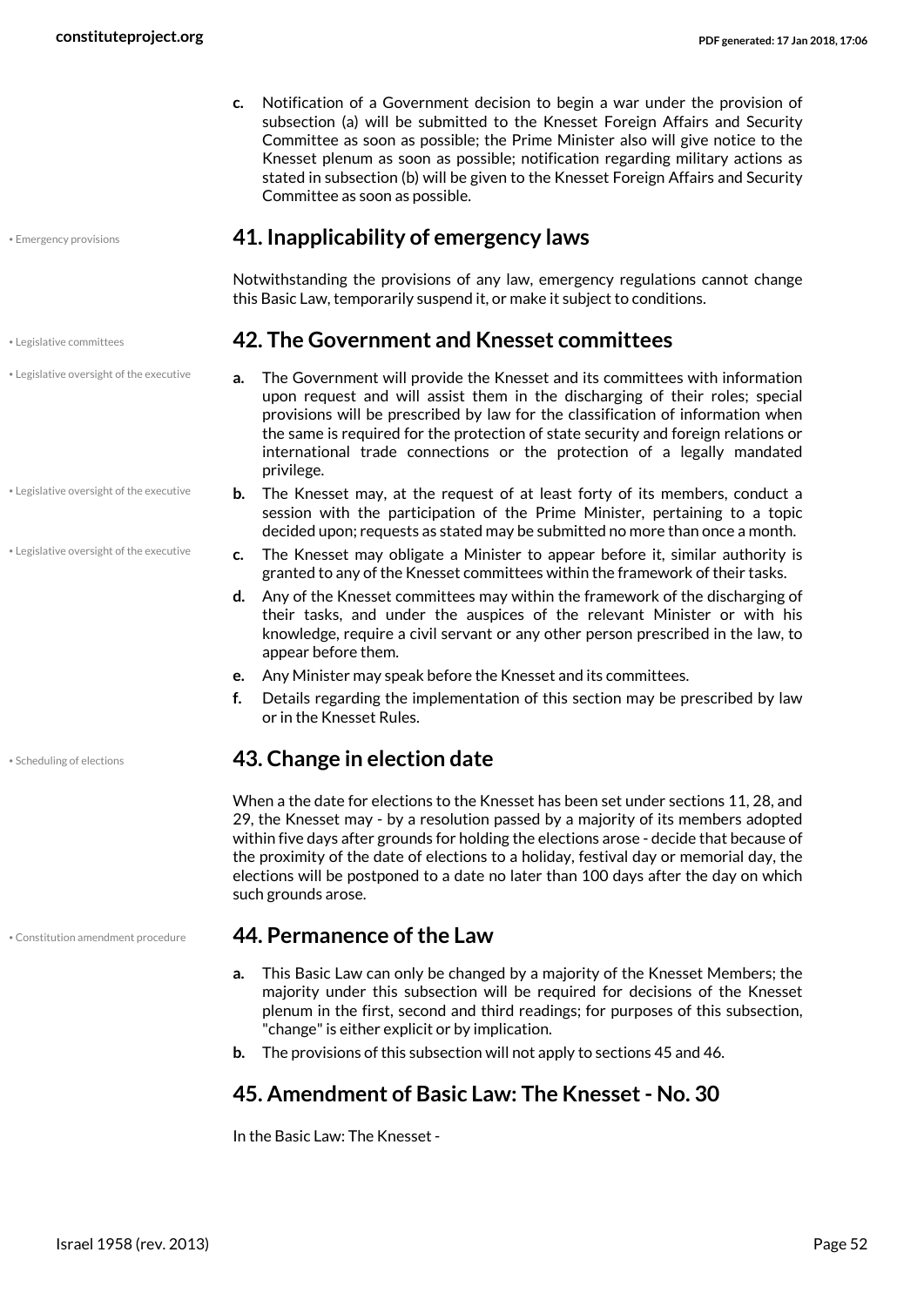c. Notification of a Government decision to begin a war under the provision of subsection (a) will be submitted to the Knesset Foreign Affairs and Security Committee as soon as possible; the Prime Minister also will give notice to the Knesset plenum as soon as possible; notification regarding military actions as stated in subsection (b) will be given to the Knesset Foreign Affairs and Security Committee as soon as possible.

• Emergency provisions

## 41. Inapplicability of emergency laws

Notwithstanding the provisions of any law, emergency regulations cannot change this Basic Law, temporarily suspend it, or make it subject to conditions.

• Legislative committees

## 42. The Government and Knesset committees

• Legislative oversight of the executive

a. The Government will provide the Knesset and its committees with information upon request and will assist them in the discharging of their roles; special provisions will be prescribed by law for the classification of information when the same is required for the protection of state security and foreign relations or international trade connections or the protection of a legally mandated privilege.

• Legislative oversight of the executive

b. The Knesset may, at the request of at least forty of its members, conduct a session with the participation of the Prime Minister, pertaining to a topic decided upon; requests as stated may be submitted no more than once a month.

• Legislative oversight of the executive

c. The Knesset may obligate a Minister to appear before it, similar authority is granted to any of the Knesset committees within the framework of their tasks.

d. Any of the Knesset committees may within the framework of the discharging of their tasks, and under the auspices of the relevant Minister or with his knowledge, require a civil servant or any other person prescribed in the law, to appear before them.

e. Any Minister may speak before the Knesset and its committees.

f. Details regarding the implementation of this section may be prescribed by law or in the Knesset Rules.

• Scheduling of elections

## 43. Change in election date

When a the date for elections to the Knesset has been set under sections 11, 28, and 29, the Knesset may - by a resolution passed by a majority of its members adopted within five days after grounds for holding the elections arose - decide that because of the proximity of the date of elections to a holiday, festival day or memorial day, the elections will be postponed to a date no later than 100 days after the day on which such grounds arose.

• Constitution amendment procedure

## 44. Permanence of the Law

a. This Basic Law can only be changed by a majority of the Knesset Members; the majority under this subsection will be required for decisions of the Knesset plenum in the first, second and third readings; for purposes of this subsection, "change" is either explicit or by implication.

b. The provisions of this subsection will not apply to sections 45 and 46.

## 45. Amendment of Basic Law: The Knesset - No. 30

In the Basic Law: The Knesset -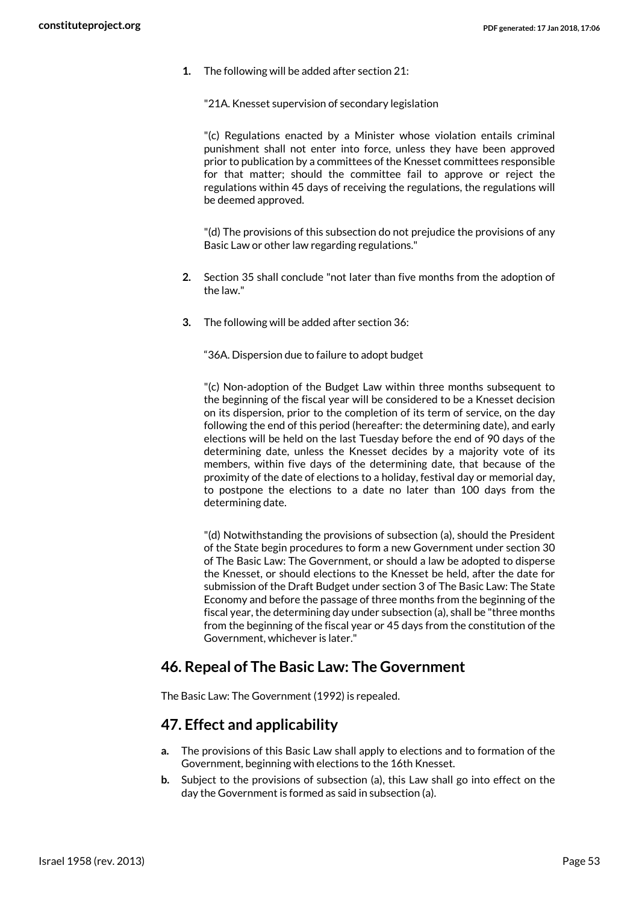1. The following will be added after section 21:

   "21A. Knesset supervision of secondary legislation

   "(c) Regulations enacted by a Minister whose violation entails criminal punishment shall not enter into force, unless they have been approved prior to publication by a committees of the Knesset committees responsible for that matter; should the committee fail to approve or reject the regulations within 45 days of receiving the regulations, the regulations will be deemed approved.

   "(d) The provisions of this subsection do not prejudice the provisions of any Basic Law or other law regarding regulations."

2. Section 35 shall conclude "not later than five months from the adoption of the law."

3. The following will be added after section 36:

   “36A. Dispersion due to failure to adopt budget

   "(c) Non-adoption of the Budget Law within three months subsequent to the beginning of the fiscal year will be considered to be a Knesset decision on its dispersion, prior to the completion of its term of service, on the day following the end of this period (hereafter: the determining date), and early elections will be held on the last Tuesday before the end of 90 days of the determining date, unless the Knesset decides by a majority vote of its members, within five days of the determining date, that because of the proximity of the date of elections to a holiday, festival day or memorial day, to postpone the elections to a date no later than 100 days from the determining date.

   "(d) Notwithstanding the provisions of subsection (a), should the President of the State begin procedures to form a new Government under section 30 of The Basic Law: The Government, or should a law be adopted to disperse the Knesset, or should elections to the Knesset be held, after the date for submission of the Draft Budget under section 3 of The Basic Law: The State Economy and before the passage of three months from the beginning of the fiscal year, the determining day under subsection (a), shall be "three months from the beginning of the fiscal year or 45 days from the constitution of the Government, whichever is later."

## 46. Repeal of The Basic Law: The Government

The Basic Law: The Government (1992) is repealed.

## 47. Effect and applicability

a. The provisions of this Basic Law shall apply to elections and to formation of the Government, beginning with elections to the 16th Knesset.
b. Subject to the provisions of subsection (a), this Law shall go into effect on the day the Government is formed as said in subsection (a).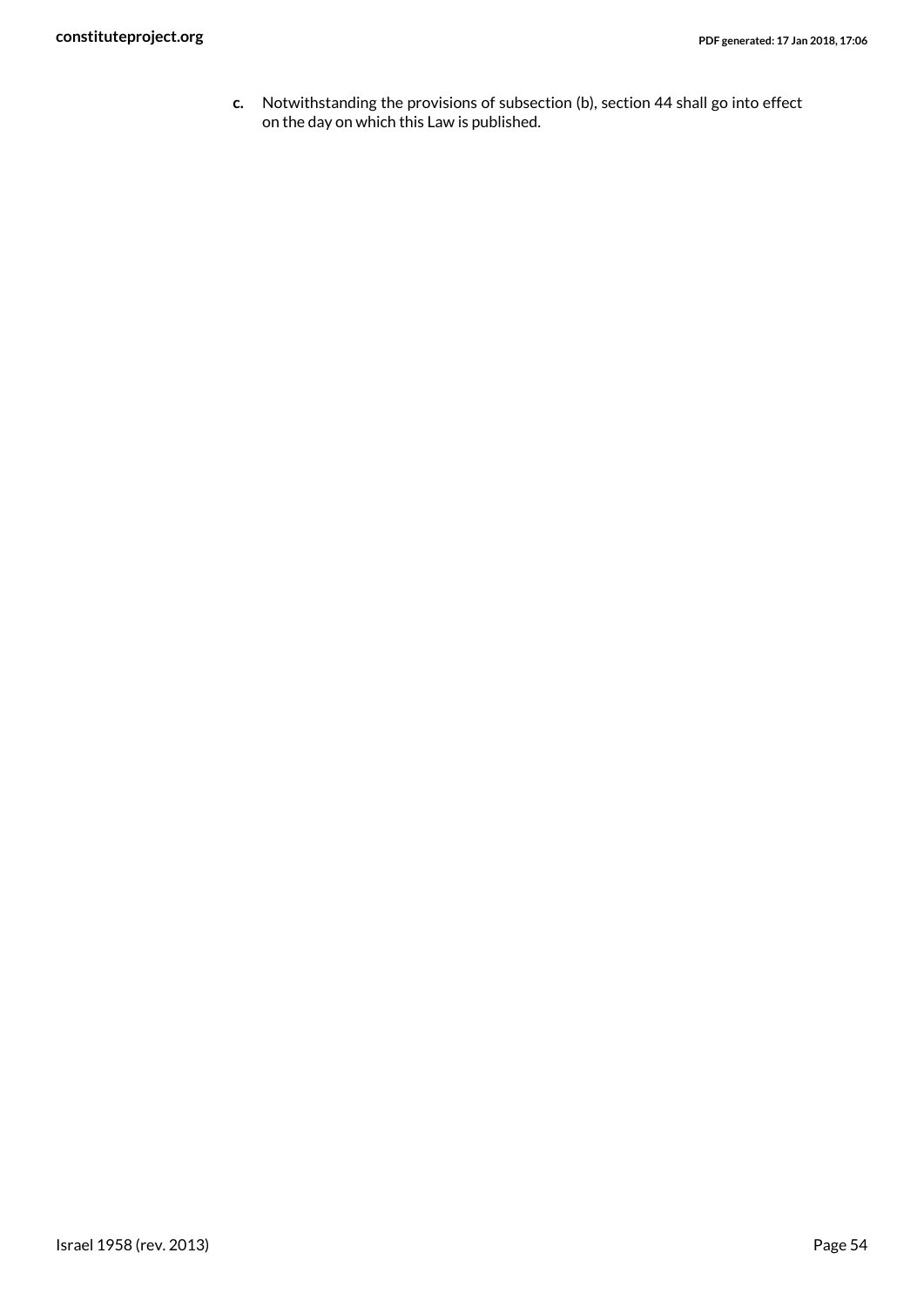c. Notwithstanding the provisions of subsection (b), section 44 shall go into effect on the day on which this Law is published.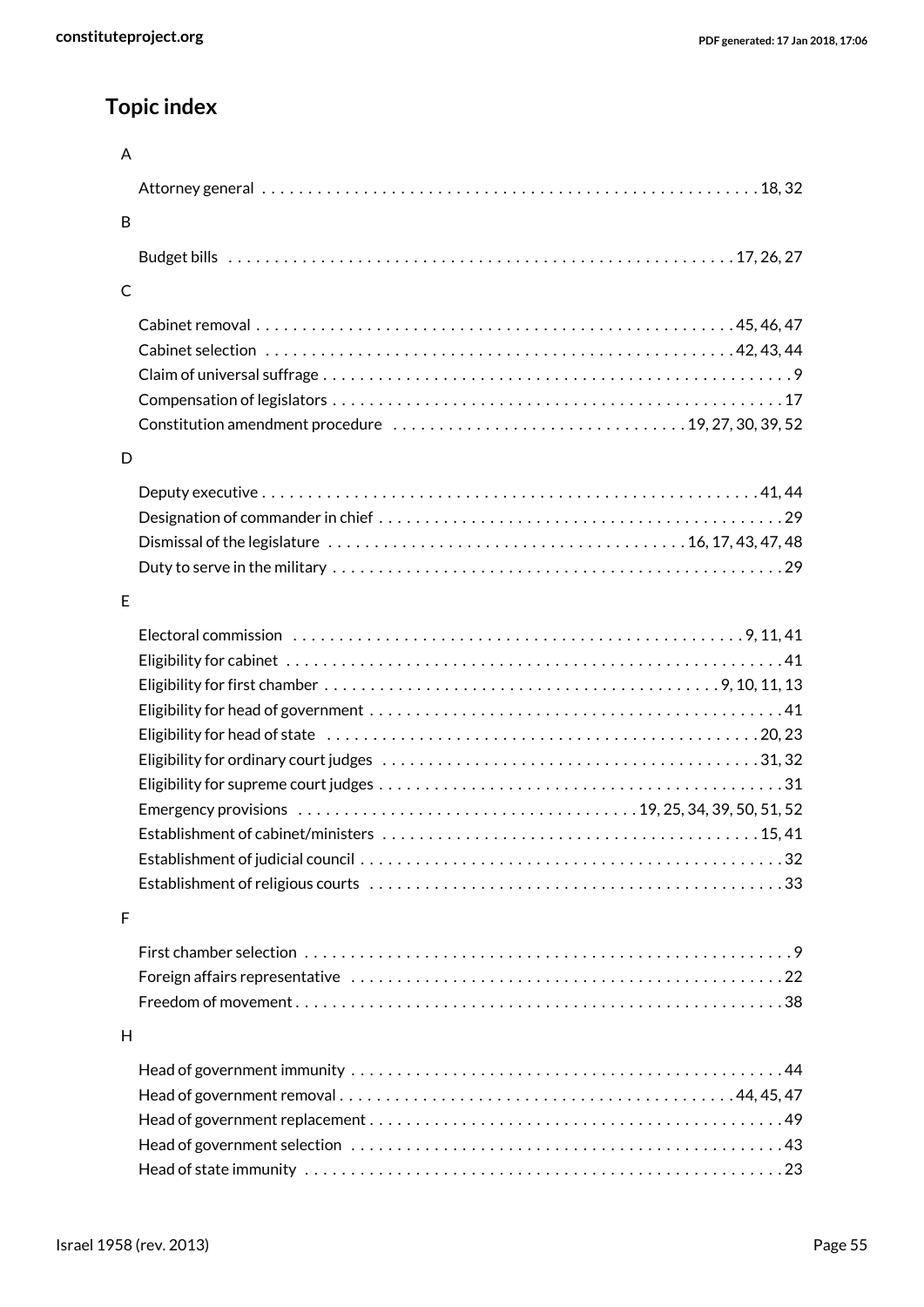## Topic index

A

- Attorney general . . . . . . . . . . . . . . . . . . . . . . . . . . . . . . . . . . . . . . . . . . . . . . . . . . . . . . . 18, 32

B

- Budget bills . . . . . . . . . . . . . . . . . . . . . . . . . . . . . . . . . . . . . . . . . . . . . . . . . . . . . . . 17, 26, 27

C

- Cabinet removal . . . . . . . . . . . . . . . . . . . . . . . . . . . . . . . . . . . . . . . . . . . . . . . . . . . . 45, 46, 47
- Cabinet selection . . . . . . . . . . . . . . . . . . . . . . . . . . . . . . . . . . . . . . . . . . . . . . . . . . . 42, 43, 44
- Claim of universal suffrage . . . . . . . . . . . . . . . . . . . . . . . . . . . . . . . . . . . . . . . . . . . . . . . . . . . 9
- Compensation of legislators . . . . . . . . . . . . . . . . . . . . . . . . . . . . . . . . . . . . . . . . . . . . . . . . . 17
- Constitution amendment procedure . . . . . . . . . . . . . . . . . . . . . . . . . . . . . . . 19, 27, 30, 39, 52

D

- Deputy executive . . . . . . . . . . . . . . . . . . . . . . . . . . . . . . . . . . . . . . . . . . . . . . . . . . . . . . 41, 44
- Designation of commander in chief . . . . . . . . . . . . . . . . . . . . . . . . . . . . . . . . . . . . . . . . . . . . 29
- Dismissal of the legislature . . . . . . . . . . . . . . . . . . . . . . . . . . . . . . . . . . . . . 16, 17, 43, 47, 48
- Duty to serve in the military . . . . . . . . . . . . . . . . . . . . . . . . . . . . . . . . . . . . . . . . . . . . . . . . . 29

E

- Electoral commission . . . . . . . . . . . . . . . . . . . . . . . . . . . . . . . . . . . . . . . . . . . . . . . . . . 9, 11, 41
- Eligibility for cabinet . . . . . . . . . . . . . . . . . . . . . . . . . . . . . . . . . . . . . . . . . . . . . . . . . . . . . . . 41
- Eligibility for first chamber . . . . . . . . . . . . . . . . . . . . . . . . . . . . . . . . . . . . . . . . . . . 9, 10, 11, 13
- Eligibility for head of government . . . . . . . . . . . . . . . . . . . . . . . . . . . . . . . . . . . . . . . . . . . . . 41
- Eligibility for head of state . . . . . . . . . . . . . . . . . . . . . . . . . . . . . . . . . . . . . . . . . . . . . . . . 20, 23
- Eligibility for ordinary court judges . . . . . . . . . . . . . . . . . . . . . . . . . . . . . . . . . . . . . . . . . 31, 32
- Eligibility for supreme court judges . . . . . . . . . . . . . . . . . . . . . . . . . . . . . . . . . . . . . . . . . . . . 31
- Emergency provisions . . . . . . . . . . . . . . . . . . . . . . . . . . . . . . . . . . . . 19, 25, 34, 39, 50, 51, 52
- Establishment of cabinet/ministers . . . . . . . . . . . . . . . . . . . . . . . . . . . . . . . . . . . . . . . . . 15, 41
- Establishment of judicial council . . . . . . . . . . . . . . . . . . . . . . . . . . . . . . . . . . . . . . . . . . . . . . 32
- Establishment of religious courts . . . . . . . . . . . . . . . . . . . . . . . . . . . . . . . . . . . . . . . . . . . . . 33

F

- First chamber selection . . . . . . . . . . . . . . . . . . . . . . . . . . . . . . . . . . . . . . . . . . . . . . . . . . . . . 9
- Foreign affairs representative . . . . . . . . . . . . . . . . . . . . . . . . . . . . . . . . . . . . . . . . . . . . . . . . 22
- Freedom of movement . . . . . . . . . . . . . . . . . . . . . . . . . . . . . . . . . . . . . . . . . . . . . . . . . . . . . 38

H

- Head of government immunity . . . . . . . . . . . . . . . . . . . . . . . . . . . . . . . . . . . . . . . . . . . . . . . 44
- Head of government removal . . . . . . . . . . . . . . . . . . . . . . . . . . . . . . . . . . . . . . . . . . . 44, 45, 47
- Head of government replacement . . . . . . . . . . . . . . . . . . . . . . . . . . . . . . . . . . . . . . . . . . . . . 49
- Head of government selection . . . . . . . . . . . . . . . . . . . . . . . . . . . . . . . . . . . . . . . . . . . . . . . 43
- Head of state immunity . . . . . . . . . . . . . . . . . . . . . . . . . . . . . . . . . . . . . . . . . . . . . . . . . . . . 23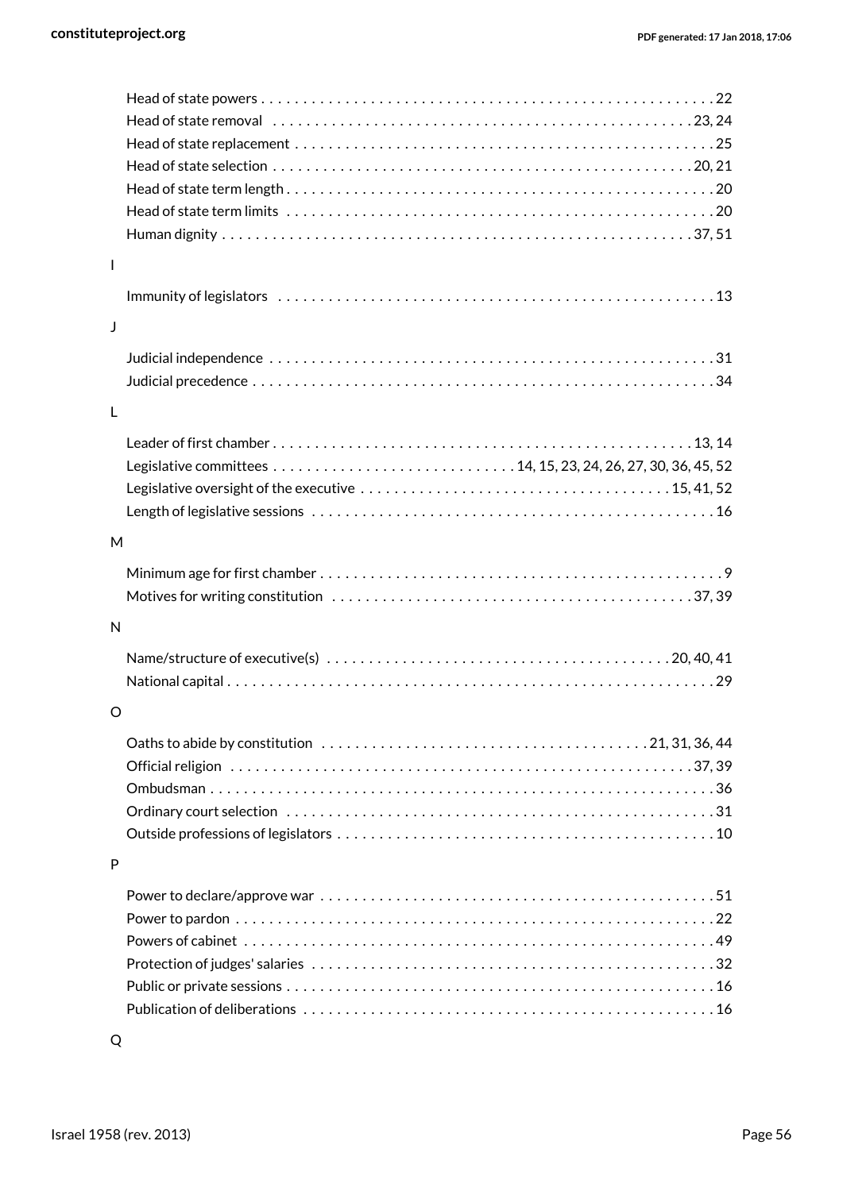- Head of state powers . . . . . . . . . . 22
- Head of state removal . . . . . . . . . . 23, 24
- Head of state replacement . . . . . . . . . . 25
- Head of state selection . . . . . . . . . . 20, 21
- Head of state term length . . . . . . . . . . 20
- Head of state term limits . . . . . . . . . . 20
- Human dignity . . . . . . . . . . 37, 51

I

- Immunity of legislators . . . . . . . . . . 13

J

- Judicial independence . . . . . . . . . . 31
- Judicial precedence . . . . . . . . . . 34

L

- Leader of first chamber . . . . . . . . . . 13, 14
- Legislative committees . . . . . . . . . . 14, 15, 23, 24, 26, 27, 30, 36, 45, 52
- Legislative oversight of the executive . . . . . . . . . . 15, 41, 52
- Length of legislative sessions . . . . . . . . . . 16

M

- Minimum age for first chamber . . . . . . . . . . 9
- Motives for writing constitution . . . . . . . . . . 37, 39

N

- Name/structure of executive(s) . . . . . . . . . . 20, 40, 41
- National capital . . . . . . . . . . 29

O

- Oaths to abide by constitution . . . . . . . . . . 21, 31, 36, 44
- Official religion . . . . . . . . . . 37, 39
- Ombudsman . . . . . . . . . . 36
- Ordinary court selection . . . . . . . . . . 31
- Outside professions of legislators . . . . . . . . . . 10

P

- Power to declare/approve war . . . . . . . . . . 51
- Power to pardon . . . . . . . . . . 22
- Powers of cabinet . . . . . . . . . . 49
- Protection of judges' salaries . . . . . . . . . . 32
- Public or private sessions . . . . . . . . . . 16
- Publication of deliberations . . . . . . . . . . 16

Q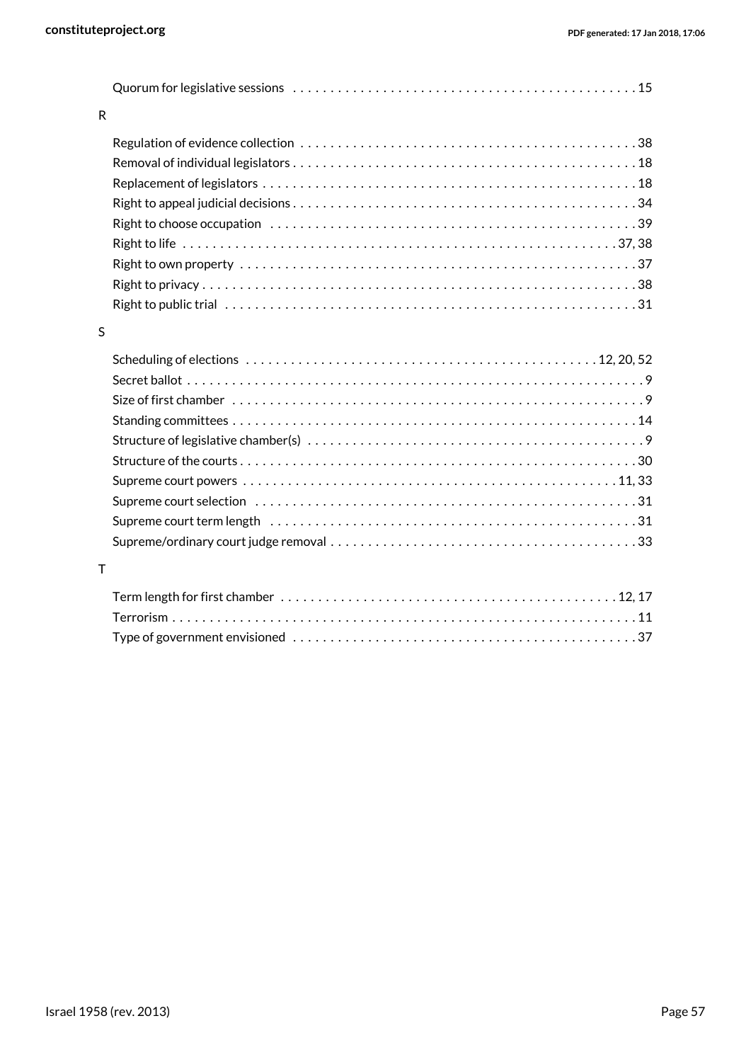Quorum for legislative sessions . . . . . . . . . . . . . . . . . . . . . . . . . . . . . . . . . . . . . . . . . . . . . 15

R

Regulation of evidence collection . . . . . . . . . . . . . . . . . . . . . . . . . . . . . . . . . . . . . . . . . . . . 38
Removal of individual legislators . . . . . . . . . . . . . . . . . . . . . . . . . . . . . . . . . . . . . . . . . . . . . 18
Replacement of legislators . . . . . . . . . . . . . . . . . . . . . . . . . . . . . . . . . . . . . . . . . . . . . . . . . . 18
Right to appeal judicial decisions . . . . . . . . . . . . . . . . . . . . . . . . . . . . . . . . . . . . . . . . . . . . . 34
Right to choose occupation . . . . . . . . . . . . . . . . . . . . . . . . . . . . . . . . . . . . . . . . . . . . . . . . . 39
Right to life . . . . . . . . . . . . . . . . . . . . . . . . . . . . . . . . . . . . . . . . . . . . . . . . . . . . . . . . . 37, 38
Right to own property . . . . . . . . . . . . . . . . . . . . . . . . . . . . . . . . . . . . . . . . . . . . . . . . . . . . 37
Right to privacy . . . . . . . . . . . . . . . . . . . . . . . . . . . . . . . . . . . . . . . . . . . . . . . . . . . . . . . . . 38
Right to public trial . . . . . . . . . . . . . . . . . . . . . . . . . . . . . . . . . . . . . . . . . . . . . . . . . . . . . . 31

S

Scheduling of elections . . . . . . . . . . . . . . . . . . . . . . . . . . . . . . . . . . . . . . . . . . . . . . 12, 20, 52
Secret ballot . . . . . . . . . . . . . . . . . . . . . . . . . . . . . . . . . . . . . . . . . . . . . . . . . . . . . . . . . . . . 9
Size of first chamber . . . . . . . . . . . . . . . . . . . . . . . . . . . . . . . . . . . . . . . . . . . . . . . . . . . . . . 9
Standing committees . . . . . . . . . . . . . . . . . . . . . . . . . . . . . . . . . . . . . . . . . . . . . . . . . . . . . . 14
Structure of legislative chamber(s) . . . . . . . . . . . . . . . . . . . . . . . . . . . . . . . . . . . . . . . . . . . . . 9
Structure of the courts . . . . . . . . . . . . . . . . . . . . . . . . . . . . . . . . . . . . . . . . . . . . . . . . . . . . 30
Supreme court powers . . . . . . . . . . . . . . . . . . . . . . . . . . . . . . . . . . . . . . . . . . . . . . . . . 11, 33
Supreme court selection . . . . . . . . . . . . . . . . . . . . . . . . . . . . . . . . . . . . . . . . . . . . . . . . . . . 31
Supreme court term length . . . . . . . . . . . . . . . . . . . . . . . . . . . . . . . . . . . . . . . . . . . . . . . . . 31
Supreme/ordinary court judge removal . . . . . . . . . . . . . . . . . . . . . . . . . . . . . . . . . . . . . . . . . 33

T

Term length for first chamber . . . . . . . . . . . . . . . . . . . . . . . . . . . . . . . . . . . . . . . . . . . . 12, 17
Terrorism . . . . . . . . . . . . . . . . . . . . . . . . . . . . . . . . . . . . . . . . . . . . . . . . . . . . . . . . . . . . . . 11
Type of government envisioned . . . . . . . . . . . . . . . . . . . . . . . . . . . . . . . . . . . . . . . . . . . . . . 37